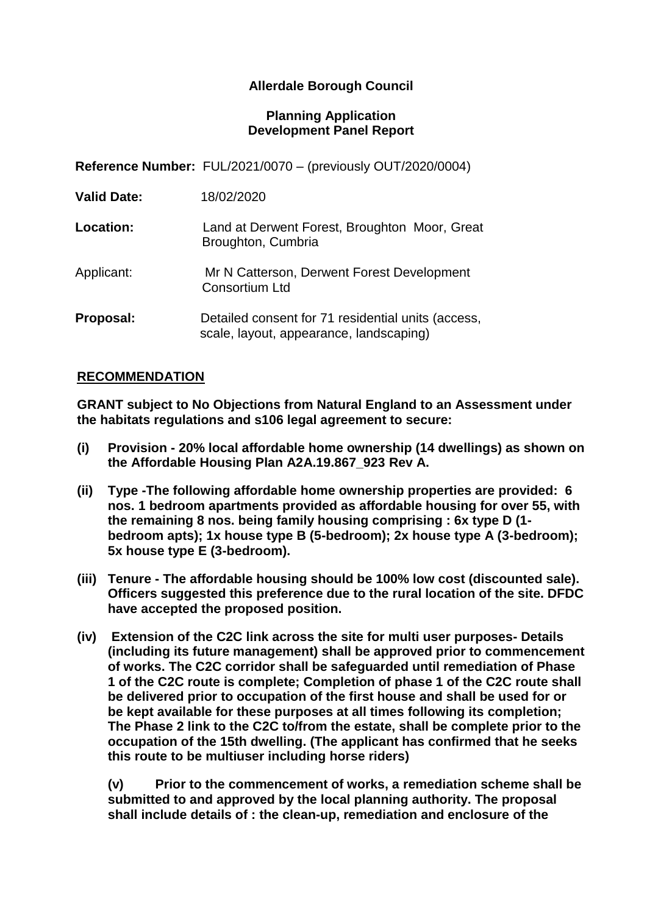**Allerdale Borough Council**

**Planning Application**
**Development Panel Report**

| | |
|---|---|
| **Reference Number:** | FUL/2021/0070 – (previously OUT/2020/0004) |
| **Valid Date:** | 18/02/2020 |
| **Location:** | Land at Derwent Forest, Broughton Moor, Great Broughton, Cumbria |
| Applicant: | Mr N Catterson, Derwent Forest Development Consortium Ltd |
| **Proposal:** | Detailed consent for 71 residential units (access, scale, layout, appearance, landscaping) |

## RECOMMENDATION

**GRANT subject to No Objections from Natural England to an Assessment under the habitats regulations and s106 legal agreement to secure:**

**(i) Provision - 20% local affordable home ownership (14 dwellings) as shown on the Affordable Housing Plan A2A.19.867_923 Rev A.**

**(ii) Type -The following affordable home ownership properties are provided: 6 nos. 1 bedroom apartments provided as affordable housing for over 55, with the remaining 8 nos. being family housing comprising : 6x type D (1-bedroom apts); 1x house type B (5-bedroom); 2x house type A (3-bedroom); 5x house type E (3-bedroom).**

**(iii) Tenure - The affordable housing should be 100% low cost (discounted sale). Officers suggested this preference due to the rural location of the site. DFDC have accepted the proposed position.**

**(iv) Extension of the C2C link across the site for multi user purposes- Details (including its future management) shall be approved prior to commencement of works. The C2C corridor shall be safeguarded until remediation of Phase 1 of the C2C route is complete; Completion of phase 1 of the C2C route shall be delivered prior to occupation of the first house and shall be used for or be kept available for these purposes at all times following its completion; The Phase 2 link to the C2C to/from the estate, shall be complete prior to the occupation of the 15th dwelling. (The applicant has confirmed that he seeks this route to be multiuser including horse riders)**

**(v) Prior to the commencement of works, a remediation scheme shall be submitted to and approved by the local planning authority. The proposal shall include details of : the clean-up, remediation and enclosure of the**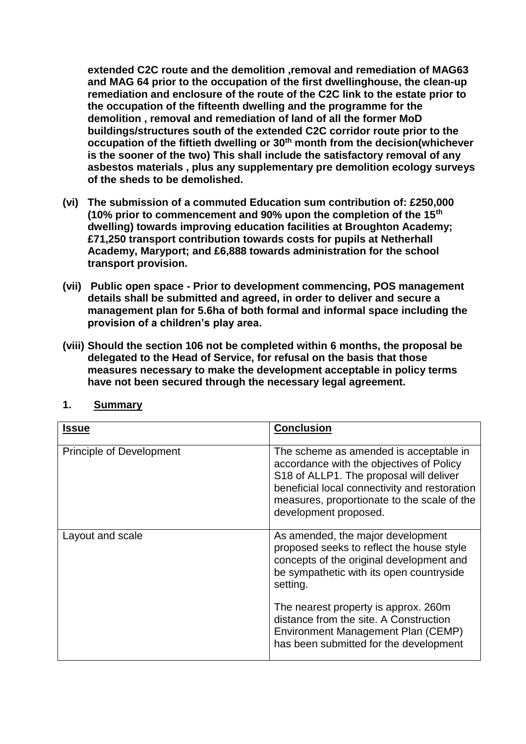**extended C2C route and the demolition ,removal and remediation of MAG63 and MAG 64 prior to the occupation of the first dwellinghouse, the clean-up remediation and enclosure of the route of the C2C link to the estate prior to the occupation of the fifteenth dwelling and the programme for the demolition , removal and remediation of land of all the former MoD buildings/structures south of the extended C2C corridor route prior to the occupation of the fiftieth dwelling or 30th month from the decision(whichever is the sooner of the two) This shall include the satisfactory removal of any asbestos materials , plus any supplementary pre demolition ecology surveys of the sheds to be demolished.**

**(vi) The submission of a commuted Education sum contribution of: £250,000 (10% prior to commencement and 90% upon the completion of the 15th dwelling) towards improving education facilities at Broughton Academy; £71,250 transport contribution towards costs for pupils at Netherhall Academy, Maryport; and £6,888 towards administration for the school transport provision.**

**(vii) Public open space - Prior to development commencing, POS management details shall be submitted and agreed, in order to deliver and secure a management plan for 5.6ha of both formal and informal space including the provision of a children's play area.**

**(viii) Should the section 106 not be completed within 6 months, the proposal be delegated to the Head of Service, for refusal on the basis that those measures necessary to make the development acceptable in policy terms have not been secured through the necessary legal agreement.**

## 1. Summary

| Issue | Conclusion |
| --- | --- |
| Principle of Development | The scheme as amended is acceptable in accordance with the objectives of Policy S18 of ALLP1. The proposal will deliver beneficial local connectivity and restoration measures, proportionate to the scale of the development proposed. |
| Layout and scale | As amended, the major development proposed seeks to reflect the house style concepts of the original development and be sympathetic with its open countryside setting.<br><br>The nearest property is approx. 260m distance from the site. A Construction Environment Management Plan (CEMP) has been submitted for the development |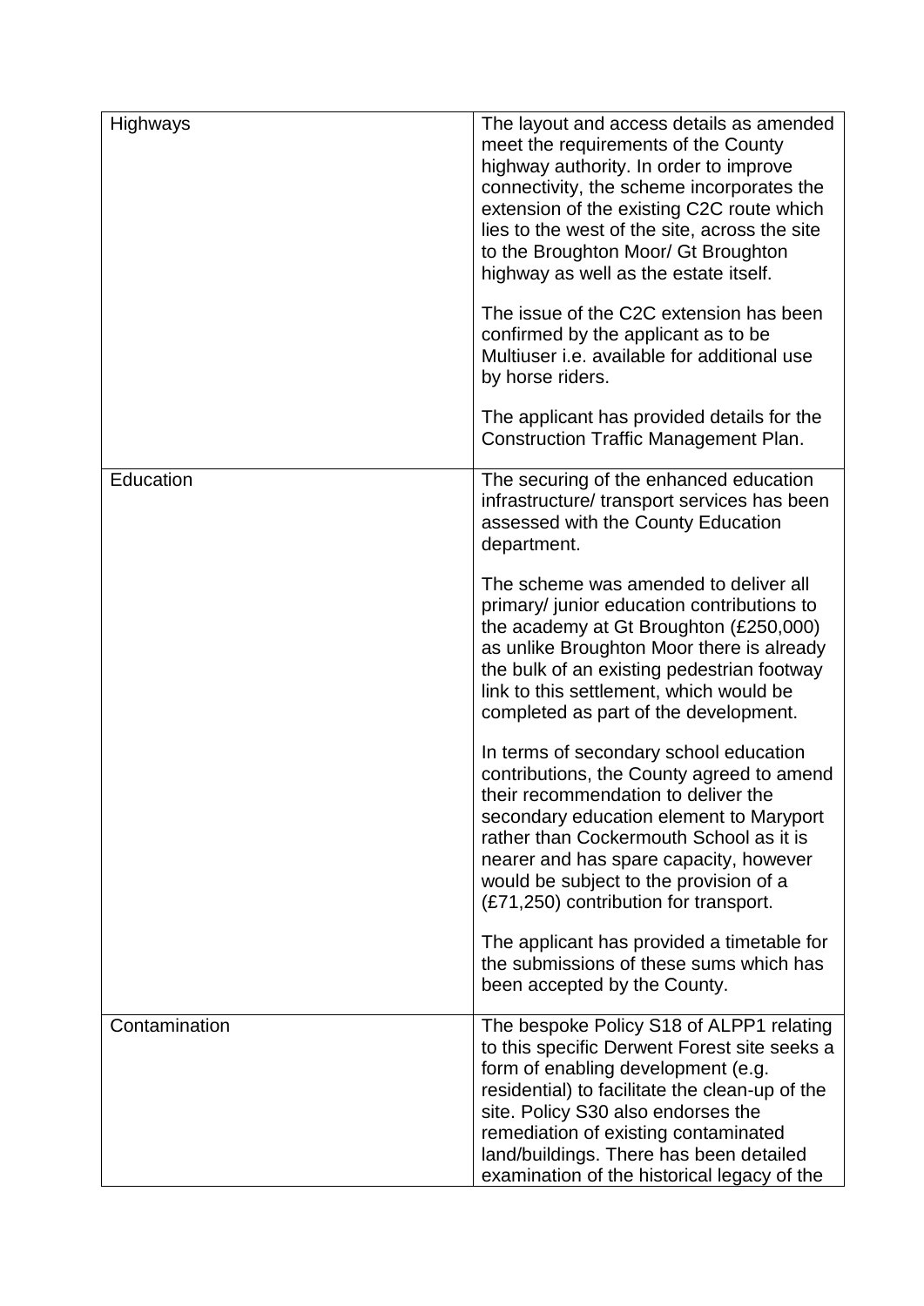| | |
|---|---|
| Highways | The layout and access details as amended meet the requirements of the County highway authority. In order to improve connectivity, the scheme incorporates the extension of the existing C2C route which lies to the west of the site, across the site to the Broughton Moor/ Gt Broughton highway as well as the estate itself.<br><br>The issue of the C2C extension has been confirmed by the applicant as to be Multiuser i.e. available for additional use by horse riders.<br><br>The applicant has provided details for the Construction Traffic Management Plan. |
| Education | The securing of the enhanced education infrastructure/ transport services has been assessed with the County Education department.<br><br>The scheme was amended to deliver all primary/ junior education contributions to the academy at Gt Broughton (£250,000) as unlike Broughton Moor there is already the bulk of an existing pedestrian footway link to this settlement, which would be completed as part of the development.<br><br>In terms of secondary school education contributions, the County agreed to amend their recommendation to deliver the secondary education element to Maryport rather than Cockermouth School as it is nearer and has spare capacity, however would be subject to the provision of a (£71,250) contribution for transport.<br><br>The applicant has provided a timetable for the submissions of these sums which has been accepted by the County. |
| Contamination | The bespoke Policy S18 of ALPP1 relating to this specific Derwent Forest site seeks a form of enabling development (e.g. residential) to facilitate the clean-up of the site. Policy S30 also endorses the remediation of existing contaminated land/buildings. There has been detailed examination of the historical legacy of the |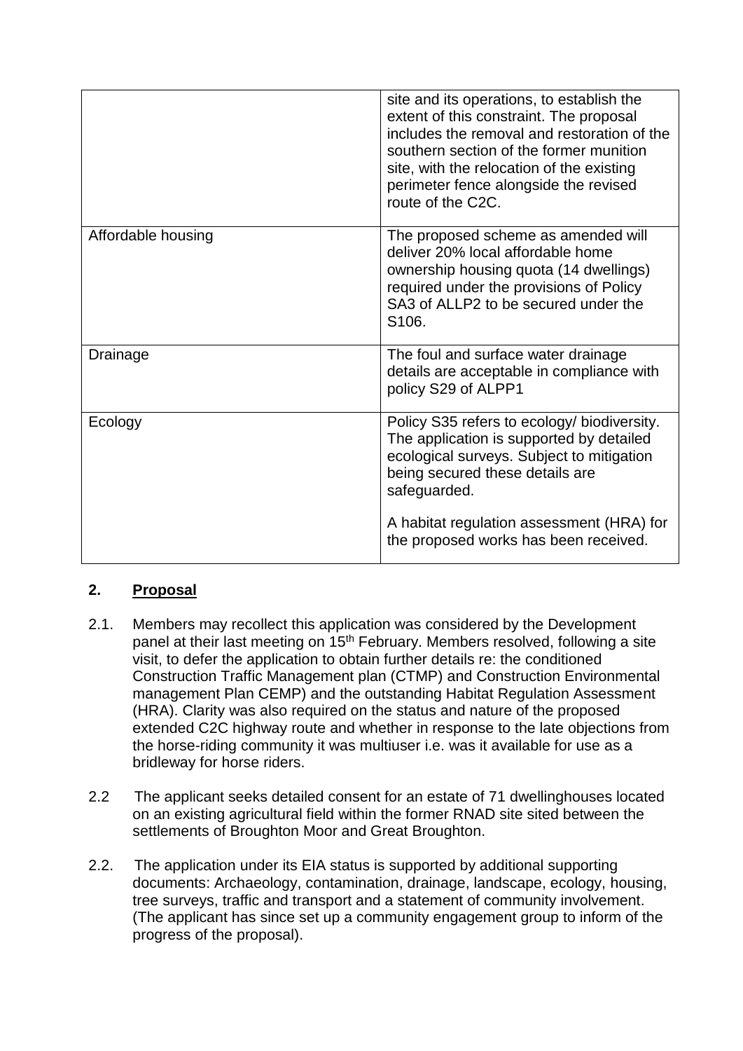| | |
|---|---|
| | site and its operations, to establish the extent of this constraint. The proposal includes the removal and restoration of the southern section of the former munition site, with the relocation of the existing perimeter fence alongside the revised route of the C2C. |
| Affordable housing | The proposed scheme as amended will deliver 20% local affordable home ownership housing quota (14 dwellings) required under the provisions of Policy SA3 of ALLP2 to be secured under the S106. |
| Drainage | The foul and surface water drainage details are acceptable in compliance with policy S29 of ALPP1 |
| Ecology | Policy S35 refers to ecology/ biodiversity. The application is supported by detailed ecological surveys. Subject to mitigation being secured these details are safeguarded.<br><br>A habitat regulation assessment (HRA) for the proposed works has been received. |

## 2. Proposal

2.1. Members may recollect this application was considered by the Development panel at their last meeting on 15th February. Members resolved, following a site visit, to defer the application to obtain further details re: the conditioned Construction Traffic Management plan (CTMP) and Construction Environmental management Plan CEMP) and the outstanding Habitat Regulation Assessment (HRA). Clarity was also required on the status and nature of the proposed extended C2C highway route and whether in response to the late objections from the horse-riding community it was multiuser i.e. was it available for use as a bridleway for horse riders.

2.2 The applicant seeks detailed consent for an estate of 71 dwellinghouses located on an existing agricultural field within the former RNAD site sited between the settlements of Broughton Moor and Great Broughton.

2.2. The application under its EIA status is supported by additional supporting documents: Archaeology, contamination, drainage, landscape, ecology, housing, tree surveys, traffic and transport and a statement of community involvement. (The applicant has since set up a community engagement group to inform of the progress of the proposal).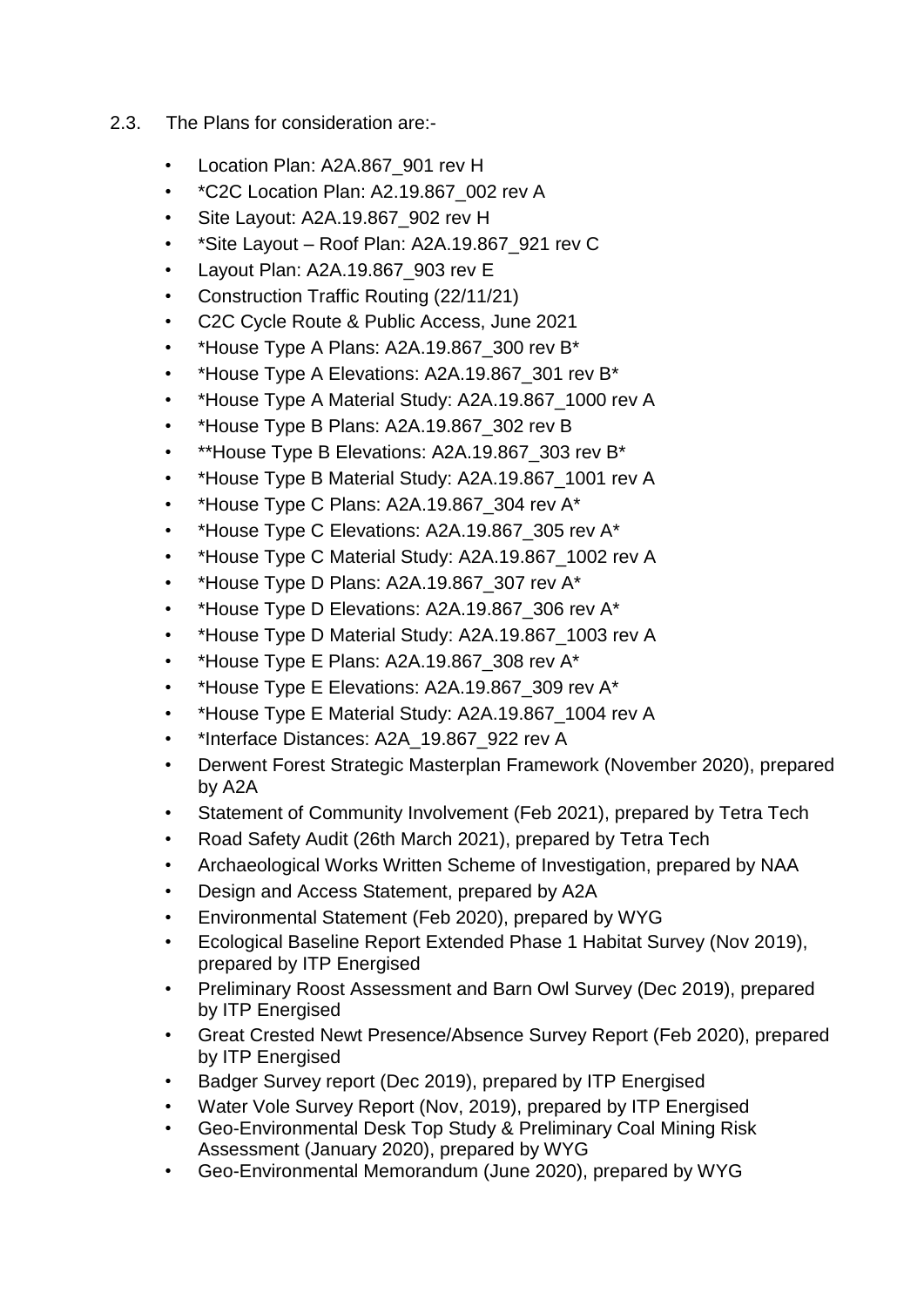2.3. The Plans for consideration are:-

- Location Plan: A2A.867_901 rev H
- *C2C Location Plan: A2.19.867_002 rev A
- Site Layout: A2A.19.867_902 rev H
- *Site Layout – Roof Plan: A2A.19.867_921 rev C
- Layout Plan: A2A.19.867_903 rev E
- Construction Traffic Routing (22/11/21)
- C2C Cycle Route & Public Access, June 2021
- *House Type A Plans: A2A.19.867_300 rev B*
- *House Type A Elevations: A2A.19.867_301 rev B*
- *House Type A Material Study: A2A.19.867_1000 rev A
- *House Type B Plans: A2A.19.867_302 rev B
- **House Type B Elevations: A2A.19.867_303 rev B*
- *House Type B Material Study: A2A.19.867_1001 rev A
- *House Type C Plans: A2A.19.867_304 rev A*
- *House Type C Elevations: A2A.19.867_305 rev A*
- *House Type C Material Study: A2A.19.867_1002 rev A
- *House Type D Plans: A2A.19.867_307 rev A*
- *House Type D Elevations: A2A.19.867_306 rev A*
- *House Type D Material Study: A2A.19.867_1003 rev A
- *House Type E Plans: A2A.19.867_308 rev A*
- *House Type E Elevations: A2A.19.867_309 rev A*
- *House Type E Material Study: A2A.19.867_1004 rev A
- *Interface Distances: A2A_19.867_922 rev A
- Derwent Forest Strategic Masterplan Framework (November 2020), prepared by A2A
- Statement of Community Involvement (Feb 2021), prepared by Tetra Tech
- Road Safety Audit (26th March 2021), prepared by Tetra Tech
- Archaeological Works Written Scheme of Investigation, prepared by NAA
- Design and Access Statement, prepared by A2A
- Environmental Statement (Feb 2020), prepared by WYG
- Ecological Baseline Report Extended Phase 1 Habitat Survey (Nov 2019), prepared by ITP Energised
- Preliminary Roost Assessment and Barn Owl Survey (Dec 2019), prepared by ITP Energised
- Great Crested Newt Presence/Absence Survey Report (Feb 2020), prepared by ITP Energised
- Badger Survey report (Dec 2019), prepared by ITP Energised
- Water Vole Survey Report (Nov, 2019), prepared by ITP Energised
- Geo-Environmental Desk Top Study & Preliminary Coal Mining Risk Assessment (January 2020), prepared by WYG
- Geo-Environmental Memorandum (June 2020), prepared by WYG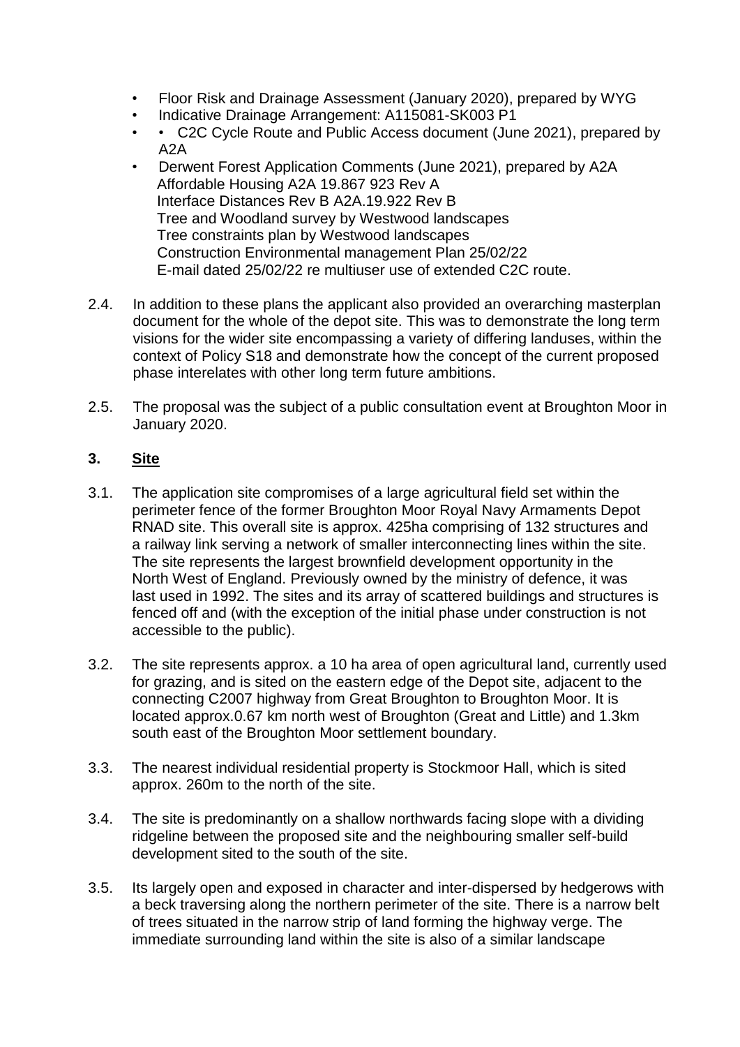- Floor Risk and Drainage Assessment (January 2020), prepared by WYG
- Indicative Drainage Arrangement: A115081-SK003 P1
- • C2C Cycle Route and Public Access document (June 2021), prepared by A2A
- Derwent Forest Application Comments (June 2021), prepared by A2A
  Affordable Housing A2A 19.867 923 Rev A
  Interface Distances Rev B A2A.19.922 Rev B
  Tree and Woodland survey by Westwood landscapes
  Tree constraints plan by Westwood landscapes
  Construction Environmental management Plan 25/02/22
  E-mail dated 25/02/22 re multiuser use of extended C2C route.

2.4. In addition to these plans the applicant also provided an overarching masterplan document for the whole of the depot site. This was to demonstrate the long term visions for the wider site encompassing a variety of differing landuses, within the context of Policy S18 and demonstrate how the concept of the current proposed phase interelates with other long term future ambitions.

2.5. The proposal was the subject of a public consultation event at Broughton Moor in January 2020.

## 3. Site

3.1. The application site compromises of a large agricultural field set within the perimeter fence of the former Broughton Moor Royal Navy Armaments Depot RNAD site. This overall site is approx. 425ha comprising of 132 structures and a railway link serving a network of smaller interconnecting lines within the site. The site represents the largest brownfield development opportunity in the North West of England. Previously owned by the ministry of defence, it was last used in 1992. The sites and its array of scattered buildings and structures is fenced off and (with the exception of the initial phase under construction is not accessible to the public).

3.2. The site represents approx. a 10 ha area of open agricultural land, currently used for grazing, and is sited on the eastern edge of the Depot site, adjacent to the connecting C2007 highway from Great Broughton to Broughton Moor. It is located approx.0.67 km north west of Broughton (Great and Little) and 1.3km south east of the Broughton Moor settlement boundary.

3.3. The nearest individual residential property is Stockmoor Hall, which is sited approx. 260m to the north of the site.

3.4. The site is predominantly on a shallow northwards facing slope with a dividing ridgeline between the proposed site and the neighbouring smaller self-build development sited to the south of the site.

3.5. Its largely open and exposed in character and inter-dispersed by hedgerows with a beck traversing along the northern perimeter of the site. There is a narrow belt of trees situated in the narrow strip of land forming the highway verge. The immediate surrounding land within the site is also of a similar landscape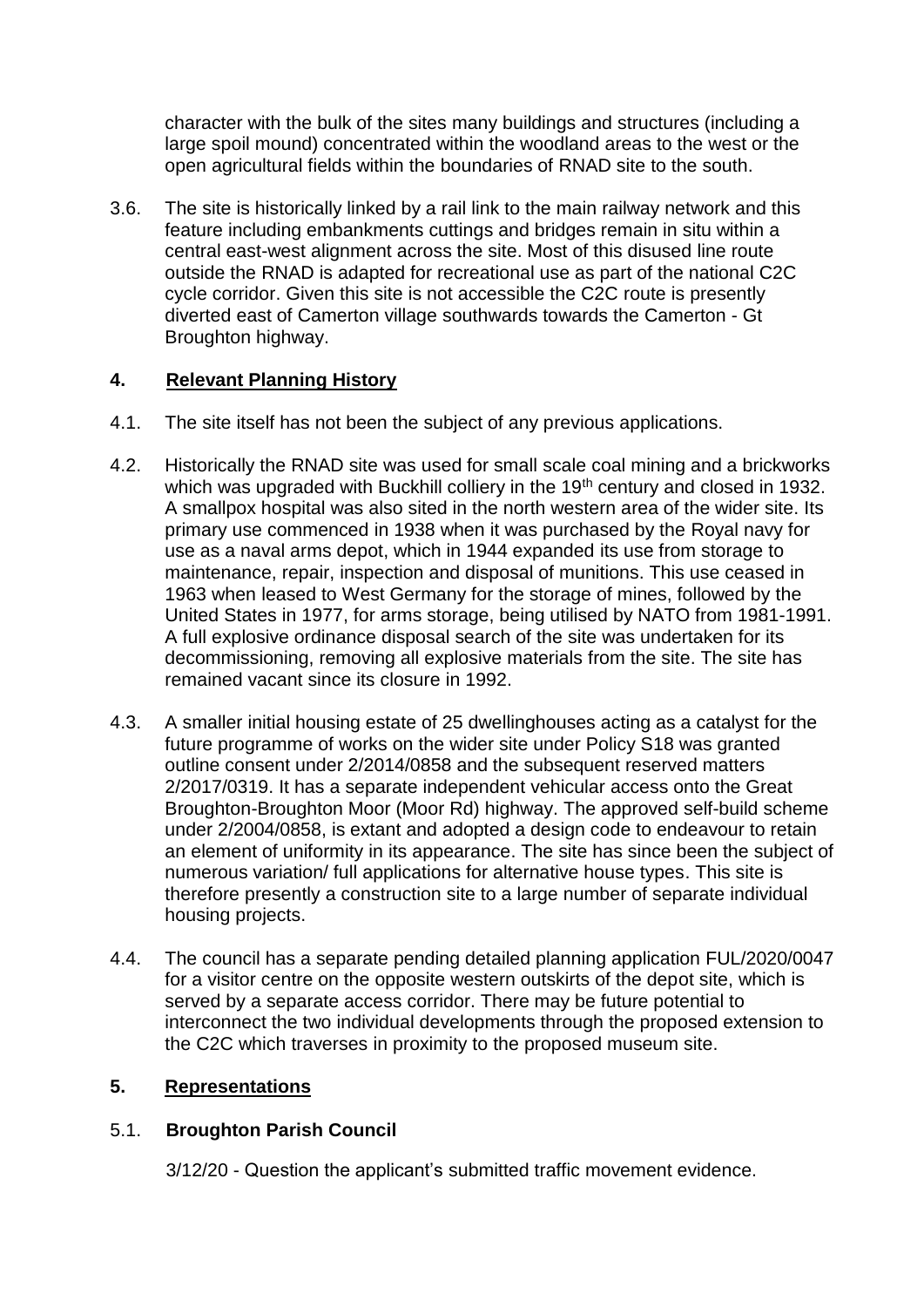character with the bulk of the sites many buildings and structures (including a large spoil mound) concentrated within the woodland areas to the west or the open agricultural fields within the boundaries of RNAD site to the south.

3.6. The site is historically linked by a rail link to the main railway network and this feature including embankments cuttings and bridges remain in situ within a central east-west alignment across the site. Most of this disused line route outside the RNAD is adapted for recreational use as part of the national C2C cycle corridor. Given this site is not accessible the C2C route is presently diverted east of Camerton village southwards towards the Camerton - Gt Broughton highway.

## 4. Relevant Planning History

4.1. The site itself has not been the subject of any previous applications.

4.2. Historically the RNAD site was used for small scale coal mining and a brickworks which was upgraded with Buckhill colliery in the 19th century and closed in 1932. A smallpox hospital was also sited in the north western area of the wider site. Its primary use commenced in 1938 when it was purchased by the Royal navy for use as a naval arms depot, which in 1944 expanded its use from storage to maintenance, repair, inspection and disposal of munitions. This use ceased in 1963 when leased to West Germany for the storage of mines, followed by the United States in 1977, for arms storage, being utilised by NATO from 1981-1991. A full explosive ordinance disposal search of the site was undertaken for its decommissioning, removing all explosive materials from the site. The site has remained vacant since its closure in 1992.

4.3. A smaller initial housing estate of 25 dwellinghouses acting as a catalyst for the future programme of works on the wider site under Policy S18 was granted outline consent under 2/2014/0858 and the subsequent reserved matters 2/2017/0319. It has a separate independent vehicular access onto the Great Broughton-Broughton Moor (Moor Rd) highway. The approved self-build scheme under 2/2004/0858, is extant and adopted a design code to endeavour to retain an element of uniformity in its appearance. The site has since been the subject of numerous variation/ full applications for alternative house types. This site is therefore presently a construction site to a large number of separate individual housing projects.

4.4. The council has a separate pending detailed planning application FUL/2020/0047 for a visitor centre on the opposite western outskirts of the depot site, which is served by a separate access corridor. There may be future potential to interconnect the two individual developments through the proposed extension to the C2C which traverses in proximity to the proposed museum site.

## 5. Representations

### 5.1. Broughton Parish Council

3/12/20 - Question the applicant's submitted traffic movement evidence.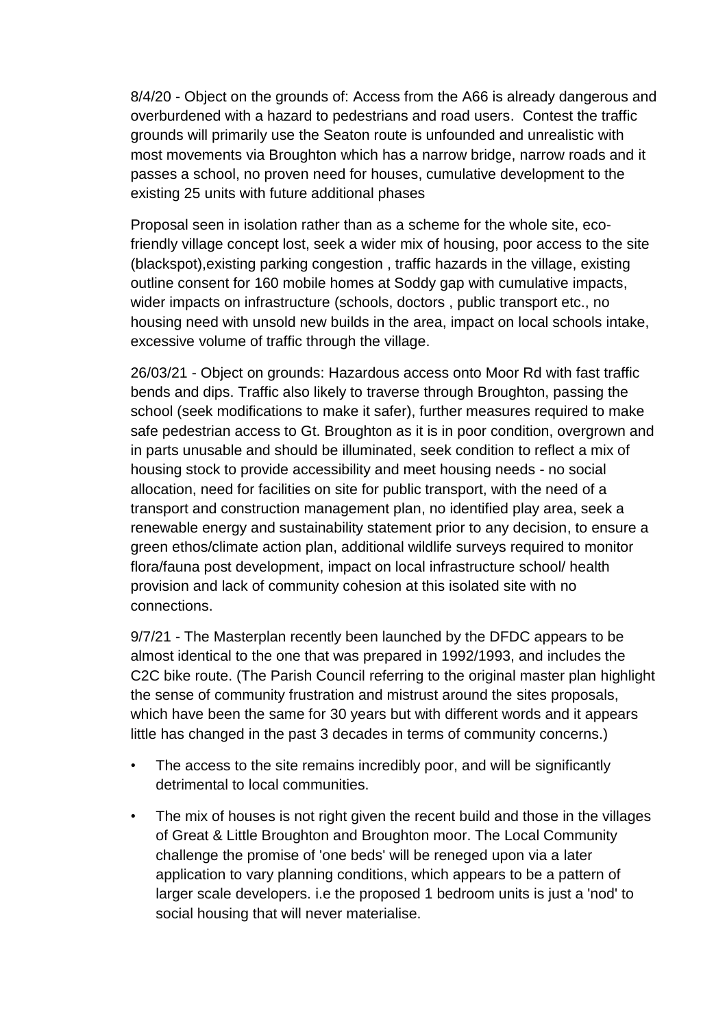8/4/20 - Object on the grounds of: Access from the A66 is already dangerous and overburdened with a hazard to pedestrians and road users. Contest the traffic grounds will primarily use the Seaton route is unfounded and unrealistic with most movements via Broughton which has a narrow bridge, narrow roads and it passes a school, no proven need for houses, cumulative development to the existing 25 units with future additional phases

Proposal seen in isolation rather than as a scheme for the whole site, eco-friendly village concept lost, seek a wider mix of housing, poor access to the site (blackspot),existing parking congestion , traffic hazards in the village, existing outline consent for 160 mobile homes at Soddy gap with cumulative impacts, wider impacts on infrastructure (schools, doctors , public transport etc., no housing need with unsold new builds in the area, impact on local schools intake, excessive volume of traffic through the village.

26/03/21 - Object on grounds: Hazardous access onto Moor Rd with fast traffic bends and dips. Traffic also likely to traverse through Broughton, passing the school (seek modifications to make it safer), further measures required to make safe pedestrian access to Gt. Broughton as it is in poor condition, overgrown and in parts unusable and should be illuminated, seek condition to reflect a mix of housing stock to provide accessibility and meet housing needs - no social allocation, need for facilities on site for public transport, with the need of a transport and construction management plan, no identified play area, seek a renewable energy and sustainability statement prior to any decision, to ensure a green ethos/climate action plan, additional wildlife surveys required to monitor flora/fauna post development, impact on local infrastructure school/ health provision and lack of community cohesion at this isolated site with no connections.

9/7/21 - The Masterplan recently been launched by the DFDC appears to be almost identical to the one that was prepared in 1992/1993, and includes the C2C bike route. (The Parish Council referring to the original master plan highlight the sense of community frustration and mistrust around the sites proposals, which have been the same for 30 years but with different words and it appears little has changed in the past 3 decades in terms of community concerns.)

- The access to the site remains incredibly poor, and will be significantly detrimental to local communities.
- The mix of houses is not right given the recent build and those in the villages of Great & Little Broughton and Broughton moor. The Local Community challenge the promise of 'one beds' will be reneged upon via a later application to vary planning conditions, which appears to be a pattern of larger scale developers. i.e the proposed 1 bedroom units is just a 'nod' to social housing that will never materialise.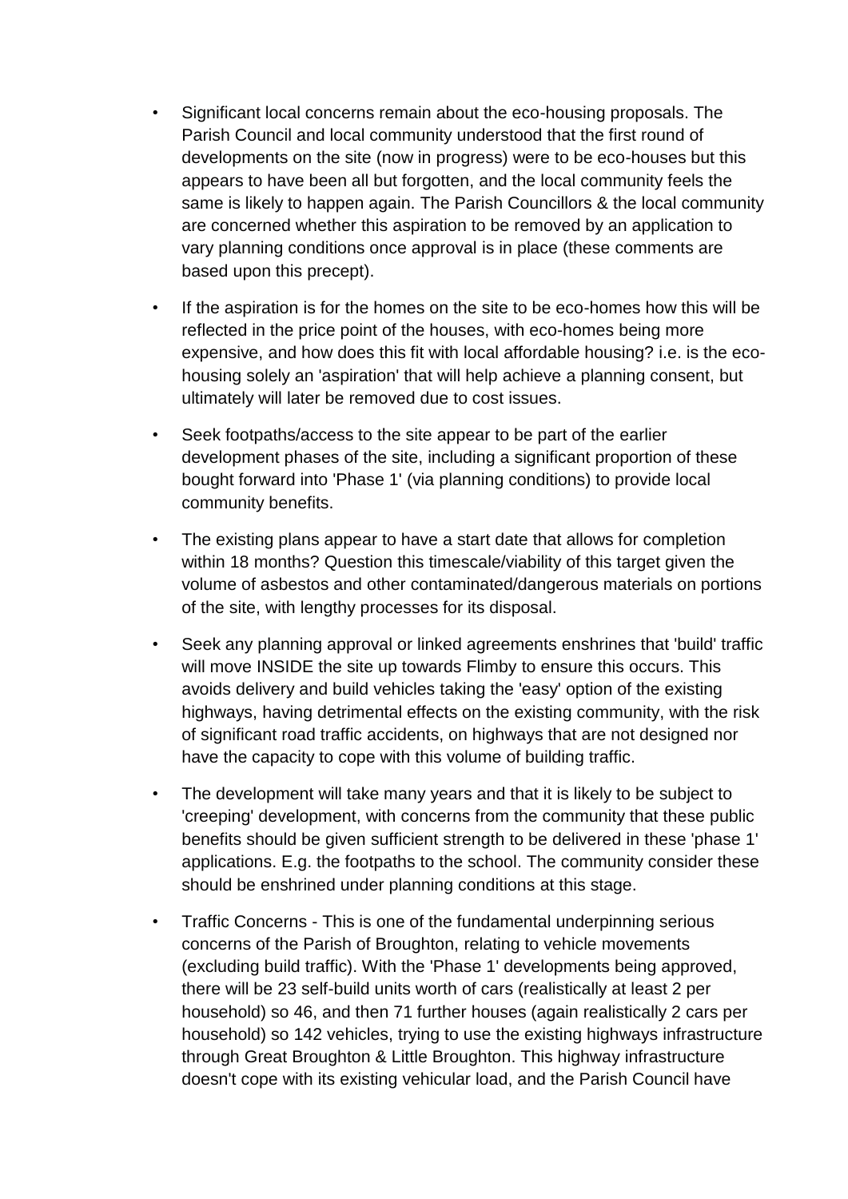- Significant local concerns remain about the eco-housing proposals. The Parish Council and local community understood that the first round of developments on the site (now in progress) were to be eco-houses but this appears to have been all but forgotten, and the local community feels the same is likely to happen again. The Parish Councillors & the local community are concerned whether this aspiration to be removed by an application to vary planning conditions once approval is in place (these comments are based upon this precept).

- If the aspiration is for the homes on the site to be eco-homes how this will be reflected in the price point of the houses, with eco-homes being more expensive, and how does this fit with local affordable housing? i.e. is the eco-housing solely an 'aspiration' that will help achieve a planning consent, but ultimately will later be removed due to cost issues.

- Seek footpaths/access to the site appear to be part of the earlier development phases of the site, including a significant proportion of these bought forward into 'Phase 1' (via planning conditions) to provide local community benefits.

- The existing plans appear to have a start date that allows for completion within 18 months? Question this timescale/viability of this target given the volume of asbestos and other contaminated/dangerous materials on portions of the site, with lengthy processes for its disposal.

- Seek any planning approval or linked agreements enshrines that 'build' traffic will move INSIDE the site up towards Flimby to ensure this occurs. This avoids delivery and build vehicles taking the 'easy' option of the existing highways, having detrimental effects on the existing community, with the risk of significant road traffic accidents, on highways that are not designed nor have the capacity to cope with this volume of building traffic.

- The development will take many years and that it is likely to be subject to 'creeping' development, with concerns from the community that these public benefits should be given sufficient strength to be delivered in these 'phase 1' applications. E.g. the footpaths to the school. The community consider these should be enshrined under planning conditions at this stage.

- Traffic Concerns - This is one of the fundamental underpinning serious concerns of the Parish of Broughton, relating to vehicle movements (excluding build traffic). With the 'Phase 1' developments being approved, there will be 23 self-build units worth of cars (realistically at least 2 per household) so 46, and then 71 further houses (again realistically 2 cars per household) so 142 vehicles, trying to use the existing highways infrastructure through Great Broughton & Little Broughton. This highway infrastructure doesn't cope with its existing vehicular load, and the Parish Council have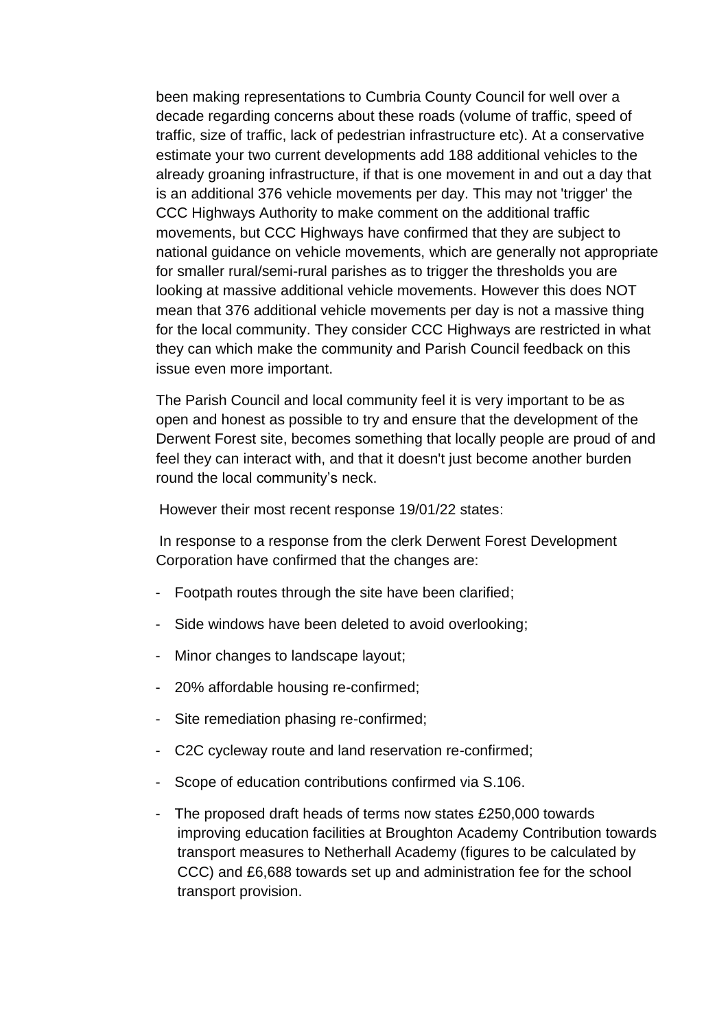been making representations to Cumbria County Council for well over a decade regarding concerns about these roads (volume of traffic, speed of traffic, size of traffic, lack of pedestrian infrastructure etc). At a conservative estimate your two current developments add 188 additional vehicles to the already groaning infrastructure, if that is one movement in and out a day that is an additional 376 vehicle movements per day. This may not 'trigger' the CCC Highways Authority to make comment on the additional traffic movements, but CCC Highways have confirmed that they are subject to national guidance on vehicle movements, which are generally not appropriate for smaller rural/semi-rural parishes as to trigger the thresholds you are looking at massive additional vehicle movements. However this does NOT mean that 376 additional vehicle movements per day is not a massive thing for the local community. They consider CCC Highways are restricted in what they can which make the community and Parish Council feedback on this issue even more important.

The Parish Council and local community feel it is very important to be as open and honest as possible to try and ensure that the development of the Derwent Forest site, becomes something that locally people are proud of and feel they can interact with, and that it doesn't just become another burden round the local community's neck.

However their most recent response 19/01/22 states:

In response to a response from the clerk Derwent Forest Development Corporation have confirmed that the changes are:

- Footpath routes through the site have been clarified;
- Side windows have been deleted to avoid overlooking;
- Minor changes to landscape layout;
- 20% affordable housing re-confirmed;
- Site remediation phasing re-confirmed;
- C2C cycleway route and land reservation re-confirmed;
- Scope of education contributions confirmed via S.106.
- The proposed draft heads of terms now states £250,000 towards improving education facilities at Broughton Academy Contribution towards transport measures to Netherhall Academy (figures to be calculated by CCC) and £6,688 towards set up and administration fee for the school transport provision.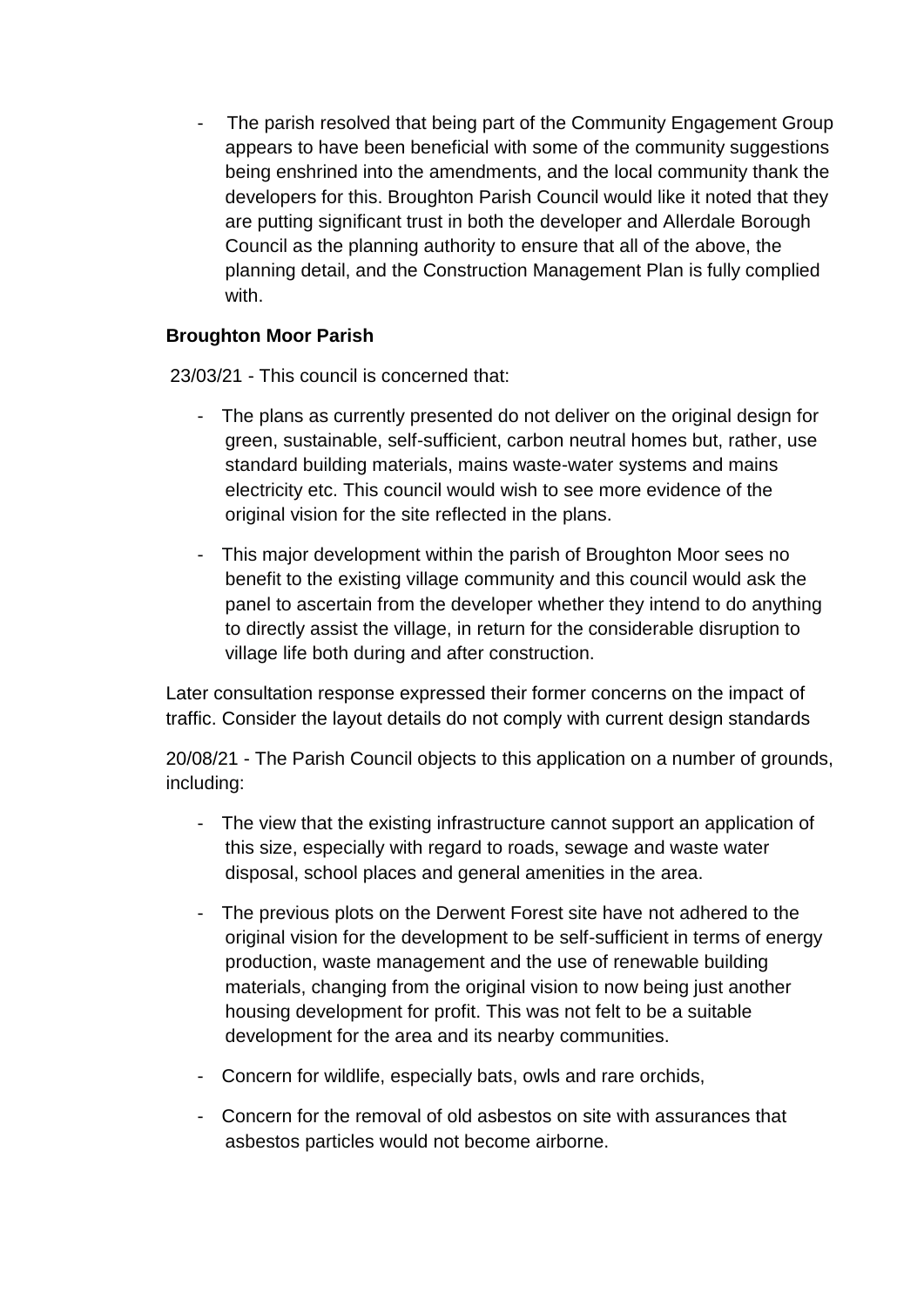- The parish resolved that being part of the Community Engagement Group appears to have been beneficial with some of the community suggestions being enshrined into the amendments, and the local community thank the developers for this. Broughton Parish Council would like it noted that they are putting significant trust in both the developer and Allerdale Borough Council as the planning authority to ensure that all of the above, the planning detail, and the Construction Management Plan is fully complied with.

**Broughton Moor Parish**

23/03/21 - This council is concerned that:

- The plans as currently presented do not deliver on the original design for green, sustainable, self-sufficient, carbon neutral homes but, rather, use standard building materials, mains waste-water systems and mains electricity etc. This council would wish to see more evidence of the original vision for the site reflected in the plans.
- This major development within the parish of Broughton Moor sees no benefit to the existing village community and this council would ask the panel to ascertain from the developer whether they intend to do anything to directly assist the village, in return for the considerable disruption to village life both during and after construction.

Later consultation response expressed their former concerns on the impact of traffic. Consider the layout details do not comply with current design standards

20/08/21 - The Parish Council objects to this application on a number of grounds, including:

- The view that the existing infrastructure cannot support an application of this size, especially with regard to roads, sewage and waste water disposal, school places and general amenities in the area.
- The previous plots on the Derwent Forest site have not adhered to the original vision for the development to be self-sufficient in terms of energy production, waste management and the use of renewable building materials, changing from the original vision to now being just another housing development for profit. This was not felt to be a suitable development for the area and its nearby communities.
- Concern for wildlife, especially bats, owls and rare orchids,
- Concern for the removal of old asbestos on site with assurances that asbestos particles would not become airborne.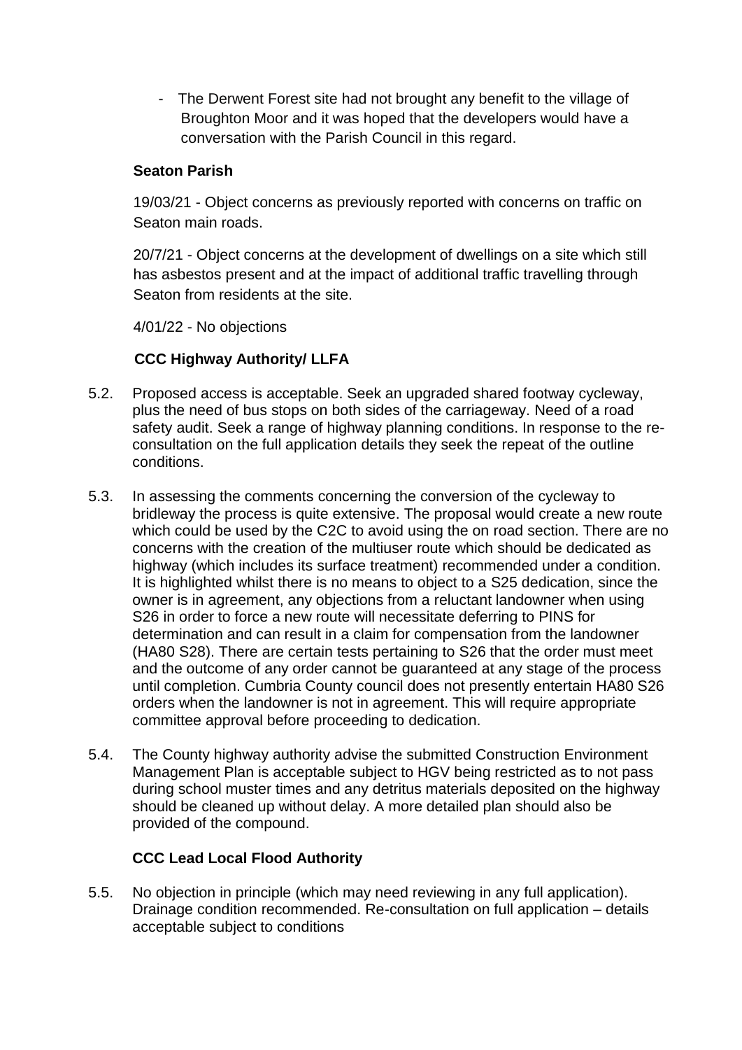- The Derwent Forest site had not brought any benefit to the village of Broughton Moor and it was hoped that the developers would have a conversation with the Parish Council in this regard.

**Seaton Parish**

19/03/21 - Object concerns as previously reported with concerns on traffic on Seaton main roads.

20/7/21 - Object concerns at the development of dwellings on a site which still has asbestos present and at the impact of additional traffic travelling through Seaton from residents at the site.

4/01/22 - No objections

**CCC Highway Authority/ LLFA**

5.2. Proposed access is acceptable. Seek an upgraded shared footway cycleway, plus the need of bus stops on both sides of the carriageway. Need of a road safety audit. Seek a range of highway planning conditions. In response to the re-consultation on the full application details they seek the repeat of the outline conditions.

5.3. In assessing the comments concerning the conversion of the cycleway to bridleway the process is quite extensive. The proposal would create a new route which could be used by the C2C to avoid using the on road section. There are no concerns with the creation of the multiuser route which should be dedicated as highway (which includes its surface treatment) recommended under a condition. It is highlighted whilst there is no means to object to a S25 dedication, since the owner is in agreement, any objections from a reluctant landowner when using S26 in order to force a new route will necessitate deferring to PINS for determination and can result in a claim for compensation from the landowner (HA80 S28). There are certain tests pertaining to S26 that the order must meet and the outcome of any order cannot be guaranteed at any stage of the process until completion. Cumbria County council does not presently entertain HA80 S26 orders when the landowner is not in agreement. This will require appropriate committee approval before proceeding to dedication.

5.4. The County highway authority advise the submitted Construction Environment Management Plan is acceptable subject to HGV being restricted as to not pass during school muster times and any detritus materials deposited on the highway should be cleaned up without delay. A more detailed plan should also be provided of the compound.

**CCC Lead Local Flood Authority**

5.5. No objection in principle (which may need reviewing in any full application). Drainage condition recommended. Re-consultation on full application – details acceptable subject to conditions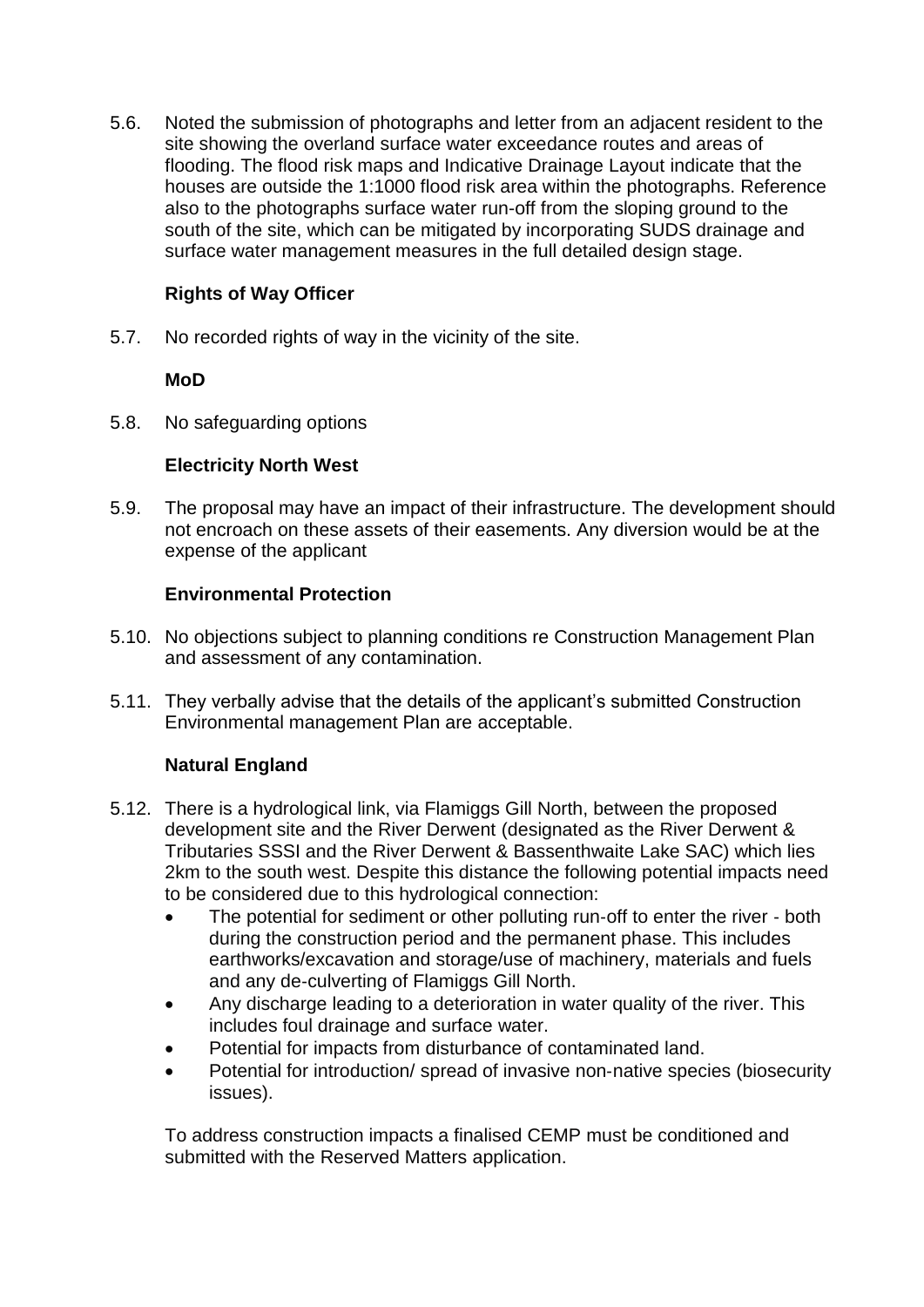5.6. Noted the submission of photographs and letter from an adjacent resident to the site showing the overland surface water exceedance routes and areas of flooding. The flood risk maps and Indicative Drainage Layout indicate that the houses are outside the 1:1000 flood risk area within the photographs. Reference also to the photographs surface water run-off from the sloping ground to the south of the site, which can be mitigated by incorporating SUDS drainage and surface water management measures in the full detailed design stage.

**Rights of Way Officer**

5.7. No recorded rights of way in the vicinity of the site.

**MoD**

5.8. No safeguarding options

**Electricity North West**

5.9. The proposal may have an impact of their infrastructure. The development should not encroach on these assets of their easements. Any diversion would be at the expense of the applicant

**Environmental Protection**

5.10. No objections subject to planning conditions re Construction Management Plan and assessment of any contamination.

5.11. They verbally advise that the details of the applicant's submitted Construction Environmental management Plan are acceptable.

**Natural England**

5.12. There is a hydrological link, via Flamiggs Gill North, between the proposed development site and the River Derwent (designated as the River Derwent & Tributaries SSSI and the River Derwent & Bassenthwaite Lake SAC) which lies 2km to the south west. Despite this distance the following potential impacts need to be considered due to this hydrological connection:

- The potential for sediment or other polluting run-off to enter the river - both during the construction period and the permanent phase. This includes earthworks/excavation and storage/use of machinery, materials and fuels and any de-culverting of Flamiggs Gill North.
- Any discharge leading to a deterioration in water quality of the river. This includes foul drainage and surface water.
- Potential for impacts from disturbance of contaminated land.
- Potential for introduction/ spread of invasive non-native species (biosecurity issues).

To address construction impacts a finalised CEMP must be conditioned and submitted with the Reserved Matters application.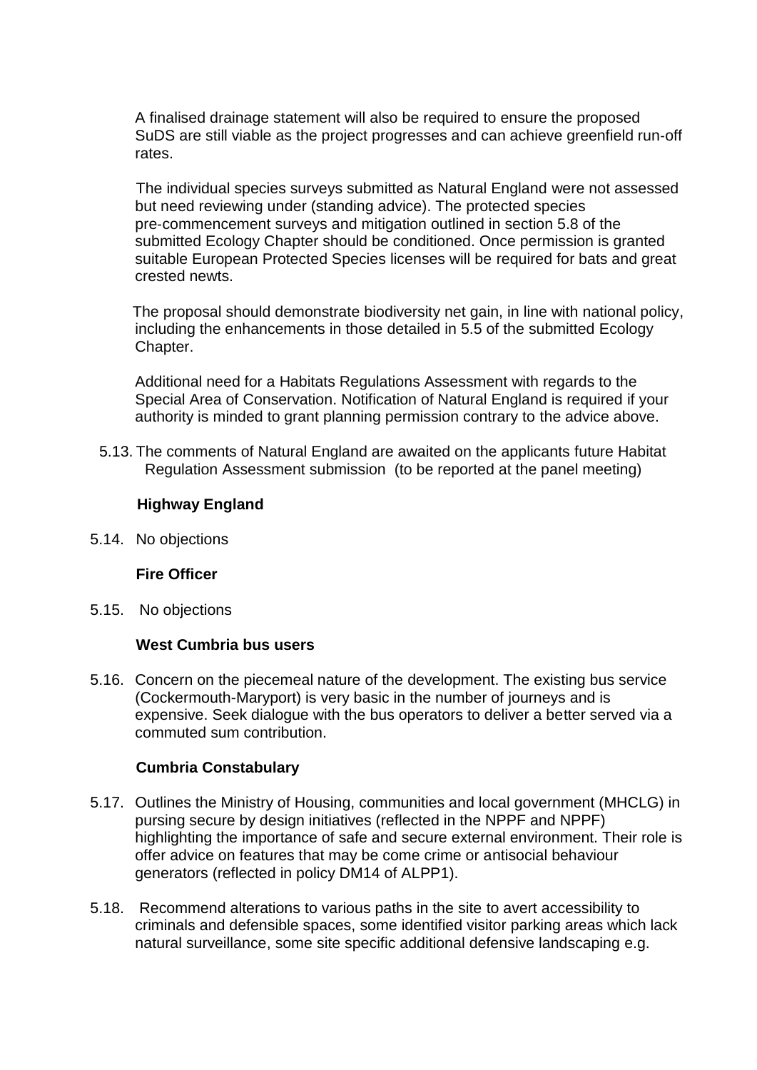A finalised drainage statement will also be required to ensure the proposed SuDS are still viable as the project progresses and can achieve greenfield run-off rates.

The individual species surveys submitted as Natural England were not assessed but need reviewing under (standing advice). The protected species pre-commencement surveys and mitigation outlined in section 5.8 of the submitted Ecology Chapter should be conditioned. Once permission is granted suitable European Protected Species licenses will be required for bats and great crested newts.

The proposal should demonstrate biodiversity net gain, in line with national policy, including the enhancements in those detailed in 5.5 of the submitted Ecology Chapter.

Additional need for a Habitats Regulations Assessment with regards to the Special Area of Conservation. Notification of Natural England is required if your authority is minded to grant planning permission contrary to the advice above.

5.13. The comments of Natural England are awaited on the applicants future Habitat Regulation Assessment submission (to be reported at the panel meeting)

**Highway England**

5.14. No objections

**Fire Officer**

5.15. No objections

**West Cumbria bus users**

5.16. Concern on the piecemeal nature of the development. The existing bus service (Cockermouth-Maryport) is very basic in the number of journeys and is expensive. Seek dialogue with the bus operators to deliver a better served via a commuted sum contribution.

**Cumbria Constabulary**

5.17. Outlines the Ministry of Housing, communities and local government (MHCLG) in pursing secure by design initiatives (reflected in the NPPF and NPPF) highlighting the importance of safe and secure external environment. Their role is offer advice on features that may be come crime or antisocial behaviour generators (reflected in policy DM14 of ALPP1).

5.18. Recommend alterations to various paths in the site to avert accessibility to criminals and defensible spaces, some identified visitor parking areas which lack natural surveillance, some site specific additional defensive landscaping e.g.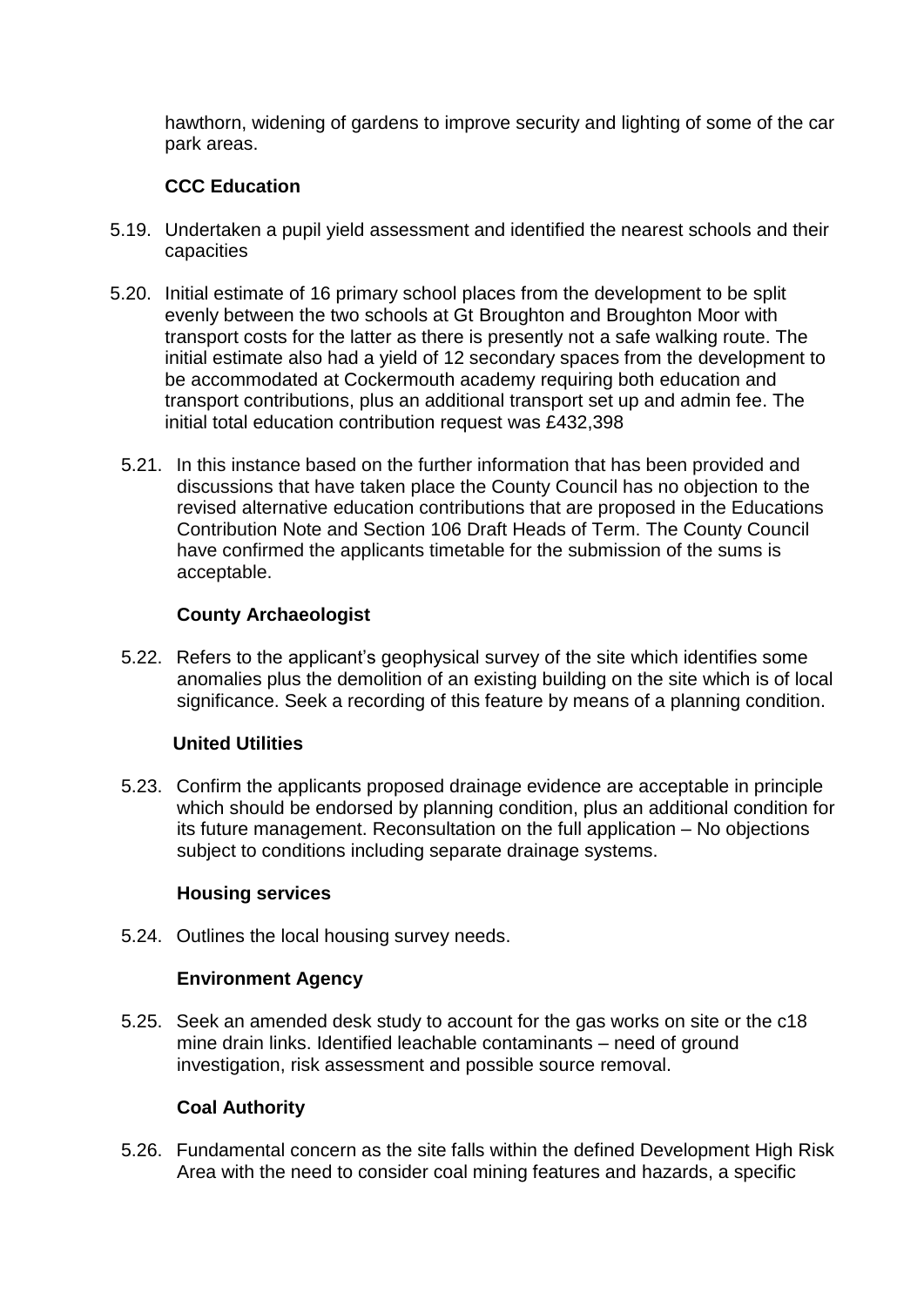hawthorn, widening of gardens to improve security and lighting of some of the car park areas.

**CCC Education**

5.19. Undertaken a pupil yield assessment and identified the nearest schools and their capacities

5.20. Initial estimate of 16 primary school places from the development to be split evenly between the two schools at Gt Broughton and Broughton Moor with transport costs for the latter as there is presently not a safe walking route. The initial estimate also had a yield of 12 secondary spaces from the development to be accommodated at Cockermouth academy requiring both education and transport contributions, plus an additional transport set up and admin fee. The initial total education contribution request was £432,398

5.21. In this instance based on the further information that has been provided and discussions that have taken place the County Council has no objection to the revised alternative education contributions that are proposed in the Educations Contribution Note and Section 106 Draft Heads of Term. The County Council have confirmed the applicants timetable for the submission of the sums is acceptable.

**County Archaeologist**

5.22. Refers to the applicant's geophysical survey of the site which identifies some anomalies plus the demolition of an existing building on the site which is of local significance. Seek a recording of this feature by means of a planning condition.

**United Utilities**

5.23. Confirm the applicants proposed drainage evidence are acceptable in principle which should be endorsed by planning condition, plus an additional condition for its future management. Reconsultation on the full application – No objections subject to conditions including separate drainage systems.

**Housing services**

5.24. Outlines the local housing survey needs.

**Environment Agency**

5.25. Seek an amended desk study to account for the gas works on site or the c18 mine drain links. Identified leachable contaminants – need of ground investigation, risk assessment and possible source removal.

**Coal Authority**

5.26. Fundamental concern as the site falls within the defined Development High Risk Area with the need to consider coal mining features and hazards, a specific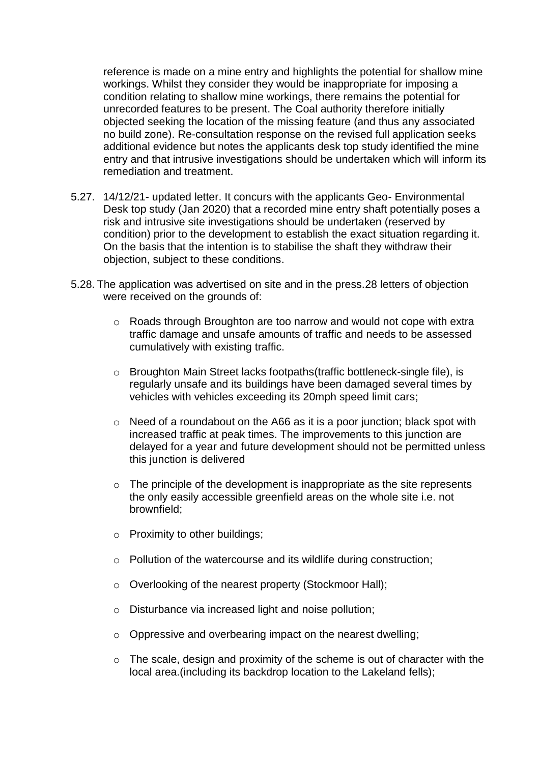reference is made on a mine entry and highlights the potential for shallow mine workings. Whilst they consider they would be inappropriate for imposing a condition relating to shallow mine workings, there remains the potential for unrecorded features to be present. The Coal authority therefore initially objected seeking the location of the missing feature (and thus any associated no build zone). Re-consultation response on the revised full application seeks additional evidence but notes the applicants desk top study identified the mine entry and that intrusive investigations should be undertaken which will inform its remediation and treatment.

5.27. 14/12/21- updated letter. It concurs with the applicants Geo- Environmental Desk top study (Jan 2020) that a recorded mine entry shaft potentially poses a risk and intrusive site investigations should be undertaken (reserved by condition) prior to the development to establish the exact situation regarding it. On the basis that the intention is to stabilise the shaft they withdraw their objection, subject to these conditions.

5.28. The application was advertised on site and in the press.28 letters of objection were received on the grounds of:

- Roads through Broughton are too narrow and would not cope with extra traffic damage and unsafe amounts of traffic and needs to be assessed cumulatively with existing traffic.
- Broughton Main Street lacks footpaths(traffic bottleneck-single file), is regularly unsafe and its buildings have been damaged several times by vehicles with vehicles exceeding its 20mph speed limit cars;
- Need of a roundabout on the A66 as it is a poor junction; black spot with increased traffic at peak times. The improvements to this junction are delayed for a year and future development should not be permitted unless this junction is delivered
- The principle of the development is inappropriate as the site represents the only easily accessible greenfield areas on the whole site i.e. not brownfield;
- Proximity to other buildings;
- Pollution of the watercourse and its wildlife during construction;
- Overlooking of the nearest property (Stockmoor Hall);
- Disturbance via increased light and noise pollution;
- Oppressive and overbearing impact on the nearest dwelling;
- The scale, design and proximity of the scheme is out of character with the local area.(including its backdrop location to the Lakeland fells);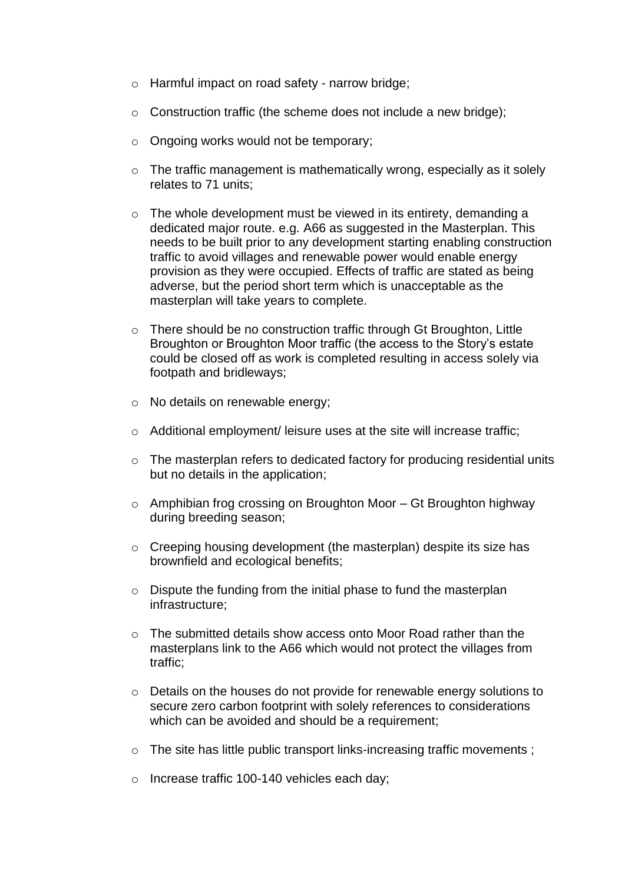- Harmful impact on road safety - narrow bridge;
- Construction traffic (the scheme does not include a new bridge);
- Ongoing works would not be temporary;
- The traffic management is mathematically wrong, especially as it solely relates to 71 units;
- The whole development must be viewed in its entirety, demanding a dedicated major route. e.g. A66 as suggested in the Masterplan. This needs to be built prior to any development starting enabling construction traffic to avoid villages and renewable power would enable energy provision as they were occupied. Effects of traffic are stated as being adverse, but the period short term which is unacceptable as the masterplan will take years to complete.
- There should be no construction traffic through Gt Broughton, Little Broughton or Broughton Moor traffic (the access to the Story's estate could be closed off as work is completed resulting in access solely via footpath and bridleways;
- No details on renewable energy;
- Additional employment/ leisure uses at the site will increase traffic;
- The masterplan refers to dedicated factory for producing residential units but no details in the application;
- Amphibian frog crossing on Broughton Moor – Gt Broughton highway during breeding season;
- Creeping housing development (the masterplan) despite its size has brownfield and ecological benefits;
- Dispute the funding from the initial phase to fund the masterplan infrastructure;
- The submitted details show access onto Moor Road rather than the masterplans link to the A66 which would not protect the villages from traffic;
- Details on the houses do not provide for renewable energy solutions to secure zero carbon footprint with solely references to considerations which can be avoided and should be a requirement;
- The site has little public transport links-increasing traffic movements ;
- Increase traffic 100-140 vehicles each day;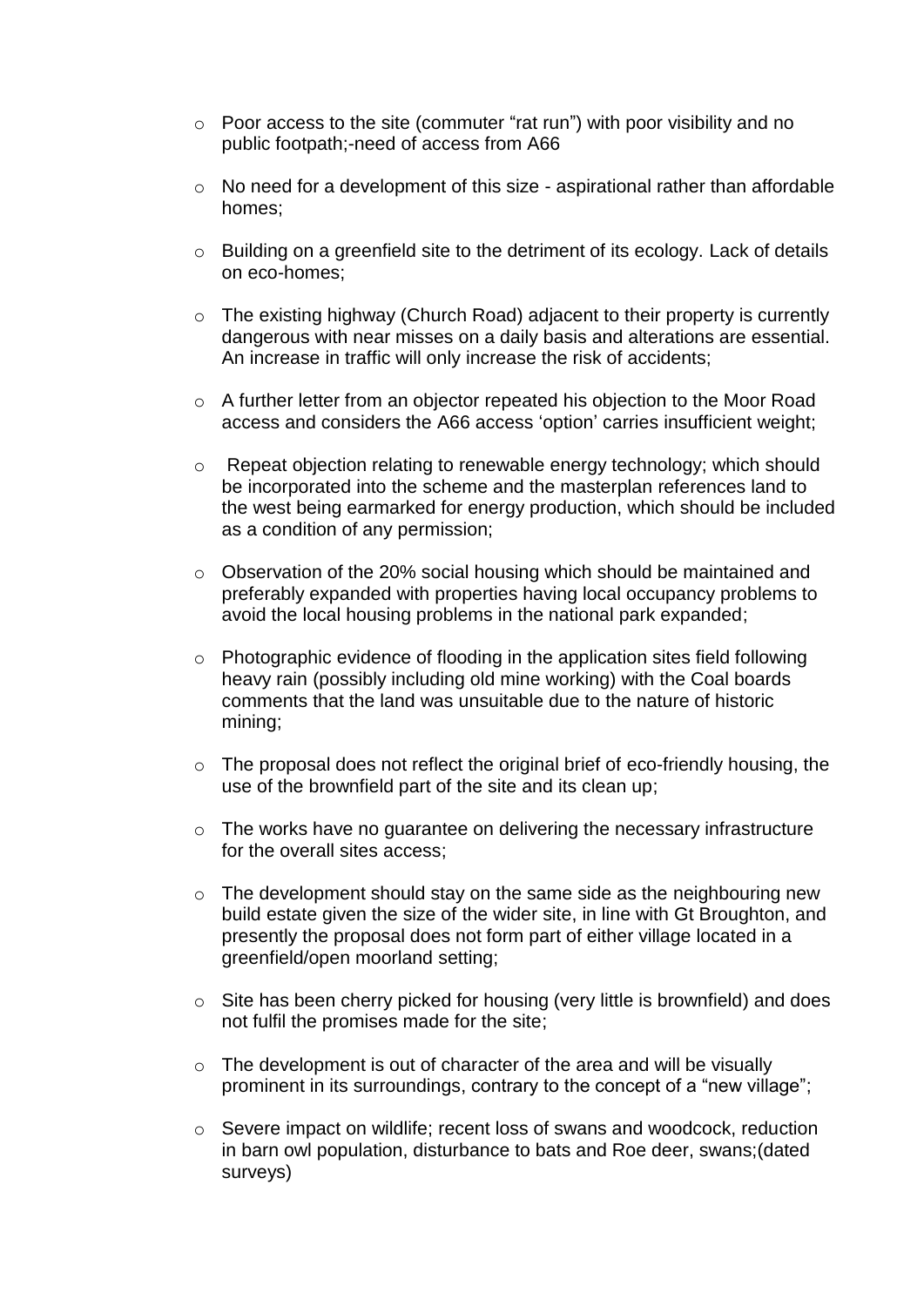- Poor access to the site (commuter "rat run") with poor visibility and no public footpath;-need of access from A66

- No need for a development of this size - aspirational rather than affordable homes;

- Building on a greenfield site to the detriment of its ecology. Lack of details on eco-homes;

- The existing highway (Church Road) adjacent to their property is currently dangerous with near misses on a daily basis and alterations are essential. An increase in traffic will only increase the risk of accidents;

- A further letter from an objector repeated his objection to the Moor Road access and considers the A66 access 'option' carries insufficient weight;

- Repeat objection relating to renewable energy technology; which should be incorporated into the scheme and the masterplan references land to the west being earmarked for energy production, which should be included as a condition of any permission;

- Observation of the 20% social housing which should be maintained and preferably expanded with properties having local occupancy problems to avoid the local housing problems in the national park expanded;

- Photographic evidence of flooding in the application sites field following heavy rain (possibly including old mine working) with the Coal boards comments that the land was unsuitable due to the nature of historic mining;

- The proposal does not reflect the original brief of eco-friendly housing, the use of the brownfield part of the site and its clean up;

- The works have no guarantee on delivering the necessary infrastructure for the overall sites access;

- The development should stay on the same side as the neighbouring new build estate given the size of the wider site, in line with Gt Broughton, and presently the proposal does not form part of either village located in a greenfield/open moorland setting;

- Site has been cherry picked for housing (very little is brownfield) and does not fulfil the promises made for the site;

- The development is out of character of the area and will be visually prominent in its surroundings, contrary to the concept of a "new village";

- Severe impact on wildlife; recent loss of swans and woodcock, reduction in barn owl population, disturbance to bats and Roe deer, swans;(dated surveys)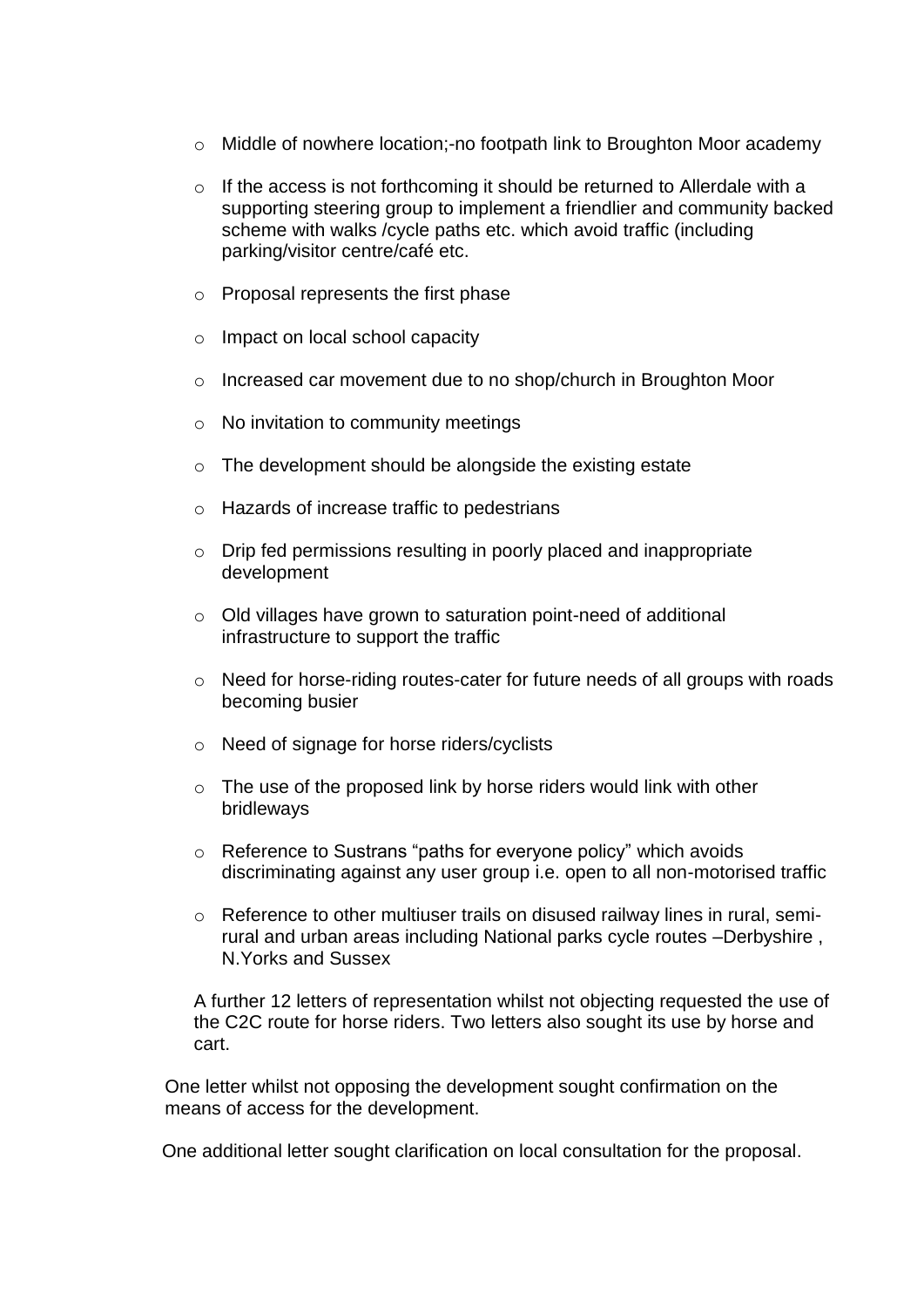- Middle of nowhere location;-no footpath link to Broughton Moor academy
- If the access is not forthcoming it should be returned to Allerdale with a supporting steering group to implement a friendlier and community backed scheme with walks /cycle paths etc. which avoid traffic (including parking/visitor centre/café etc.
- Proposal represents the first phase
- Impact on local school capacity
- Increased car movement due to no shop/church in Broughton Moor
- No invitation to community meetings
- The development should be alongside the existing estate
- Hazards of increase traffic to pedestrians
- Drip fed permissions resulting in poorly placed and inappropriate development
- Old villages have grown to saturation point-need of additional infrastructure to support the traffic
- Need for horse-riding routes-cater for future needs of all groups with roads becoming busier
- Need of signage for horse riders/cyclists
- The use of the proposed link by horse riders would link with other bridleways
- Reference to Sustrans "paths for everyone policy" which avoids discriminating against any user group i.e. open to all non-motorised traffic
- Reference to other multiuser trails on disused railway lines in rural, semi-rural and urban areas including National parks cycle routes –Derbyshire , N.Yorks and Sussex

A further 12 letters of representation whilst not objecting requested the use of the C2C route for horse riders. Two letters also sought its use by horse and cart.

One letter whilst not opposing the development sought confirmation on the means of access for the development.

One additional letter sought clarification on local consultation for the proposal.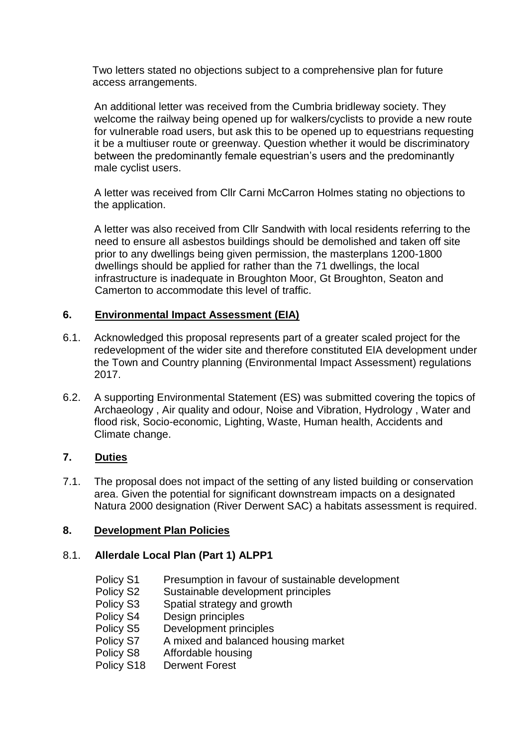Two letters stated no objections subject to a comprehensive plan for future access arrangements.

An additional letter was received from the Cumbria bridleway society. They welcome the railway being opened up for walkers/cyclists to provide a new route for vulnerable road users, but ask this to be opened up to equestrians requesting it be a multiuser route or greenway. Question whether it would be discriminatory between the predominantly female equestrian's users and the predominantly male cyclist users.

A letter was received from Cllr Carni McCarron Holmes stating no objections to the application.

A letter was also received from Cllr Sandwith with local residents referring to the need to ensure all asbestos buildings should be demolished and taken off site prior to any dwellings being given permission, the masterplans 1200-1800 dwellings should be applied for rather than the 71 dwellings, the local infrastructure is inadequate in Broughton Moor, Gt Broughton, Seaton and Camerton to accommodate this level of traffic.

## 6. Environmental Impact Assessment (EIA)

6.1. Acknowledged this proposal represents part of a greater scaled project for the redevelopment of the wider site and therefore constituted EIA development under the Town and Country planning (Environmental Impact Assessment) regulations 2017.

6.2. A supporting Environmental Statement (ES) was submitted covering the topics of Archaeology , Air quality and odour, Noise and Vibration, Hydrology , Water and flood risk, Socio-economic, Lighting, Waste, Human health, Accidents and Climate change.

## 7. Duties

7.1. The proposal does not impact of the setting of any listed building or conservation area. Given the potential for significant downstream impacts on a designated Natura 2000 designation (River Derwent SAC) a habitats assessment is required.

## 8. Development Plan Policies

### 8.1. Allerdale Local Plan (Part 1) ALPP1

- Policy S1 Presumption in favour of sustainable development
- Policy S2 Sustainable development principles
- Policy S3 Spatial strategy and growth
- Policy S4 Design principles
- Policy S5 Development principles
- Policy S7 A mixed and balanced housing market
- Policy S8 Affordable housing
- Policy S18 Derwent Forest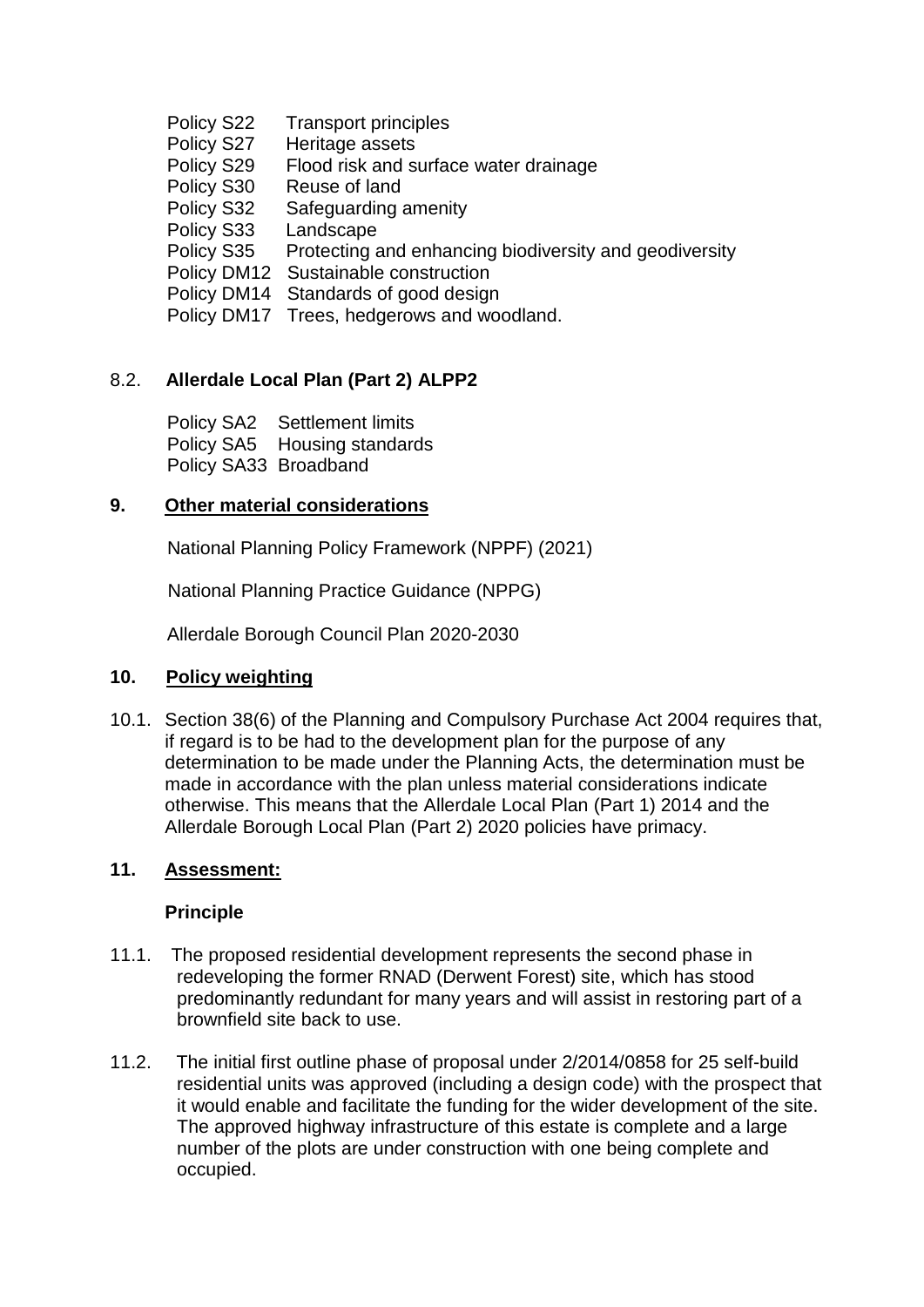Policy S22 Transport principles
Policy S27 Heritage assets
Policy S29 Flood risk and surface water drainage
Policy S30 Reuse of land
Policy S32 Safeguarding amenity
Policy S33 Landscape
Policy S35 Protecting and enhancing biodiversity and geodiversity
Policy DM12 Sustainable construction
Policy DM14 Standards of good design
Policy DM17 Trees, hedgerows and woodland.

### 8.2. **Allerdale Local Plan (Part 2) ALPP2**

Policy SA2 Settlement limits
Policy SA5 Housing standards
Policy SA33 Broadband

## 9. Other material considerations

National Planning Policy Framework (NPPF) (2021)

National Planning Practice Guidance (NPPG)

Allerdale Borough Council Plan 2020-2030

## 10. Policy weighting

10.1. Section 38(6) of the Planning and Compulsory Purchase Act 2004 requires that, if regard is to be had to the development plan for the purpose of any determination to be made under the Planning Acts, the determination must be made in accordance with the plan unless material considerations indicate otherwise. This means that the Allerdale Local Plan (Part 1) 2014 and the Allerdale Borough Local Plan (Part 2) 2020 policies have primacy.

## 11. Assessment:

### Principle

11.1. The proposed residential development represents the second phase in redeveloping the former RNAD (Derwent Forest) site, which has stood predominantly redundant for many years and will assist in restoring part of a brownfield site back to use.

11.2. The initial first outline phase of proposal under 2/2014/0858 for 25 self-build residential units was approved (including a design code) with the prospect that it would enable and facilitate the funding for the wider development of the site. The approved highway infrastructure of this estate is complete and a large number of the plots are under construction with one being complete and occupied.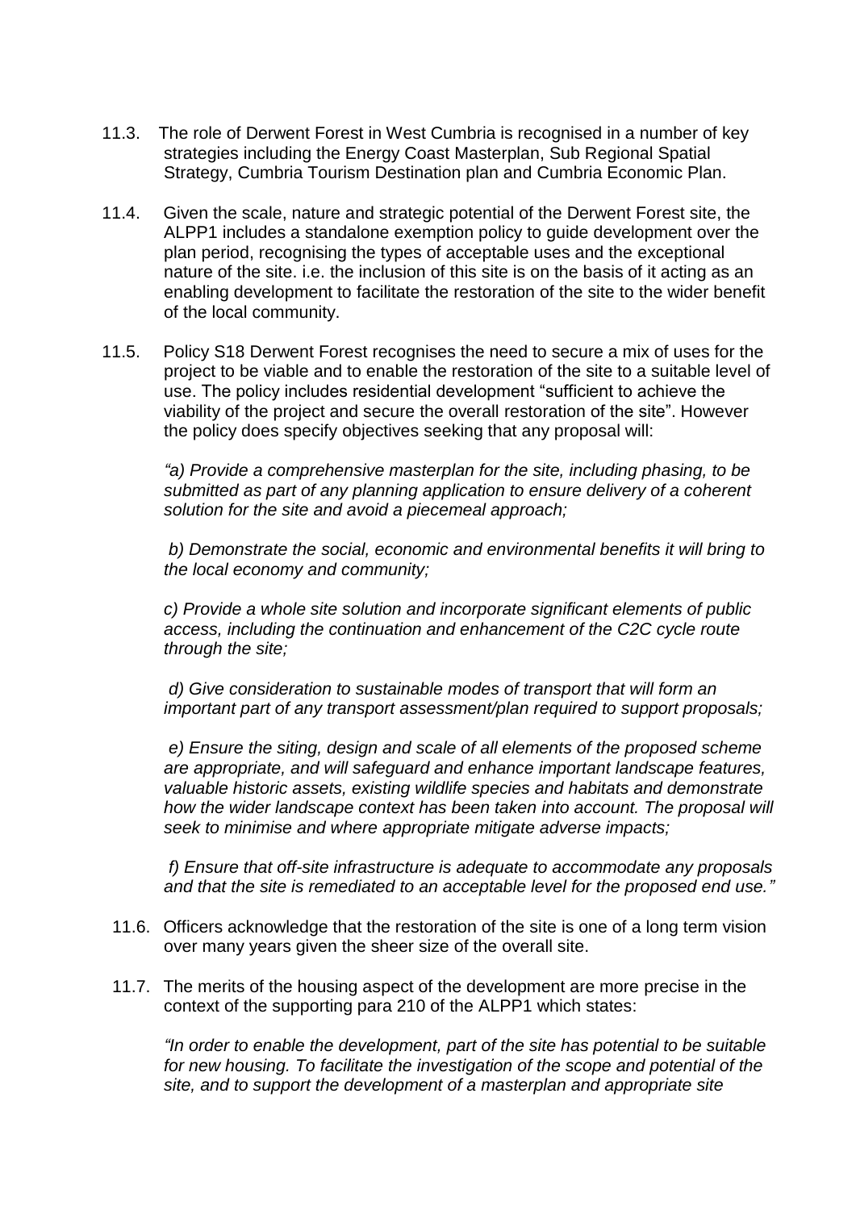11.3. The role of Derwent Forest in West Cumbria is recognised in a number of key strategies including the Energy Coast Masterplan, Sub Regional Spatial Strategy, Cumbria Tourism Destination plan and Cumbria Economic Plan.

11.4. Given the scale, nature and strategic potential of the Derwent Forest site, the ALPP1 includes a standalone exemption policy to guide development over the plan period, recognising the types of acceptable uses and the exceptional nature of the site. i.e. the inclusion of this site is on the basis of it acting as an enabling development to facilitate the restoration of the site to the wider benefit of the local community.

11.5. Policy S18 Derwent Forest recognises the need to secure a mix of uses for the project to be viable and to enable the restoration of the site to a suitable level of use. The policy includes residential development "sufficient to achieve the viability of the project and secure the overall restoration of the site". However the policy does specify objectives seeking that any proposal will:

> *"a) Provide a comprehensive masterplan for the site, including phasing, to be submitted as part of any planning application to ensure delivery of a coherent solution for the site and avoid a piecemeal approach;*
>
> *b) Demonstrate the social, economic and environmental benefits it will bring to the local economy and community;*
>
> *c) Provide a whole site solution and incorporate significant elements of public access, including the continuation and enhancement of the C2C cycle route through the site;*
>
> *d) Give consideration to sustainable modes of transport that will form an important part of any transport assessment/plan required to support proposals;*
>
> *e) Ensure the siting, design and scale of all elements of the proposed scheme are appropriate, and will safeguard and enhance important landscape features, valuable historic assets, existing wildlife species and habitats and demonstrate how the wider landscape context has been taken into account. The proposal will seek to minimise and where appropriate mitigate adverse impacts;*
>
> *f) Ensure that off-site infrastructure is adequate to accommodate any proposals and that the site is remediated to an acceptable level for the proposed end use."*

11.6. Officers acknowledge that the restoration of the site is one of a long term vision over many years given the sheer size of the overall site.

11.7. The merits of the housing aspect of the development are more precise in the context of the supporting para 210 of the ALPP1 which states:

> *"In order to enable the development, part of the site has potential to be suitable for new housing. To facilitate the investigation of the scope and potential of the site, and to support the development of a masterplan and appropriate site*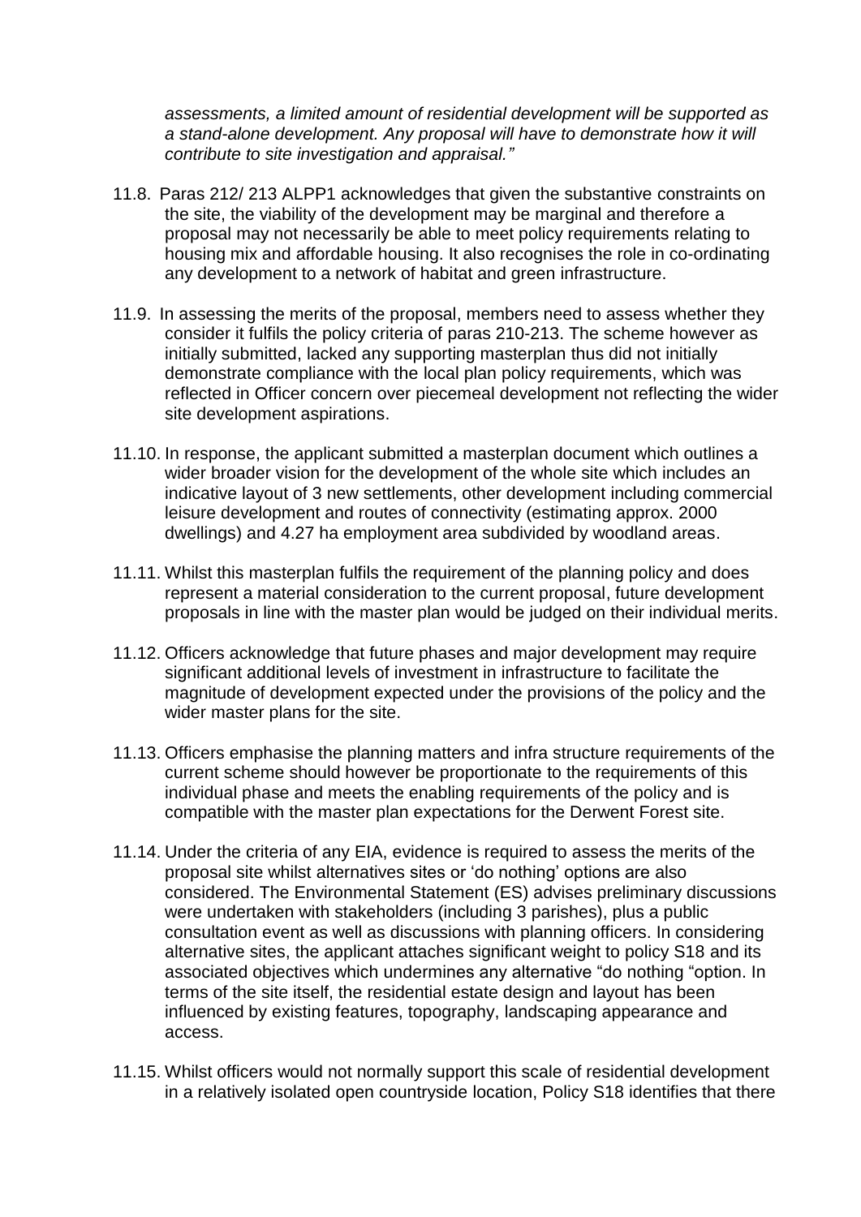*assessments, a limited amount of residential development will be supported as a stand-alone development. Any proposal will have to demonstrate how it will contribute to site investigation and appraisal."*

11.8. Paras 212/ 213 ALPP1 acknowledges that given the substantive constraints on the site, the viability of the development may be marginal and therefore a proposal may not necessarily be able to meet policy requirements relating to housing mix and affordable housing. It also recognises the role in co-ordinating any development to a network of habitat and green infrastructure.

11.9. In assessing the merits of the proposal, members need to assess whether they consider it fulfils the policy criteria of paras 210-213. The scheme however as initially submitted, lacked any supporting masterplan thus did not initially demonstrate compliance with the local plan policy requirements, which was reflected in Officer concern over piecemeal development not reflecting the wider site development aspirations.

11.10. In response, the applicant submitted a masterplan document which outlines a wider broader vision for the development of the whole site which includes an indicative layout of 3 new settlements, other development including commercial leisure development and routes of connectivity (estimating approx. 2000 dwellings) and 4.27 ha employment area subdivided by woodland areas.

11.11. Whilst this masterplan fulfils the requirement of the planning policy and does represent a material consideration to the current proposal, future development proposals in line with the master plan would be judged on their individual merits.

11.12. Officers acknowledge that future phases and major development may require significant additional levels of investment in infrastructure to facilitate the magnitude of development expected under the provisions of the policy and the wider master plans for the site.

11.13. Officers emphasise the planning matters and infra structure requirements of the current scheme should however be proportionate to the requirements of this individual phase and meets the enabling requirements of the policy and is compatible with the master plan expectations for the Derwent Forest site.

11.14. Under the criteria of any EIA, evidence is required to assess the merits of the proposal site whilst alternatives sites or 'do nothing' options are also considered. The Environmental Statement (ES) advises preliminary discussions were undertaken with stakeholders (including 3 parishes), plus a public consultation event as well as discussions with planning officers. In considering alternative sites, the applicant attaches significant weight to policy S18 and its associated objectives which undermines any alternative "do nothing "option. In terms of the site itself, the residential estate design and layout has been influenced by existing features, topography, landscaping appearance and access.

11.15. Whilst officers would not normally support this scale of residential development in a relatively isolated open countryside location, Policy S18 identifies that there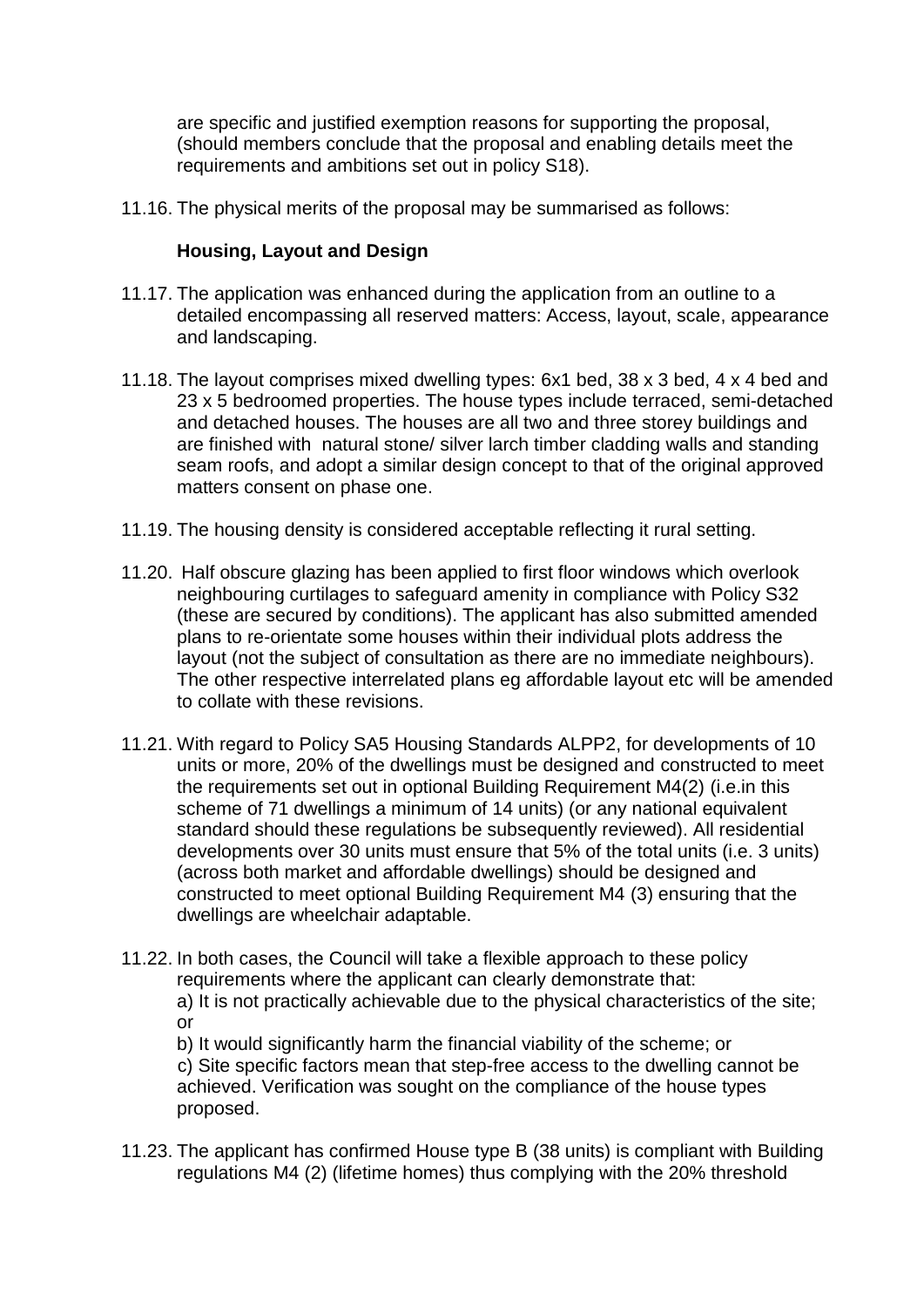are specific and justified exemption reasons for supporting the proposal, (should members conclude that the proposal and enabling details meet the requirements and ambitions set out in policy S18).

11.16. The physical merits of the proposal may be summarised as follows:

**Housing, Layout and Design**

11.17. The application was enhanced during the application from an outline to a detailed encompassing all reserved matters: Access, layout, scale, appearance and landscaping.

11.18. The layout comprises mixed dwelling types: 6x1 bed, 38 x 3 bed, 4 x 4 bed and 23 x 5 bedroomed properties. The house types include terraced, semi-detached and detached houses. The houses are all two and three storey buildings and are finished with natural stone/ silver larch timber cladding walls and standing seam roofs, and adopt a similar design concept to that of the original approved matters consent on phase one.

11.19. The housing density is considered acceptable reflecting it rural setting.

11.20. Half obscure glazing has been applied to first floor windows which overlook neighbouring curtilages to safeguard amenity in compliance with Policy S32 (these are secured by conditions). The applicant has also submitted amended plans to re-orientate some houses within their individual plots address the layout (not the subject of consultation as there are no immediate neighbours). The other respective interrelated plans eg affordable layout etc will be amended to collate with these revisions.

11.21. With regard to Policy SA5 Housing Standards ALPP2, for developments of 10 units or more, 20% of the dwellings must be designed and constructed to meet the requirements set out in optional Building Requirement M4(2) (i.e.in this scheme of 71 dwellings a minimum of 14 units) (or any national equivalent standard should these regulations be subsequently reviewed). All residential developments over 30 units must ensure that 5% of the total units (i.e. 3 units) (across both market and affordable dwellings) should be designed and constructed to meet optional Building Requirement M4 (3) ensuring that the dwellings are wheelchair adaptable.

11.22. In both cases, the Council will take a flexible approach to these policy requirements where the applicant can clearly demonstrate that:
a) It is not practically achievable due to the physical characteristics of the site; or
b) It would significantly harm the financial viability of the scheme; or
c) Site specific factors mean that step-free access to the dwelling cannot be achieved. Verification was sought on the compliance of the house types proposed.

11.23. The applicant has confirmed House type B (38 units) is compliant with Building regulations M4 (2) (lifetime homes) thus complying with the 20% threshold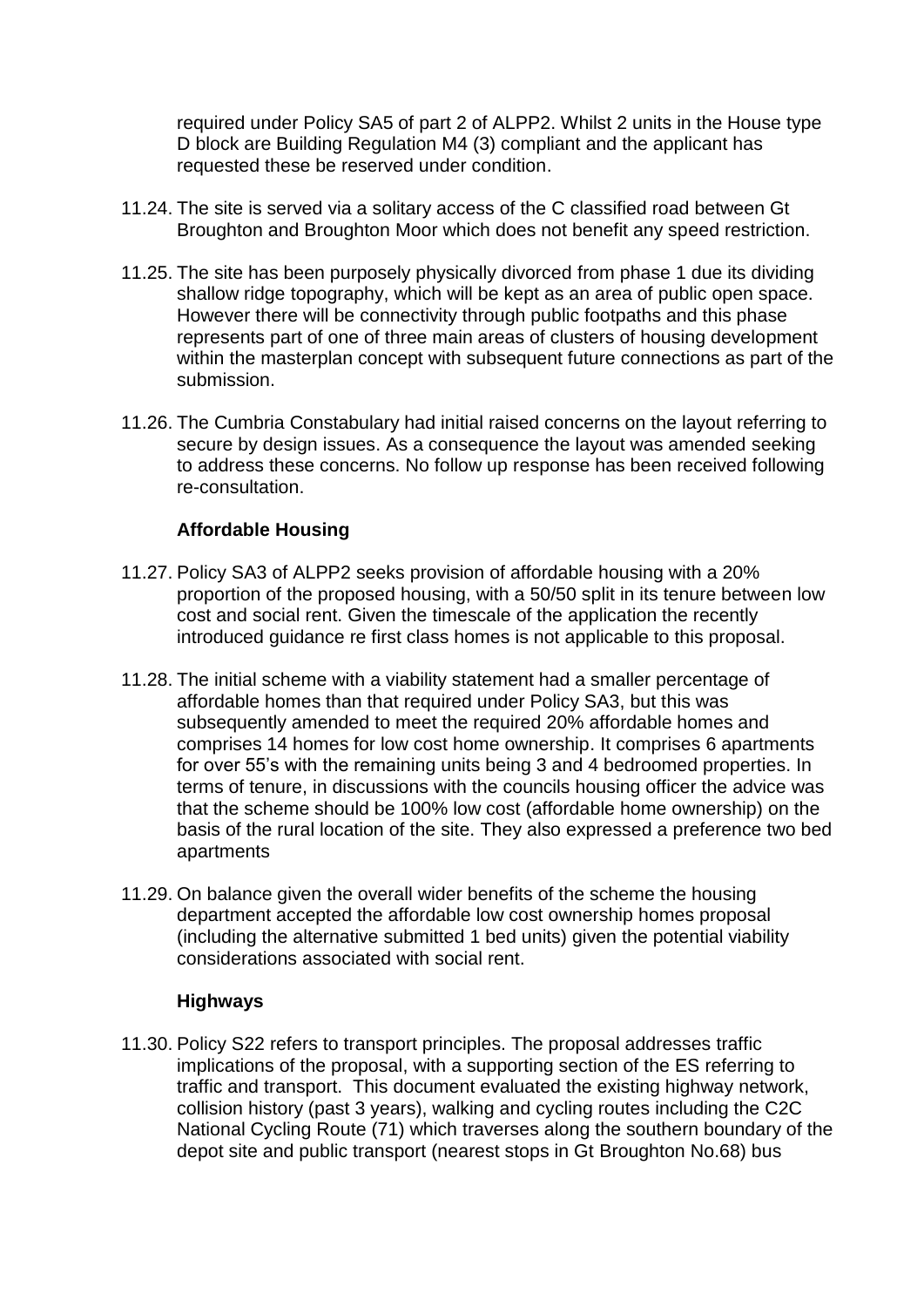required under Policy SA5 of part 2 of ALPP2. Whilst 2 units in the House type D block are Building Regulation M4 (3) compliant and the applicant has requested these be reserved under condition.

11.24. The site is served via a solitary access of the C classified road between Gt Broughton and Broughton Moor which does not benefit any speed restriction.

11.25. The site has been purposely physically divorced from phase 1 due its dividing shallow ridge topography, which will be kept as an area of public open space. However there will be connectivity through public footpaths and this phase represents part of one of three main areas of clusters of housing development within the masterplan concept with subsequent future connections as part of the submission.

11.26. The Cumbria Constabulary had initial raised concerns on the layout referring to secure by design issues. As a consequence the layout was amended seeking to address these concerns. No follow up response has been received following re-consultation.

**Affordable Housing**

11.27. Policy SA3 of ALPP2 seeks provision of affordable housing with a 20% proportion of the proposed housing, with a 50/50 split in its tenure between low cost and social rent. Given the timescale of the application the recently introduced guidance re first class homes is not applicable to this proposal.

11.28. The initial scheme with a viability statement had a smaller percentage of affordable homes than that required under Policy SA3, but this was subsequently amended to meet the required 20% affordable homes and comprises 14 homes for low cost home ownership. It comprises 6 apartments for over 55's with the remaining units being 3 and 4 bedroomed properties. In terms of tenure, in discussions with the councils housing officer the advice was that the scheme should be 100% low cost (affordable home ownership) on the basis of the rural location of the site. They also expressed a preference two bed apartments

11.29. On balance given the overall wider benefits of the scheme the housing department accepted the affordable low cost ownership homes proposal (including the alternative submitted 1 bed units) given the potential viability considerations associated with social rent.

**Highways**

11.30. Policy S22 refers to transport principles. The proposal addresses traffic implications of the proposal, with a supporting section of the ES referring to traffic and transport. This document evaluated the existing highway network, collision history (past 3 years), walking and cycling routes including the C2C National Cycling Route (71) which traverses along the southern boundary of the depot site and public transport (nearest stops in Gt Broughton No.68) bus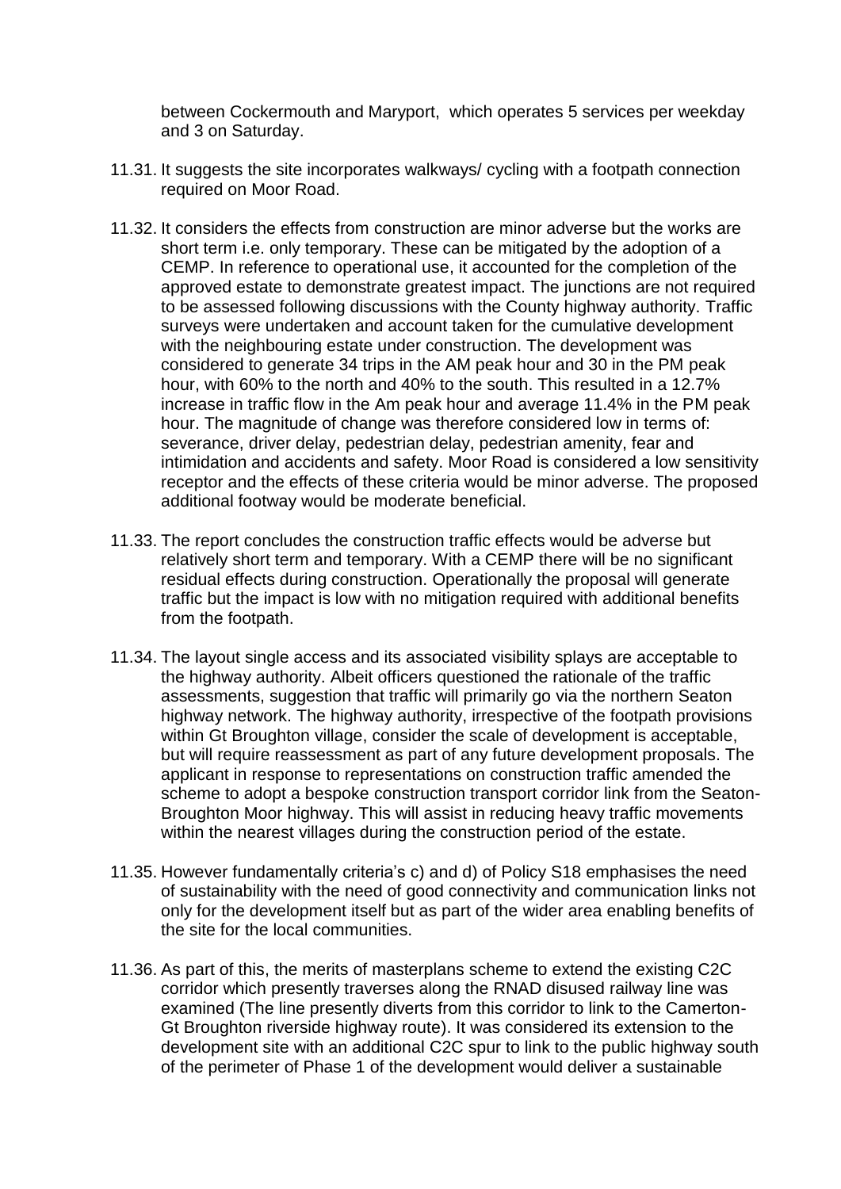between Cockermouth and Maryport, which operates 5 services per weekday and 3 on Saturday.

11.31. It suggests the site incorporates walkways/ cycling with a footpath connection required on Moor Road.

11.32. It considers the effects from construction are minor adverse but the works are short term i.e. only temporary. These can be mitigated by the adoption of a CEMP. In reference to operational use, it accounted for the completion of the approved estate to demonstrate greatest impact. The junctions are not required to be assessed following discussions with the County highway authority. Traffic surveys were undertaken and account taken for the cumulative development with the neighbouring estate under construction. The development was considered to generate 34 trips in the AM peak hour and 30 in the PM peak hour, with 60% to the north and 40% to the south. This resulted in a 12.7% increase in traffic flow in the Am peak hour and average 11.4% in the PM peak hour. The magnitude of change was therefore considered low in terms of: severance, driver delay, pedestrian delay, pedestrian amenity, fear and intimidation and accidents and safety. Moor Road is considered a low sensitivity receptor and the effects of these criteria would be minor adverse. The proposed additional footway would be moderate beneficial.

11.33. The report concludes the construction traffic effects would be adverse but relatively short term and temporary. With a CEMP there will be no significant residual effects during construction. Operationally the proposal will generate traffic but the impact is low with no mitigation required with additional benefits from the footpath.

11.34. The layout single access and its associated visibility splays are acceptable to the highway authority. Albeit officers questioned the rationale of the traffic assessments, suggestion that traffic will primarily go via the northern Seaton highway network. The highway authority, irrespective of the footpath provisions within Gt Broughton village, consider the scale of development is acceptable, but will require reassessment as part of any future development proposals. The applicant in response to representations on construction traffic amended the scheme to adopt a bespoke construction transport corridor link from the Seaton-Broughton Moor highway. This will assist in reducing heavy traffic movements within the nearest villages during the construction period of the estate.

11.35. However fundamentally criteria's c) and d) of Policy S18 emphasises the need of sustainability with the need of good connectivity and communication links not only for the development itself but as part of the wider area enabling benefits of the site for the local communities.

11.36. As part of this, the merits of masterplans scheme to extend the existing C2C corridor which presently traverses along the RNAD disused railway line was examined (The line presently diverts from this corridor to link to the Camerton-Gt Broughton riverside highway route). It was considered its extension to the development site with an additional C2C spur to link to the public highway south of the perimeter of Phase 1 of the development would deliver a sustainable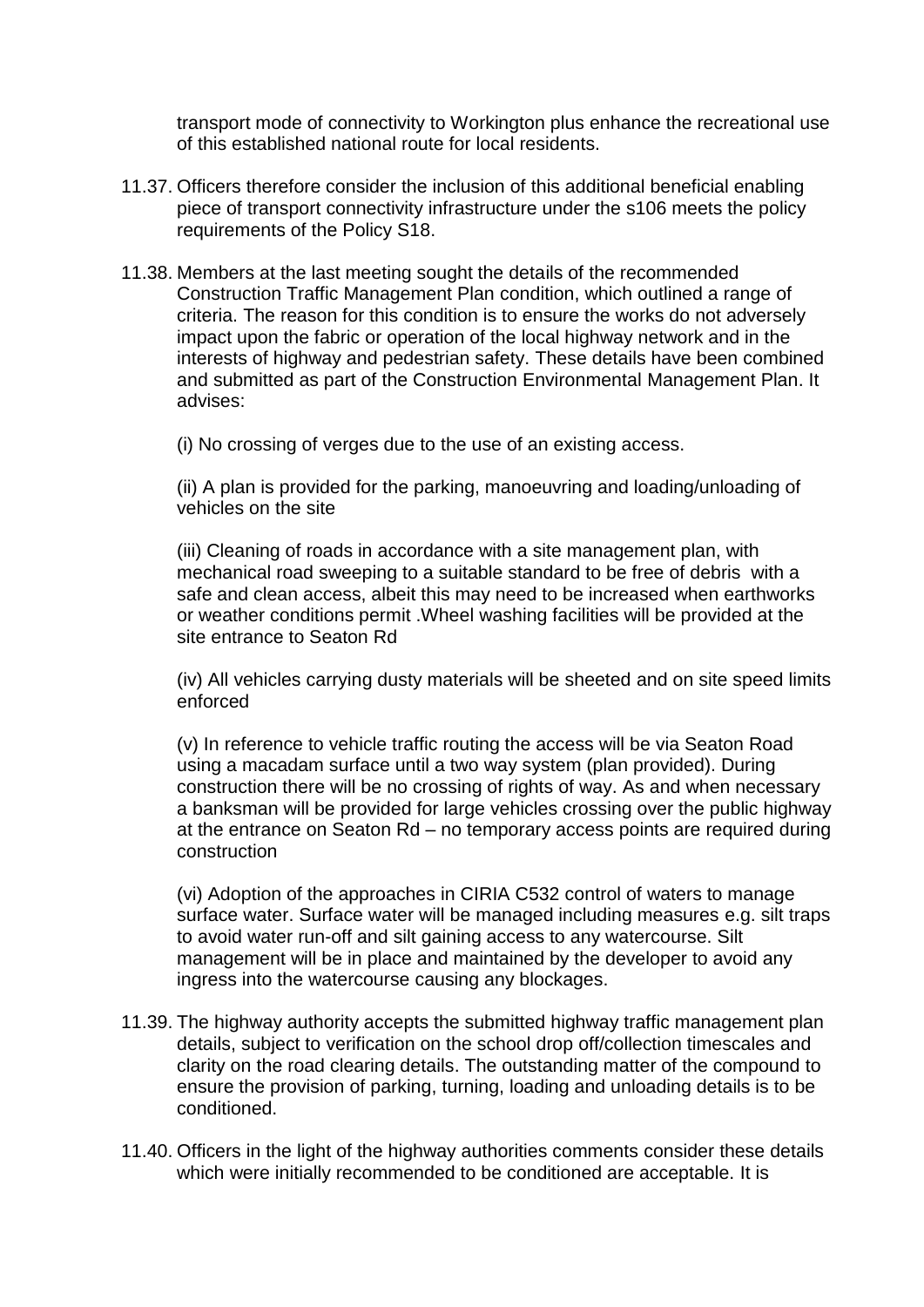transport mode of connectivity to Workington plus enhance the recreational use of this established national route for local residents.

11.37. Officers therefore consider the inclusion of this additional beneficial enabling piece of transport connectivity infrastructure under the s106 meets the policy requirements of the Policy S18.

11.38. Members at the last meeting sought the details of the recommended Construction Traffic Management Plan condition, which outlined a range of criteria. The reason for this condition is to ensure the works do not adversely impact upon the fabric or operation of the local highway network and in the interests of highway and pedestrian safety. These details have been combined and submitted as part of the Construction Environmental Management Plan. It advises:

(i) No crossing of verges due to the use of an existing access.

(ii) A plan is provided for the parking, manoeuvring and loading/unloading of vehicles on the site

(iii) Cleaning of roads in accordance with a site management plan, with mechanical road sweeping to a suitable standard to be free of debris with a safe and clean access, albeit this may need to be increased when earthworks or weather conditions permit .Wheel washing facilities will be provided at the site entrance to Seaton Rd

(iv) All vehicles carrying dusty materials will be sheeted and on site speed limits enforced

(v) In reference to vehicle traffic routing the access will be via Seaton Road using a macadam surface until a two way system (plan provided). During construction there will be no crossing of rights of way. As and when necessary a banksman will be provided for large vehicles crossing over the public highway at the entrance on Seaton Rd – no temporary access points are required during construction

(vi) Adoption of the approaches in CIRIA C532 control of waters to manage surface water. Surface water will be managed including measures e.g. silt traps to avoid water run-off and silt gaining access to any watercourse. Silt management will be in place and maintained by the developer to avoid any ingress into the watercourse causing any blockages.

11.39. The highway authority accepts the submitted highway traffic management plan details, subject to verification on the school drop off/collection timescales and clarity on the road clearing details. The outstanding matter of the compound to ensure the provision of parking, turning, loading and unloading details is to be conditioned.

11.40. Officers in the light of the highway authorities comments consider these details which were initially recommended to be conditioned are acceptable. It is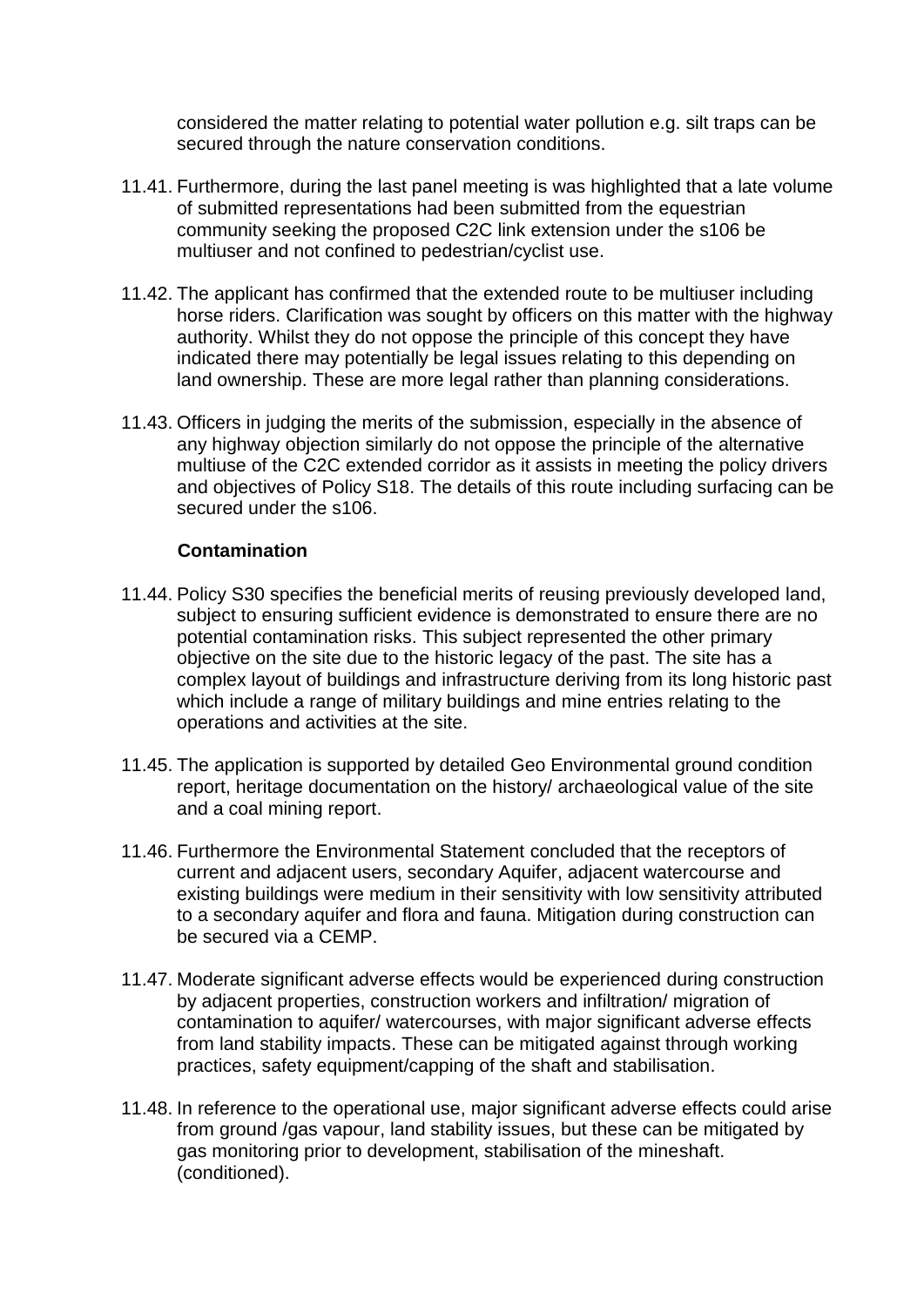considered the matter relating to potential water pollution e.g. silt traps can be secured through the nature conservation conditions.

11.41. Furthermore, during the last panel meeting is was highlighted that a late volume of submitted representations had been submitted from the equestrian community seeking the proposed C2C link extension under the s106 be multiuser and not confined to pedestrian/cyclist use.

11.42. The applicant has confirmed that the extended route to be multiuser including horse riders. Clarification was sought by officers on this matter with the highway authority. Whilst they do not oppose the principle of this concept they have indicated there may potentially be legal issues relating to this depending on land ownership. These are more legal rather than planning considerations.

11.43. Officers in judging the merits of the submission, especially in the absence of any highway objection similarly do not oppose the principle of the alternative multiuse of the C2C extended corridor as it assists in meeting the policy drivers and objectives of Policy S18. The details of this route including surfacing can be secured under the s106.

**Contamination**

11.44. Policy S30 specifies the beneficial merits of reusing previously developed land, subject to ensuring sufficient evidence is demonstrated to ensure there are no potential contamination risks. This subject represented the other primary objective on the site due to the historic legacy of the past. The site has a complex layout of buildings and infrastructure deriving from its long historic past which include a range of military buildings and mine entries relating to the operations and activities at the site.

11.45. The application is supported by detailed Geo Environmental ground condition report, heritage documentation on the history/ archaeological value of the site and a coal mining report.

11.46. Furthermore the Environmental Statement concluded that the receptors of current and adjacent users, secondary Aquifer, adjacent watercourse and existing buildings were medium in their sensitivity with low sensitivity attributed to a secondary aquifer and flora and fauna. Mitigation during construction can be secured via a CEMP.

11.47. Moderate significant adverse effects would be experienced during construction by adjacent properties, construction workers and infiltration/ migration of contamination to aquifer/ watercourses, with major significant adverse effects from land stability impacts. These can be mitigated against through working practices, safety equipment/capping of the shaft and stabilisation.

11.48. In reference to the operational use, major significant adverse effects could arise from ground /gas vapour, land stability issues, but these can be mitigated by gas monitoring prior to development, stabilisation of the mineshaft. (conditioned).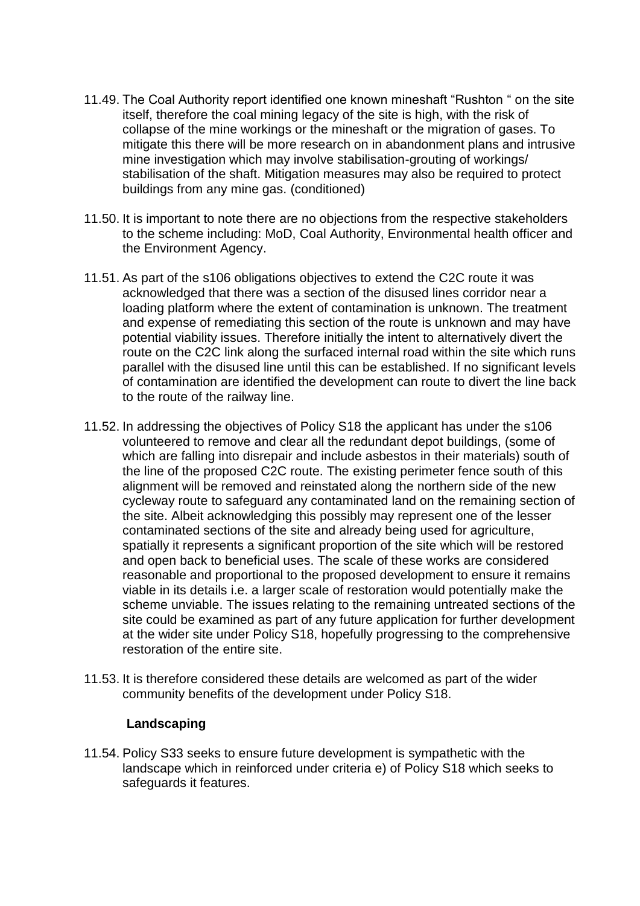11.49. The Coal Authority report identified one known mineshaft "Rushton " on the site itself, therefore the coal mining legacy of the site is high, with the risk of collapse of the mine workings or the mineshaft or the migration of gases. To mitigate this there will be more research on in abandonment plans and intrusive mine investigation which may involve stabilisation-grouting of workings/ stabilisation of the shaft. Mitigation measures may also be required to protect buildings from any mine gas. (conditioned)

11.50. It is important to note there are no objections from the respective stakeholders to the scheme including: MoD, Coal Authority, Environmental health officer and the Environment Agency.

11.51. As part of the s106 obligations objectives to extend the C2C route it was acknowledged that there was a section of the disused lines corridor near a loading platform where the extent of contamination is unknown. The treatment and expense of remediating this section of the route is unknown and may have potential viability issues. Therefore initially the intent to alternatively divert the route on the C2C link along the surfaced internal road within the site which runs parallel with the disused line until this can be established. If no significant levels of contamination are identified the development can route to divert the line back to the route of the railway line.

11.52. In addressing the objectives of Policy S18 the applicant has under the s106 volunteered to remove and clear all the redundant depot buildings, (some of which are falling into disrepair and include asbestos in their materials) south of the line of the proposed C2C route. The existing perimeter fence south of this alignment will be removed and reinstated along the northern side of the new cycleway route to safeguard any contaminated land on the remaining section of the site. Albeit acknowledging this possibly may represent one of the lesser contaminated sections of the site and already being used for agriculture, spatially it represents a significant proportion of the site which will be restored and open back to beneficial uses. The scale of these works are considered reasonable and proportional to the proposed development to ensure it remains viable in its details i.e. a larger scale of restoration would potentially make the scheme unviable. The issues relating to the remaining untreated sections of the site could be examined as part of any future application for further development at the wider site under Policy S18, hopefully progressing to the comprehensive restoration of the entire site.

11.53. It is therefore considered these details are welcomed as part of the wider community benefits of the development under Policy S18.

**Landscaping**

11.54. Policy S33 seeks to ensure future development is sympathetic with the landscape which in reinforced under criteria e) of Policy S18 which seeks to safeguards it features.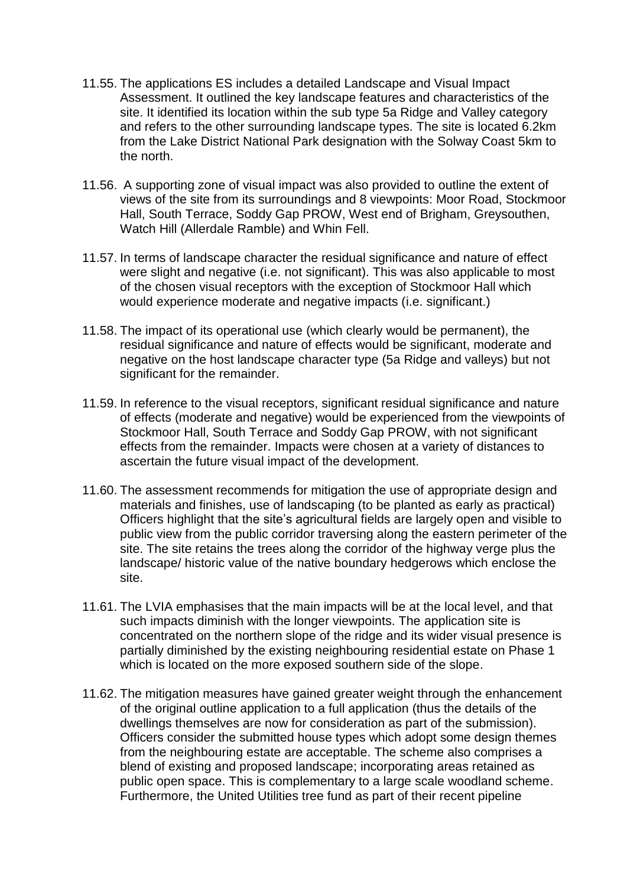11.55. The applications ES includes a detailed Landscape and Visual Impact Assessment. It outlined the key landscape features and characteristics of the site. It identified its location within the sub type 5a Ridge and Valley category and refers to the other surrounding landscape types. The site is located 6.2km from the Lake District National Park designation with the Solway Coast 5km to the north.

11.56. A supporting zone of visual impact was also provided to outline the extent of views of the site from its surroundings and 8 viewpoints: Moor Road, Stockmoor Hall, South Terrace, Soddy Gap PROW, West end of Brigham, Greysouthen, Watch Hill (Allerdale Ramble) and Whin Fell.

11.57. In terms of landscape character the residual significance and nature of effect were slight and negative (i.e. not significant). This was also applicable to most of the chosen visual receptors with the exception of Stockmoor Hall which would experience moderate and negative impacts (i.e. significant.)

11.58. The impact of its operational use (which clearly would be permanent), the residual significance and nature of effects would be significant, moderate and negative on the host landscape character type (5a Ridge and valleys) but not significant for the remainder.

11.59. In reference to the visual receptors, significant residual significance and nature of effects (moderate and negative) would be experienced from the viewpoints of Stockmoor Hall, South Terrace and Soddy Gap PROW, with not significant effects from the remainder. Impacts were chosen at a variety of distances to ascertain the future visual impact of the development.

11.60. The assessment recommends for mitigation the use of appropriate design and materials and finishes, use of landscaping (to be planted as early as practical) Officers highlight that the site's agricultural fields are largely open and visible to public view from the public corridor traversing along the eastern perimeter of the site. The site retains the trees along the corridor of the highway verge plus the landscape/ historic value of the native boundary hedgerows which enclose the site.

11.61. The LVIA emphasises that the main impacts will be at the local level, and that such impacts diminish with the longer viewpoints. The application site is concentrated on the northern slope of the ridge and its wider visual presence is partially diminished by the existing neighbouring residential estate on Phase 1 which is located on the more exposed southern side of the slope.

11.62. The mitigation measures have gained greater weight through the enhancement of the original outline application to a full application (thus the details of the dwellings themselves are now for consideration as part of the submission). Officers consider the submitted house types which adopt some design themes from the neighbouring estate are acceptable. The scheme also comprises a blend of existing and proposed landscape; incorporating areas retained as public open space. This is complementary to a large scale woodland scheme. Furthermore, the United Utilities tree fund as part of their recent pipeline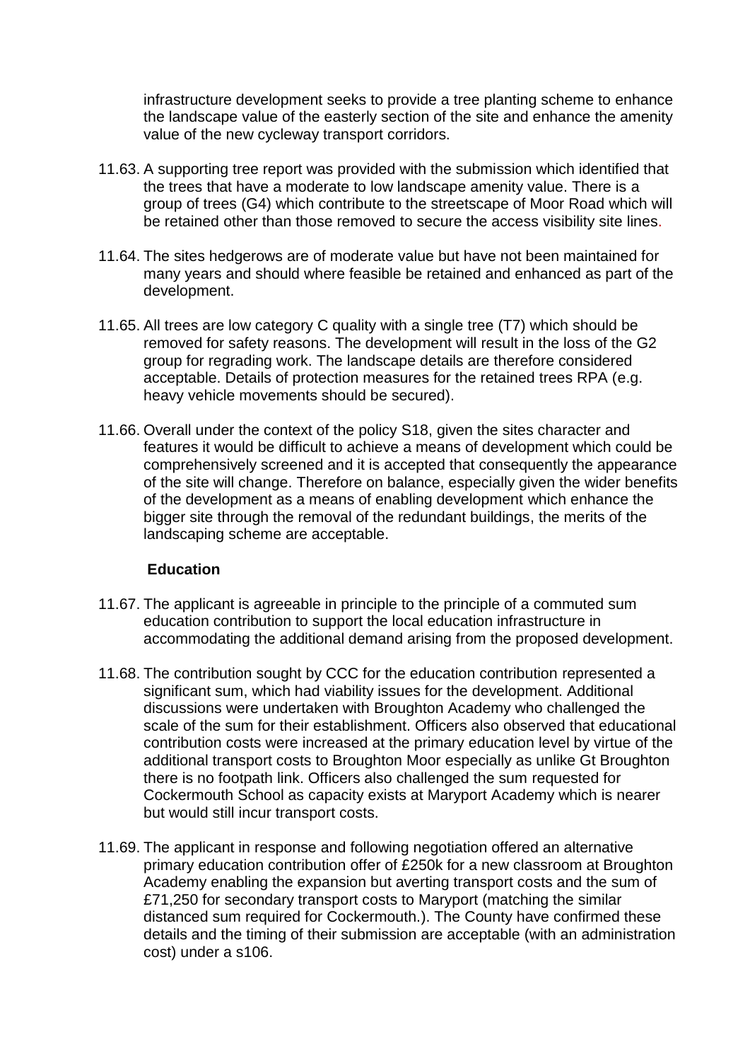infrastructure development seeks to provide a tree planting scheme to enhance the landscape value of the easterly section of the site and enhance the amenity value of the new cycleway transport corridors.

11.63. A supporting tree report was provided with the submission which identified that the trees that have a moderate to low landscape amenity value. There is a group of trees (G4) which contribute to the streetscape of Moor Road which will be retained other than those removed to secure the access visibility site lines.

11.64. The sites hedgerows are of moderate value but have not been maintained for many years and should where feasible be retained and enhanced as part of the development.

11.65. All trees are low category C quality with a single tree (T7) which should be removed for safety reasons. The development will result in the loss of the G2 group for regrading work. The landscape details are therefore considered acceptable. Details of protection measures for the retained trees RPA (e.g. heavy vehicle movements should be secured).

11.66. Overall under the context of the policy S18, given the sites character and features it would be difficult to achieve a means of development which could be comprehensively screened and it is accepted that consequently the appearance of the site will change. Therefore on balance, especially given the wider benefits of the development as a means of enabling development which enhance the bigger site through the removal of the redundant buildings, the merits of the landscaping scheme are acceptable.

**Education**

11.67. The applicant is agreeable in principle to the principle of a commuted sum education contribution to support the local education infrastructure in accommodating the additional demand arising from the proposed development.

11.68. The contribution sought by CCC for the education contribution represented a significant sum, which had viability issues for the development. Additional discussions were undertaken with Broughton Academy who challenged the scale of the sum for their establishment. Officers also observed that educational contribution costs were increased at the primary education level by virtue of the additional transport costs to Broughton Moor especially as unlike Gt Broughton there is no footpath link. Officers also challenged the sum requested for Cockermouth School as capacity exists at Maryport Academy which is nearer but would still incur transport costs.

11.69. The applicant in response and following negotiation offered an alternative primary education contribution offer of £250k for a new classroom at Broughton Academy enabling the expansion but averting transport costs and the sum of £71,250 for secondary transport costs to Maryport (matching the similar distanced sum required for Cockermouth.). The County have confirmed these details and the timing of their submission are acceptable (with an administration cost) under a s106.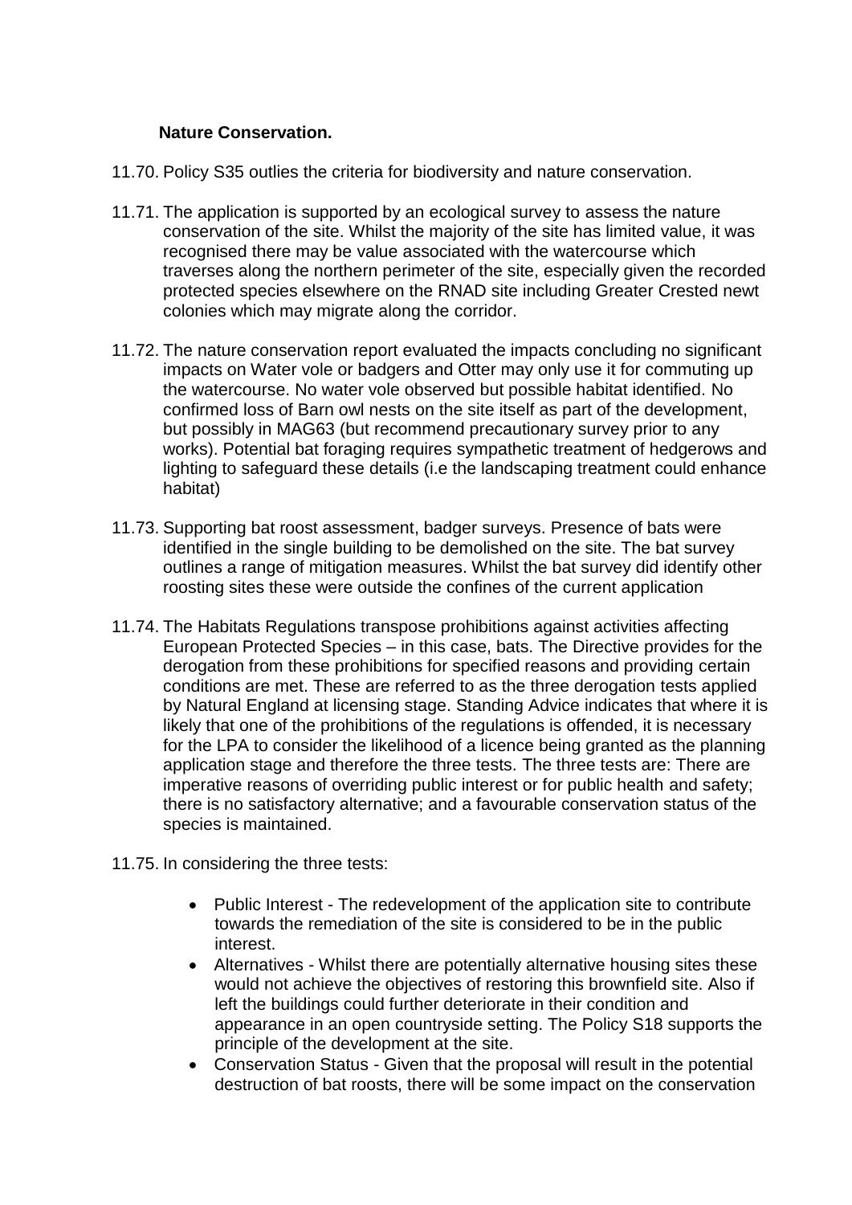**Nature Conservation.**

11.70. Policy S35 outlies the criteria for biodiversity and nature conservation.

11.71. The application is supported by an ecological survey to assess the nature conservation of the site. Whilst the majority of the site has limited value, it was recognised there may be value associated with the watercourse which traverses along the northern perimeter of the site, especially given the recorded protected species elsewhere on the RNAD site including Greater Crested newt colonies which may migrate along the corridor.

11.72. The nature conservation report evaluated the impacts concluding no significant impacts on Water vole or badgers and Otter may only use it for commuting up the watercourse. No water vole observed but possible habitat identified. No confirmed loss of Barn owl nests on the site itself as part of the development, but possibly in MAG63 (but recommend precautionary survey prior to any works). Potential bat foraging requires sympathetic treatment of hedgerows and lighting to safeguard these details (i.e the landscaping treatment could enhance habitat)

11.73. Supporting bat roost assessment, badger surveys. Presence of bats were identified in the single building to be demolished on the site. The bat survey outlines a range of mitigation measures. Whilst the bat survey did identify other roosting sites these were outside the confines of the current application

11.74. The Habitats Regulations transpose prohibitions against activities affecting European Protected Species – in this case, bats. The Directive provides for the derogation from these prohibitions for specified reasons and providing certain conditions are met. These are referred to as the three derogation tests applied by Natural England at licensing stage. Standing Advice indicates that where it is likely that one of the prohibitions of the regulations is offended, it is necessary for the LPA to consider the likelihood of a licence being granted as the planning application stage and therefore the three tests. The three tests are: There are imperative reasons of overriding public interest or for public health and safety; there is no satisfactory alternative; and a favourable conservation status of the species is maintained.

11.75. In considering the three tests:

- Public Interest - The redevelopment of the application site to contribute towards the remediation of the site is considered to be in the public interest.
- Alternatives - Whilst there are potentially alternative housing sites these would not achieve the objectives of restoring this brownfield site. Also if left the buildings could further deteriorate in their condition and appearance in an open countryside setting. The Policy S18 supports the principle of the development at the site.
- Conservation Status - Given that the proposal will result in the potential destruction of bat roosts, there will be some impact on the conservation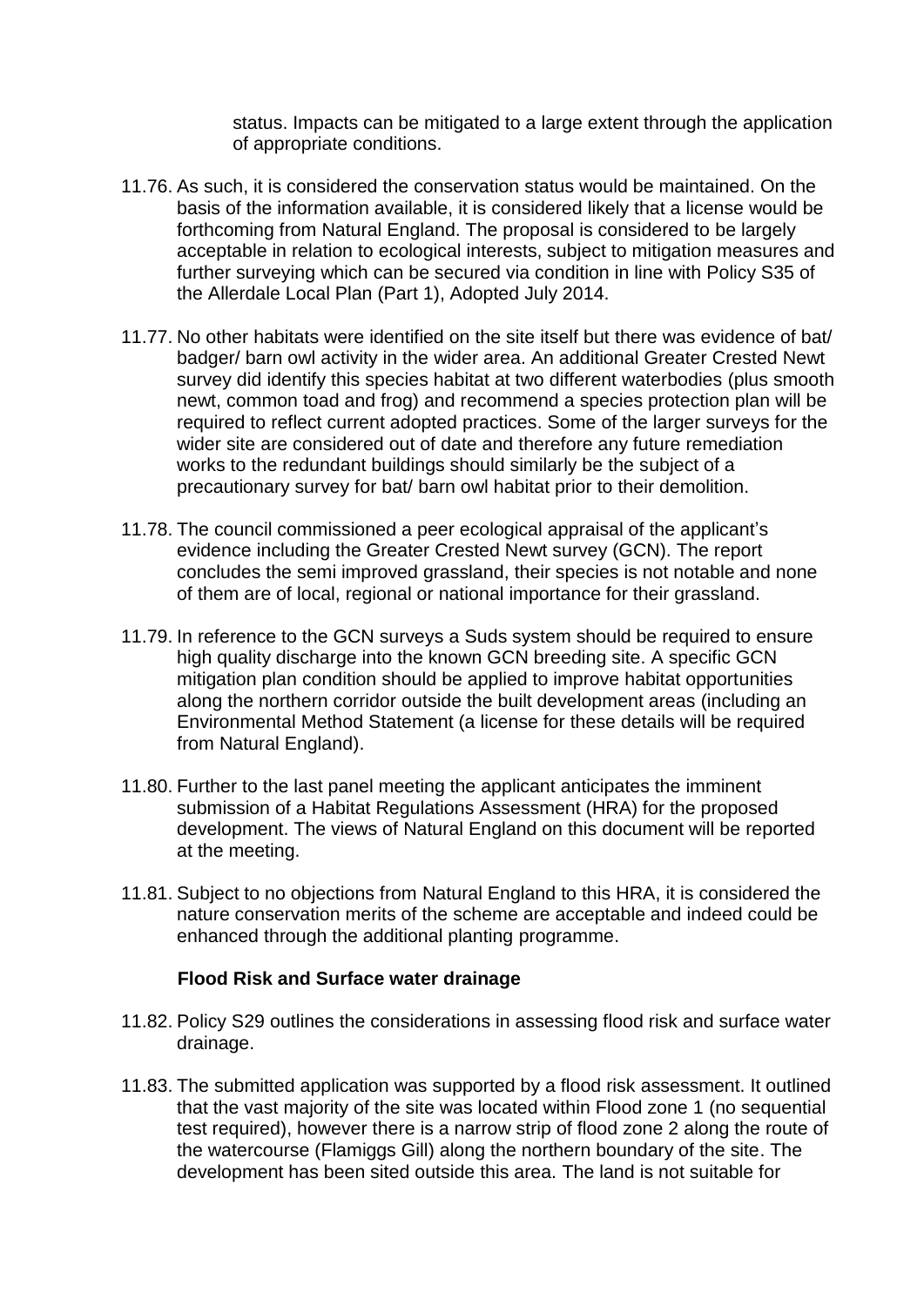status. Impacts can be mitigated to a large extent through the application of appropriate conditions.

11.76. As such, it is considered the conservation status would be maintained. On the basis of the information available, it is considered likely that a license would be forthcoming from Natural England. The proposal is considered to be largely acceptable in relation to ecological interests, subject to mitigation measures and further surveying which can be secured via condition in line with Policy S35 of the Allerdale Local Plan (Part 1), Adopted July 2014.

11.77. No other habitats were identified on the site itself but there was evidence of bat/ badger/ barn owl activity in the wider area. An additional Greater Crested Newt survey did identify this species habitat at two different waterbodies (plus smooth newt, common toad and frog) and recommend a species protection plan will be required to reflect current adopted practices. Some of the larger surveys for the wider site are considered out of date and therefore any future remediation works to the redundant buildings should similarly be the subject of a precautionary survey for bat/ barn owl habitat prior to their demolition.

11.78. The council commissioned a peer ecological appraisal of the applicant's evidence including the Greater Crested Newt survey (GCN). The report concludes the semi improved grassland, their species is not notable and none of them are of local, regional or national importance for their grassland.

11.79. In reference to the GCN surveys a Suds system should be required to ensure high quality discharge into the known GCN breeding site. A specific GCN mitigation plan condition should be applied to improve habitat opportunities along the northern corridor outside the built development areas (including an Environmental Method Statement (a license for these details will be required from Natural England).

11.80. Further to the last panel meeting the applicant anticipates the imminent submission of a Habitat Regulations Assessment (HRA) for the proposed development. The views of Natural England on this document will be reported at the meeting.

11.81. Subject to no objections from Natural England to this HRA, it is considered the nature conservation merits of the scheme are acceptable and indeed could be enhanced through the additional planting programme.

**Flood Risk and Surface water drainage**

11.82. Policy S29 outlines the considerations in assessing flood risk and surface water drainage.

11.83. The submitted application was supported by a flood risk assessment. It outlined that the vast majority of the site was located within Flood zone 1 (no sequential test required), however there is a narrow strip of flood zone 2 along the route of the watercourse (Flamiggs Gill) along the northern boundary of the site. The development has been sited outside this area. The land is not suitable for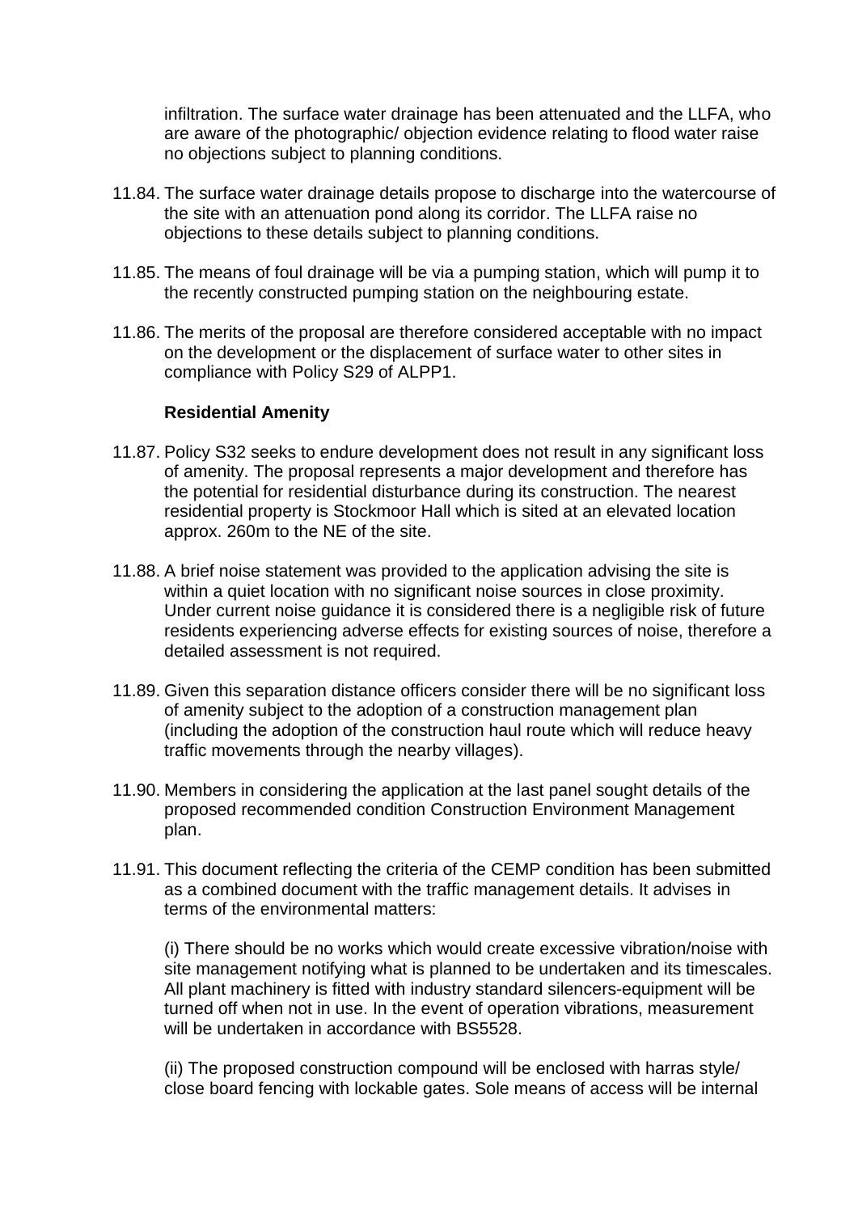infiltration. The surface water drainage has been attenuated and the LLFA, who are aware of the photographic/ objection evidence relating to flood water raise no objections subject to planning conditions.

11.84. The surface water drainage details propose to discharge into the watercourse of the site with an attenuation pond along its corridor. The LLFA raise no objections to these details subject to planning conditions.

11.85. The means of foul drainage will be via a pumping station, which will pump it to the recently constructed pumping station on the neighbouring estate.

11.86. The merits of the proposal are therefore considered acceptable with no impact on the development or the displacement of surface water to other sites in compliance with Policy S29 of ALPP1.

**Residential Amenity**

11.87. Policy S32 seeks to endure development does not result in any significant loss of amenity. The proposal represents a major development and therefore has the potential for residential disturbance during its construction. The nearest residential property is Stockmoor Hall which is sited at an elevated location approx. 260m to the NE of the site.

11.88. A brief noise statement was provided to the application advising the site is within a quiet location with no significant noise sources in close proximity. Under current noise guidance it is considered there is a negligible risk of future residents experiencing adverse effects for existing sources of noise, therefore a detailed assessment is not required.

11.89. Given this separation distance officers consider there will be no significant loss of amenity subject to the adoption of a construction management plan (including the adoption of the construction haul route which will reduce heavy traffic movements through the nearby villages).

11.90. Members in considering the application at the last panel sought details of the proposed recommended condition Construction Environment Management plan.

11.91. This document reflecting the criteria of the CEMP condition has been submitted as a combined document with the traffic management details. It advises in terms of the environmental matters:

(i) There should be no works which would create excessive vibration/noise with site management notifying what is planned to be undertaken and its timescales. All plant machinery is fitted with industry standard silencers-equipment will be turned off when not in use. In the event of operation vibrations, measurement will be undertaken in accordance with BS5528.

(ii) The proposed construction compound will be enclosed with harras style/ close board fencing with lockable gates. Sole means of access will be internal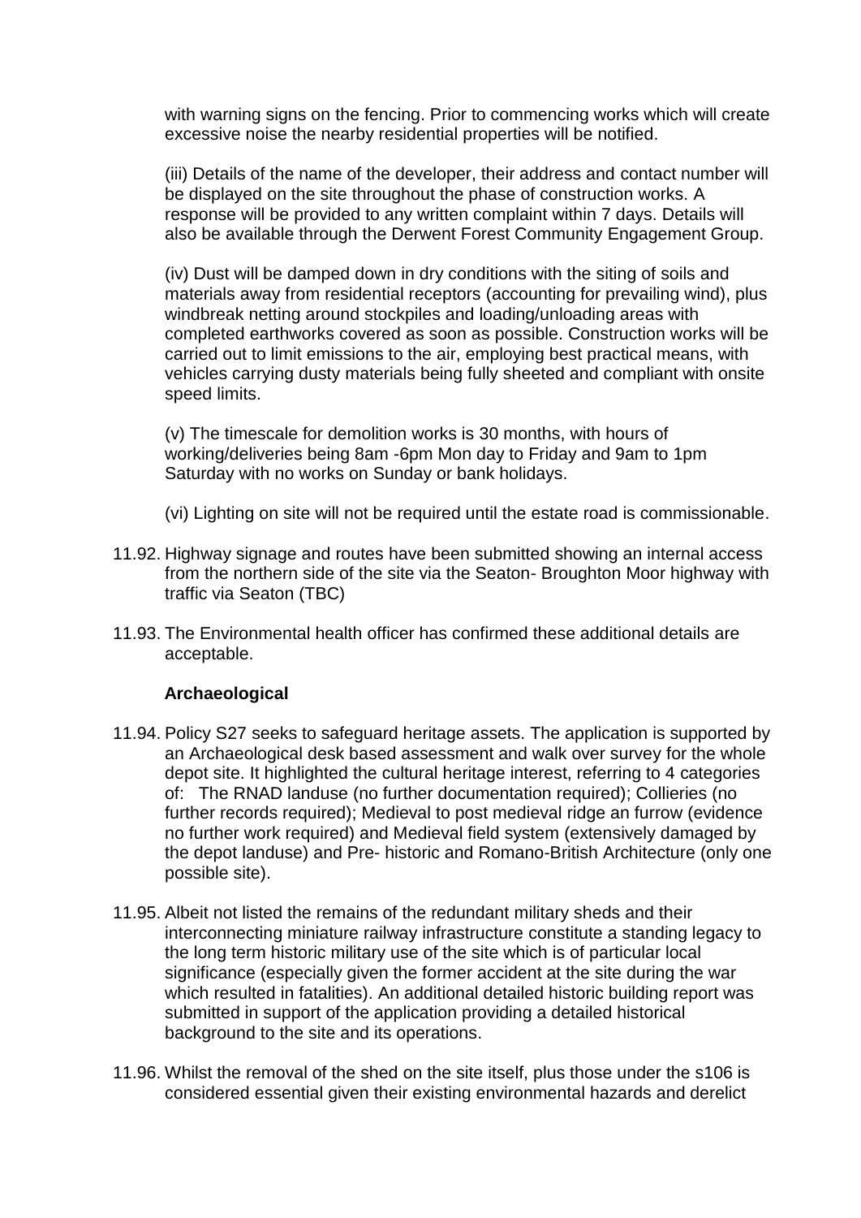with warning signs on the fencing. Prior to commencing works which will create excessive noise the nearby residential properties will be notified.

(iii) Details of the name of the developer, their address and contact number will be displayed on the site throughout the phase of construction works. A response will be provided to any written complaint within 7 days. Details will also be available through the Derwent Forest Community Engagement Group.

(iv) Dust will be damped down in dry conditions with the siting of soils and materials away from residential receptors (accounting for prevailing wind), plus windbreak netting around stockpiles and loading/unloading areas with completed earthworks covered as soon as possible. Construction works will be carried out to limit emissions to the air, employing best practical means, with vehicles carrying dusty materials being fully sheeted and compliant with onsite speed limits.

(v) The timescale for demolition works is 30 months, with hours of working/deliveries being 8am -6pm Mon day to Friday and 9am to 1pm Saturday with no works on Sunday or bank holidays.

(vi) Lighting on site will not be required until the estate road is commissionable.

11.92. Highway signage and routes have been submitted showing an internal access from the northern side of the site via the Seaton- Broughton Moor highway with traffic via Seaton (TBC)

11.93. The Environmental health officer has confirmed these additional details are acceptable.

**Archaeological**

11.94. Policy S27 seeks to safeguard heritage assets. The application is supported by an Archaeological desk based assessment and walk over survey for the whole depot site. It highlighted the cultural heritage interest, referring to 4 categories of: The RNAD landuse (no further documentation required); Collieries (no further records required); Medieval to post medieval ridge an furrow (evidence no further work required) and Medieval field system (extensively damaged by the depot landuse) and Pre- historic and Romano-British Architecture (only one possible site).

11.95. Albeit not listed the remains of the redundant military sheds and their interconnecting miniature railway infrastructure constitute a standing legacy to the long term historic military use of the site which is of particular local significance (especially given the former accident at the site during the war which resulted in fatalities). An additional detailed historic building report was submitted in support of the application providing a detailed historical background to the site and its operations.

11.96. Whilst the removal of the shed on the site itself, plus those under the s106 is considered essential given their existing environmental hazards and derelict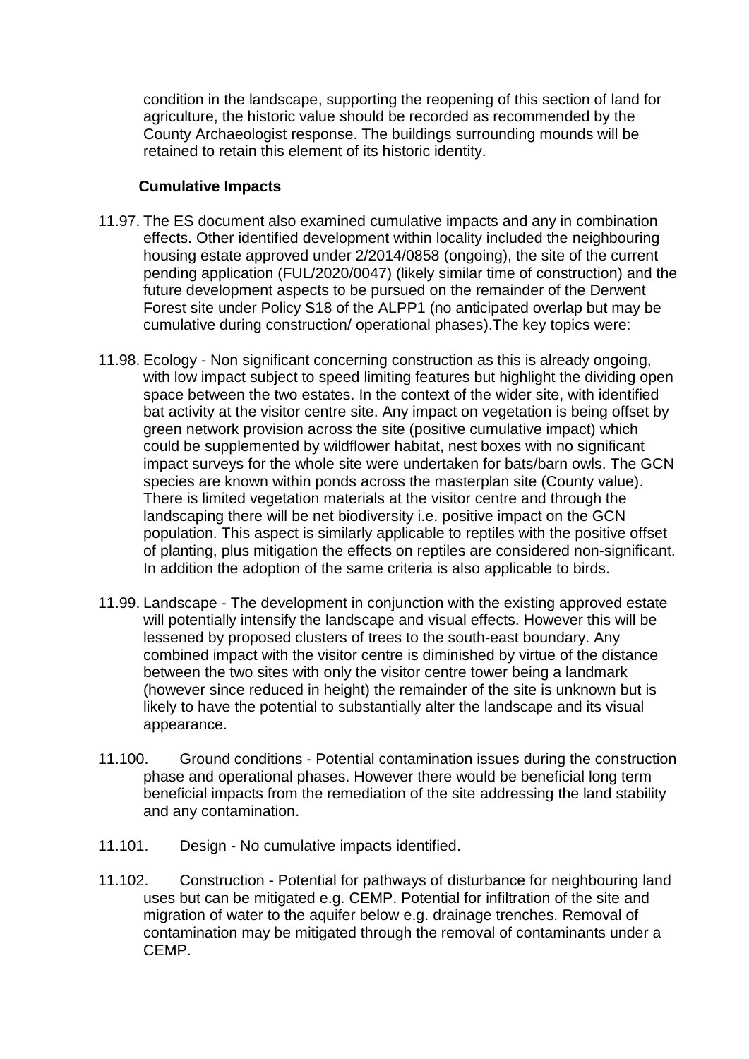condition in the landscape, supporting the reopening of this section of land for agriculture, the historic value should be recorded as recommended by the County Archaeologist response. The buildings surrounding mounds will be retained to retain this element of its historic identity.

**Cumulative Impacts**

11.97. The ES document also examined cumulative impacts and any in combination effects. Other identified development within locality included the neighbouring housing estate approved under 2/2014/0858 (ongoing), the site of the current pending application (FUL/2020/0047) (likely similar time of construction) and the future development aspects to be pursued on the remainder of the Derwent Forest site under Policy S18 of the ALPP1 (no anticipated overlap but may be cumulative during construction/ operational phases).The key topics were:

11.98. Ecology - Non significant concerning construction as this is already ongoing, with low impact subject to speed limiting features but highlight the dividing open space between the two estates. In the context of the wider site, with identified bat activity at the visitor centre site. Any impact on vegetation is being offset by green network provision across the site (positive cumulative impact) which could be supplemented by wildflower habitat, nest boxes with no significant impact surveys for the whole site were undertaken for bats/barn owls. The GCN species are known within ponds across the masterplan site (County value). There is limited vegetation materials at the visitor centre and through the landscaping there will be net biodiversity i.e. positive impact on the GCN population. This aspect is similarly applicable to reptiles with the positive offset of planting, plus mitigation the effects on reptiles are considered non-significant. In addition the adoption of the same criteria is also applicable to birds.

11.99. Landscape - The development in conjunction with the existing approved estate will potentially intensify the landscape and visual effects. However this will be lessened by proposed clusters of trees to the south-east boundary. Any combined impact with the visitor centre is diminished by virtue of the distance between the two sites with only the visitor centre tower being a landmark (however since reduced in height) the remainder of the site is unknown but is likely to have the potential to substantially alter the landscape and its visual appearance.

11.100. Ground conditions - Potential contamination issues during the construction phase and operational phases. However there would be beneficial long term beneficial impacts from the remediation of the site addressing the land stability and any contamination.

11.101. Design - No cumulative impacts identified.

11.102. Construction - Potential for pathways of disturbance for neighbouring land uses but can be mitigated e.g. CEMP. Potential for infiltration of the site and migration of water to the aquifer below e.g. drainage trenches. Removal of contamination may be mitigated through the removal of contaminants under a CEMP.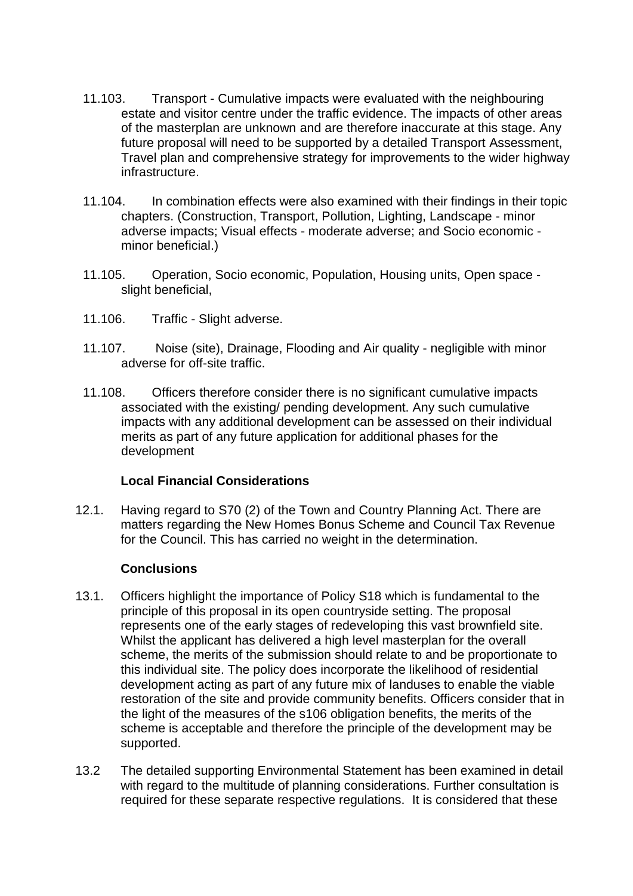11.103. Transport - Cumulative impacts were evaluated with the neighbouring estate and visitor centre under the traffic evidence. The impacts of other areas of the masterplan are unknown and are therefore inaccurate at this stage. Any future proposal will need to be supported by a detailed Transport Assessment, Travel plan and comprehensive strategy for improvements to the wider highway infrastructure.

11.104. In combination effects were also examined with their findings in their topic chapters. (Construction, Transport, Pollution, Lighting, Landscape - minor adverse impacts; Visual effects - moderate adverse; and Socio economic - minor beneficial.)

11.105. Operation, Socio economic, Population, Housing units, Open space - slight beneficial,

11.106. Traffic - Slight adverse.

11.107. Noise (site), Drainage, Flooding and Air quality - negligible with minor adverse for off-site traffic.

11.108. Officers therefore consider there is no significant cumulative impacts associated with the existing/ pending development. Any such cumulative impacts with any additional development can be assessed on their individual merits as part of any future application for additional phases for the development

**Local Financial Considerations**

12.1. Having regard to S70 (2) of the Town and Country Planning Act. There are matters regarding the New Homes Bonus Scheme and Council Tax Revenue for the Council. This has carried no weight in the determination.

**Conclusions**

13.1. Officers highlight the importance of Policy S18 which is fundamental to the principle of this proposal in its open countryside setting. The proposal represents one of the early stages of redeveloping this vast brownfield site. Whilst the applicant has delivered a high level masterplan for the overall scheme, the merits of the submission should relate to and be proportionate to this individual site. The policy does incorporate the likelihood of residential development acting as part of any future mix of landuses to enable the viable restoration of the site and provide community benefits. Officers consider that in the light of the measures of the s106 obligation benefits, the merits of the scheme is acceptable and therefore the principle of the development may be supported.

13.2 The detailed supporting Environmental Statement has been examined in detail with regard to the multitude of planning considerations. Further consultation is required for these separate respective regulations. It is considered that these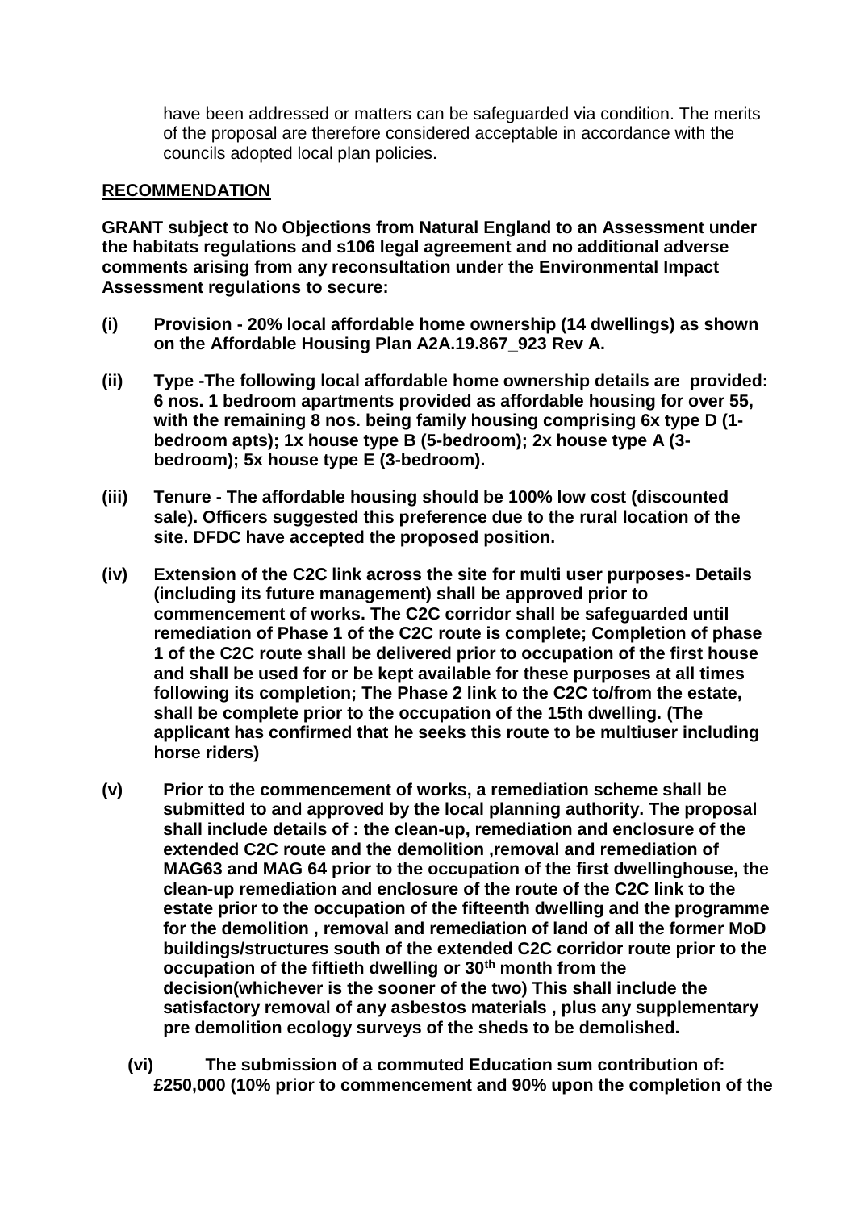have been addressed or matters can be safeguarded via condition. The merits of the proposal are therefore considered acceptable in accordance with the councils adopted local plan policies.

**RECOMMENDATION**

**GRANT subject to No Objections from Natural England to an Assessment under the habitats regulations and s106 legal agreement and no additional adverse comments arising from any reconsultation under the Environmental Impact Assessment regulations to secure:**

**(i) Provision - 20% local affordable home ownership (14 dwellings) as shown on the Affordable Housing Plan A2A.19.867_923 Rev A.**

**(ii) Type -The following local affordable home ownership details are provided: 6 nos. 1 bedroom apartments provided as affordable housing for over 55, with the remaining 8 nos. being family housing comprising 6x type D (1-bedroom apts); 1x house type B (5-bedroom); 2x house type A (3-bedroom); 5x house type E (3-bedroom).**

**(iii) Tenure - The affordable housing should be 100% low cost (discounted sale). Officers suggested this preference due to the rural location of the site. DFDC have accepted the proposed position.**

**(iv) Extension of the C2C link across the site for multi user purposes- Details (including its future management) shall be approved prior to commencement of works. The C2C corridor shall be safeguarded until remediation of Phase 1 of the C2C route is complete; Completion of phase 1 of the C2C route shall be delivered prior to occupation of the first house and shall be used for or be kept available for these purposes at all times following its completion; The Phase 2 link to the C2C to/from the estate, shall be complete prior to the occupation of the 15th dwelling. (The applicant has confirmed that he seeks this route to be multiuser including horse riders)**

**(v) Prior to the commencement of works, a remediation scheme shall be submitted to and approved by the local planning authority. The proposal shall include details of : the clean-up, remediation and enclosure of the extended C2C route and the demolition ,removal and remediation of MAG63 and MAG 64 prior to the occupation of the first dwellinghouse, the clean-up remediation and enclosure of the route of the C2C link to the estate prior to the occupation of the fifteenth dwelling and the programme for the demolition , removal and remediation of land of all the former MoD buildings/structures south of the extended C2C corridor route prior to the occupation of the fiftieth dwelling or 30th month from the decision(whichever is the sooner of the two) This shall include the satisfactory removal of any asbestos materials , plus any supplementary pre demolition ecology surveys of the sheds to be demolished.**

**(vi) The submission of a commuted Education sum contribution of: £250,000 (10% prior to commencement and 90% upon the completion of the**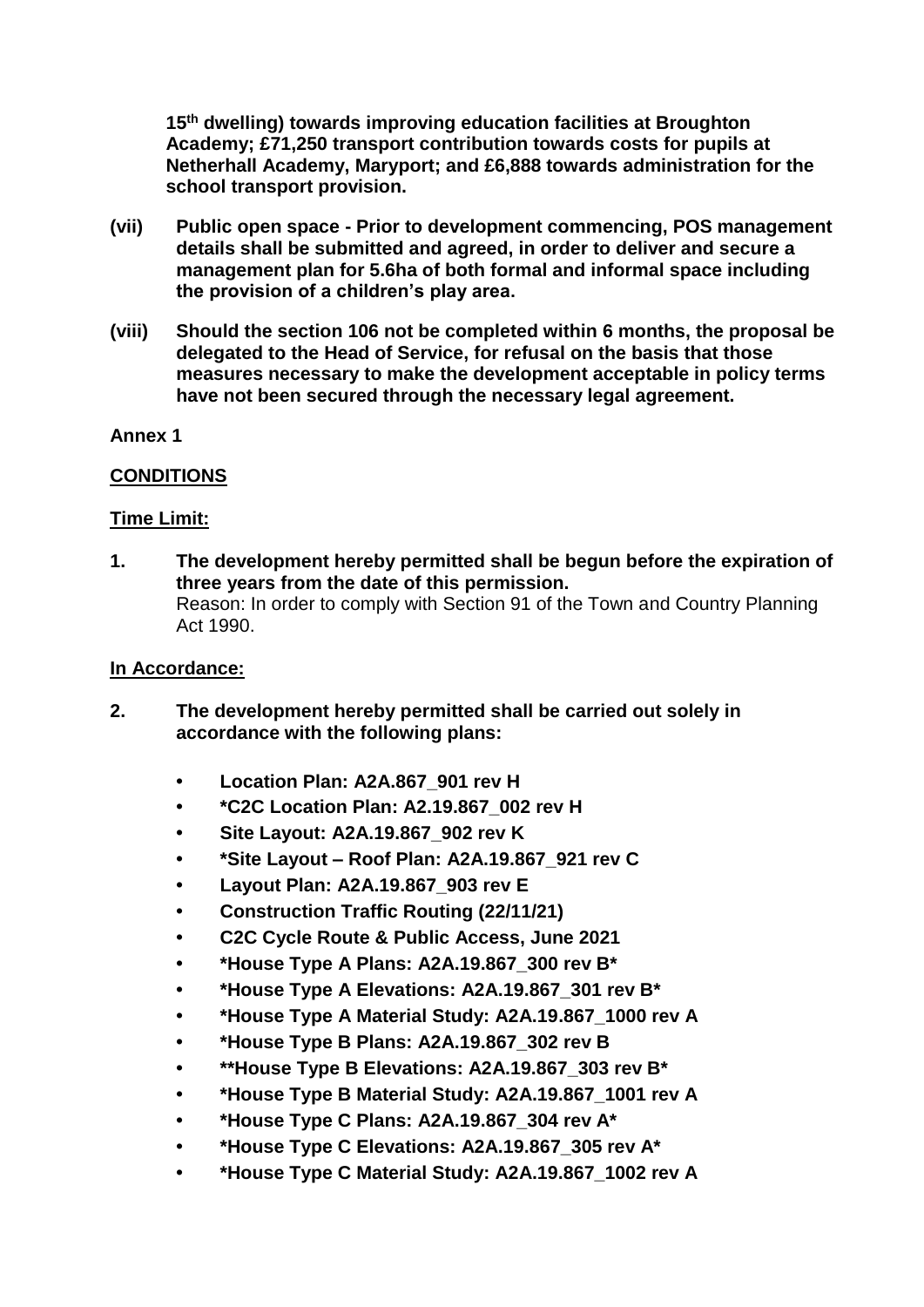**15th dwelling) towards improving education facilities at Broughton Academy; £71,250 transport contribution towards costs for pupils at Netherhall Academy, Maryport; and £6,888 towards administration for the school transport provision.**

**(vii) Public open space - Prior to development commencing, POS management details shall be submitted and agreed, in order to deliver and secure a management plan for 5.6ha of both formal and informal space including the provision of a children's play area.**

**(viii) Should the section 106 not be completed within 6 months, the proposal be delegated to the Head of Service, for refusal on the basis that those measures necessary to make the development acceptable in policy terms have not been secured through the necessary legal agreement.**

**Annex 1**

**CONDITIONS**

**Time Limit:**

**1. The development hereby permitted shall be begun before the expiration of three years from the date of this permission.**
Reason: In order to comply with Section 91 of the Town and Country Planning Act 1990.

**In Accordance:**

**2. The development hereby permitted shall be carried out solely in accordance with the following plans:**

- **Location Plan: A2A.867_901 rev H**
- **\*C2C Location Plan: A2.19.867_002 rev H**
- **Site Layout: A2A.19.867_902 rev K**
- **\*Site Layout – Roof Plan: A2A.19.867_921 rev C**
- **Layout Plan: A2A.19.867_903 rev E**
- **Construction Traffic Routing (22/11/21)**
- **C2C Cycle Route & Public Access, June 2021**
- **\*House Type A Plans: A2A.19.867_300 rev B\***
- **\*House Type A Elevations: A2A.19.867_301 rev B\***
- **\*House Type A Material Study: A2A.19.867_1000 rev A**
- **\*House Type B Plans: A2A.19.867_302 rev B**
- **\*\*House Type B Elevations: A2A.19.867_303 rev B\***
- **\*House Type B Material Study: A2A.19.867_1001 rev A**
- **\*House Type C Plans: A2A.19.867_304 rev A\***
- **\*House Type C Elevations: A2A.19.867_305 rev A\***
- **\*House Type C Material Study: A2A.19.867_1002 rev A**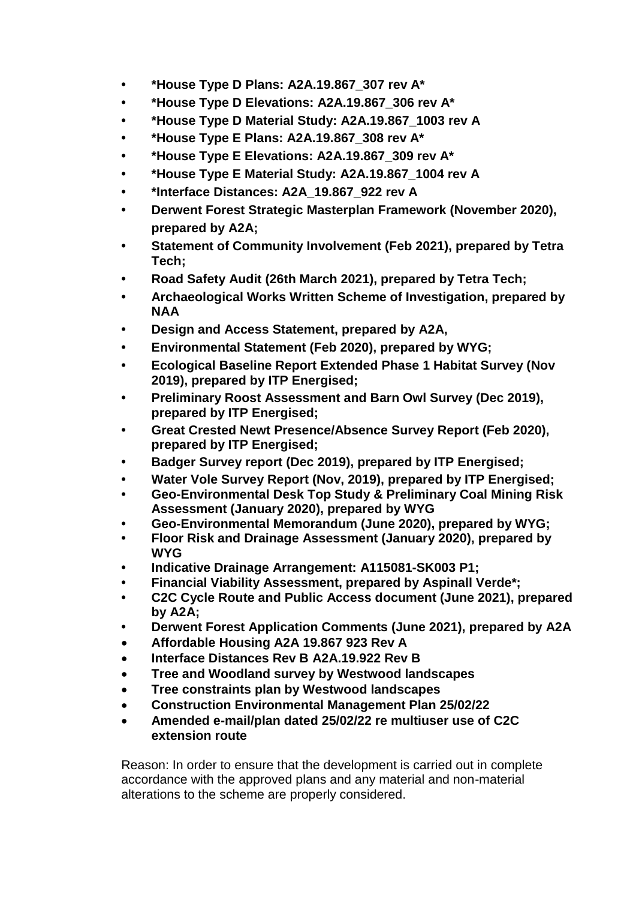- **\*House Type D Plans: A2A.19.867_307 rev A\***
- **\*House Type D Elevations: A2A.19.867_306 rev A\***
- **\*House Type D Material Study: A2A.19.867_1003 rev A**
- **\*House Type E Plans: A2A.19.867_308 rev A\***
- **\*House Type E Elevations: A2A.19.867_309 rev A\***
- **\*House Type E Material Study: A2A.19.867_1004 rev A**
- **\*Interface Distances: A2A_19.867_922 rev A**
- **Derwent Forest Strategic Masterplan Framework (November 2020), prepared by A2A;**
- **Statement of Community Involvement (Feb 2021), prepared by Tetra Tech;**
- **Road Safety Audit (26th March 2021), prepared by Tetra Tech;**
- **Archaeological Works Written Scheme of Investigation, prepared by NAA**
- **Design and Access Statement, prepared by A2A,**
- **Environmental Statement (Feb 2020), prepared by WYG;**
- **Ecological Baseline Report Extended Phase 1 Habitat Survey (Nov 2019), prepared by ITP Energised;**
- **Preliminary Roost Assessment and Barn Owl Survey (Dec 2019), prepared by ITP Energised;**
- **Great Crested Newt Presence/Absence Survey Report (Feb 2020), prepared by ITP Energised;**
- **Badger Survey report (Dec 2019), prepared by ITP Energised;**
- **Water Vole Survey Report (Nov, 2019), prepared by ITP Energised;**
- **Geo-Environmental Desk Top Study & Preliminary Coal Mining Risk Assessment (January 2020), prepared by WYG**
- **Geo-Environmental Memorandum (June 2020), prepared by WYG;**
- **Floor Risk and Drainage Assessment (January 2020), prepared by WYG**
- **Indicative Drainage Arrangement: A115081-SK003 P1;**
- **Financial Viability Assessment, prepared by Aspinall Verde\*;**
- **C2C Cycle Route and Public Access document (June 2021), prepared by A2A;**
- **Derwent Forest Application Comments (June 2021), prepared by A2A**
- **Affordable Housing A2A 19.867 923 Rev A**
- **Interface Distances Rev B A2A.19.922 Rev B**
- **Tree and Woodland survey by Westwood landscapes**
- **Tree constraints plan by Westwood landscapes**
- **Construction Environmental Management Plan 25/02/22**
- **Amended e-mail/plan dated 25/02/22 re multiuser use of C2C extension route**

Reason: In order to ensure that the development is carried out in complete accordance with the approved plans and any material and non-material alterations to the scheme are properly considered.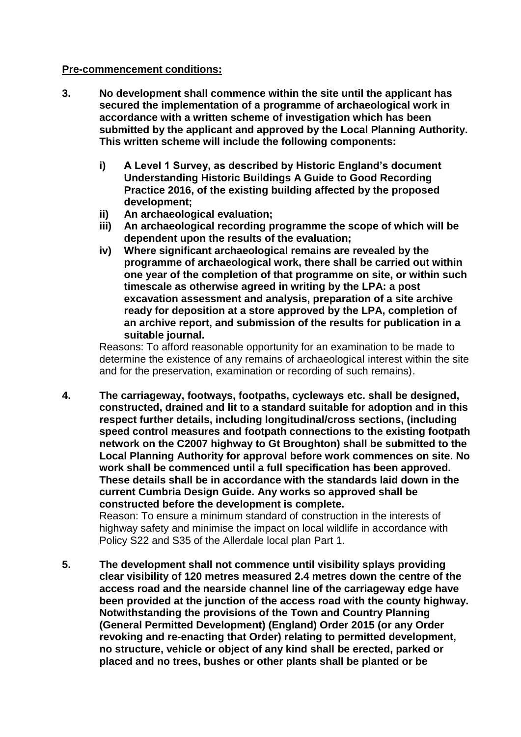**Pre-commencement conditions:**

**3. No development shall commence within the site until the applicant has secured the implementation of a programme of archaeological work in accordance with a written scheme of investigation which has been submitted by the applicant and approved by the Local Planning Authority. This written scheme will include the following components:**

- **i) A Level 1 Survey, as described by Historic England's document Understanding Historic Buildings A Guide to Good Recording Practice 2016, of the existing building affected by the proposed development;**
- **ii) An archaeological evaluation;**
- **iii) An archaeological recording programme the scope of which will be dependent upon the results of the evaluation;**
- **iv) Where significant archaeological remains are revealed by the programme of archaeological work, there shall be carried out within one year of the completion of that programme on site, or within such timescale as otherwise agreed in writing by the LPA: a post excavation assessment and analysis, preparation of a site archive ready for deposition at a store approved by the LPA, completion of an archive report, and submission of the results for publication in a suitable journal.**

Reasons: To afford reasonable opportunity for an examination to be made to determine the existence of any remains of archaeological interest within the site and for the preservation, examination or recording of such remains).

**4. The carriageway, footways, footpaths, cycleways etc. shall be designed, constructed, drained and lit to a standard suitable for adoption and in this respect further details, including longitudinal/cross sections, (including speed control measures and footpath connections to the existing footpath network on the C2007 highway to Gt Broughton) shall be submitted to the Local Planning Authority for approval before work commences on site. No work shall be commenced until a full specification has been approved. These details shall be in accordance with the standards laid down in the current Cumbria Design Guide. Any works so approved shall be constructed before the development is complete.**

Reason: To ensure a minimum standard of construction in the interests of highway safety and minimise the impact on local wildlife in accordance with Policy S22 and S35 of the Allerdale local plan Part 1.

**5. The development shall not commence until visibility splays providing clear visibility of 120 metres measured 2.4 metres down the centre of the access road and the nearside channel line of the carriageway edge have been provided at the junction of the access road with the county highway. Notwithstanding the provisions of the Town and Country Planning (General Permitted Development) (England) Order 2015 (or any Order revoking and re-enacting that Order) relating to permitted development, no structure, vehicle or object of any kind shall be erected, parked or placed and no trees, bushes or other plants shall be planted or be**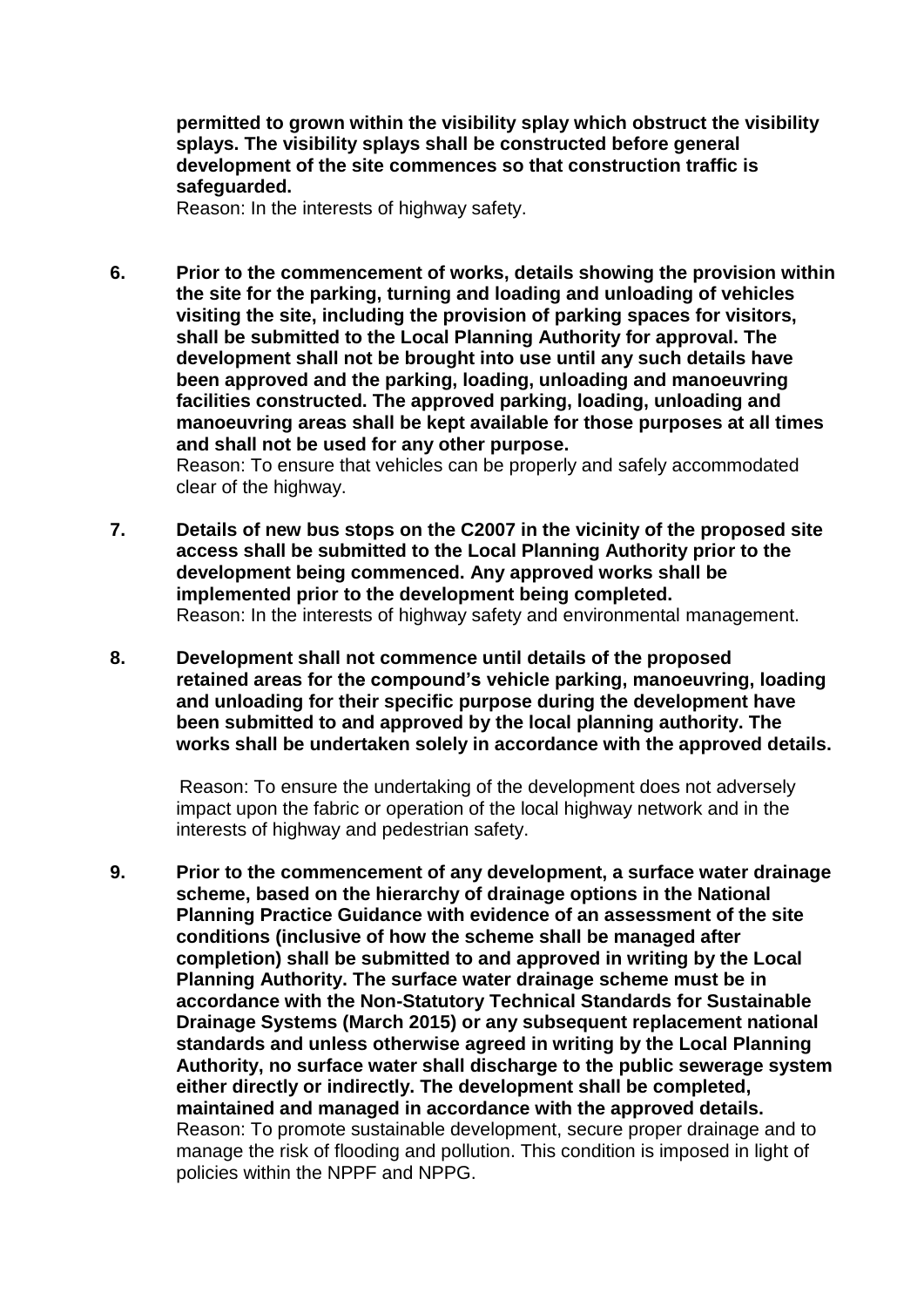**permitted to grown within the visibility splay which obstruct the visibility splays. The visibility splays shall be constructed before general development of the site commences so that construction traffic is safeguarded.**
Reason: In the interests of highway safety.

6. **Prior to the commencement of works, details showing the provision within the site for the parking, turning and loading and unloading of vehicles visiting the site, including the provision of parking spaces for visitors, shall be submitted to the Local Planning Authority for approval. The development shall not be brought into use until any such details have been approved and the parking, loading, unloading and manoeuvring facilities constructed. The approved parking, loading, unloading and manoeuvring areas shall be kept available for those purposes at all times and shall not be used for any other purpose.**
Reason: To ensure that vehicles can be properly and safely accommodated clear of the highway.

7. **Details of new bus stops on the C2007 in the vicinity of the proposed site access shall be submitted to the Local Planning Authority prior to the development being commenced. Any approved works shall be implemented prior to the development being completed.**
Reason: In the interests of highway safety and environmental management.

8. **Development shall not commence until details of the proposed retained areas for the compound's vehicle parking, manoeuvring, loading and unloading for their specific purpose during the development have been submitted to and approved by the local planning authority. The works shall be undertaken solely in accordance with the approved details.**

   Reason: To ensure the undertaking of the development does not adversely impact upon the fabric or operation of the local highway network and in the interests of highway and pedestrian safety.

9. **Prior to the commencement of any development, a surface water drainage scheme, based on the hierarchy of drainage options in the National Planning Practice Guidance with evidence of an assessment of the site conditions (inclusive of how the scheme shall be managed after completion) shall be submitted to and approved in writing by the Local Planning Authority. The surface water drainage scheme must be in accordance with the Non-Statutory Technical Standards for Sustainable Drainage Systems (March 2015) or any subsequent replacement national standards and unless otherwise agreed in writing by the Local Planning Authority, no surface water shall discharge to the public sewerage system either directly or indirectly. The development shall be completed, maintained and managed in accordance with the approved details.**
Reason: To promote sustainable development, secure proper drainage and to manage the risk of flooding and pollution. This condition is imposed in light of policies within the NPPF and NPPG.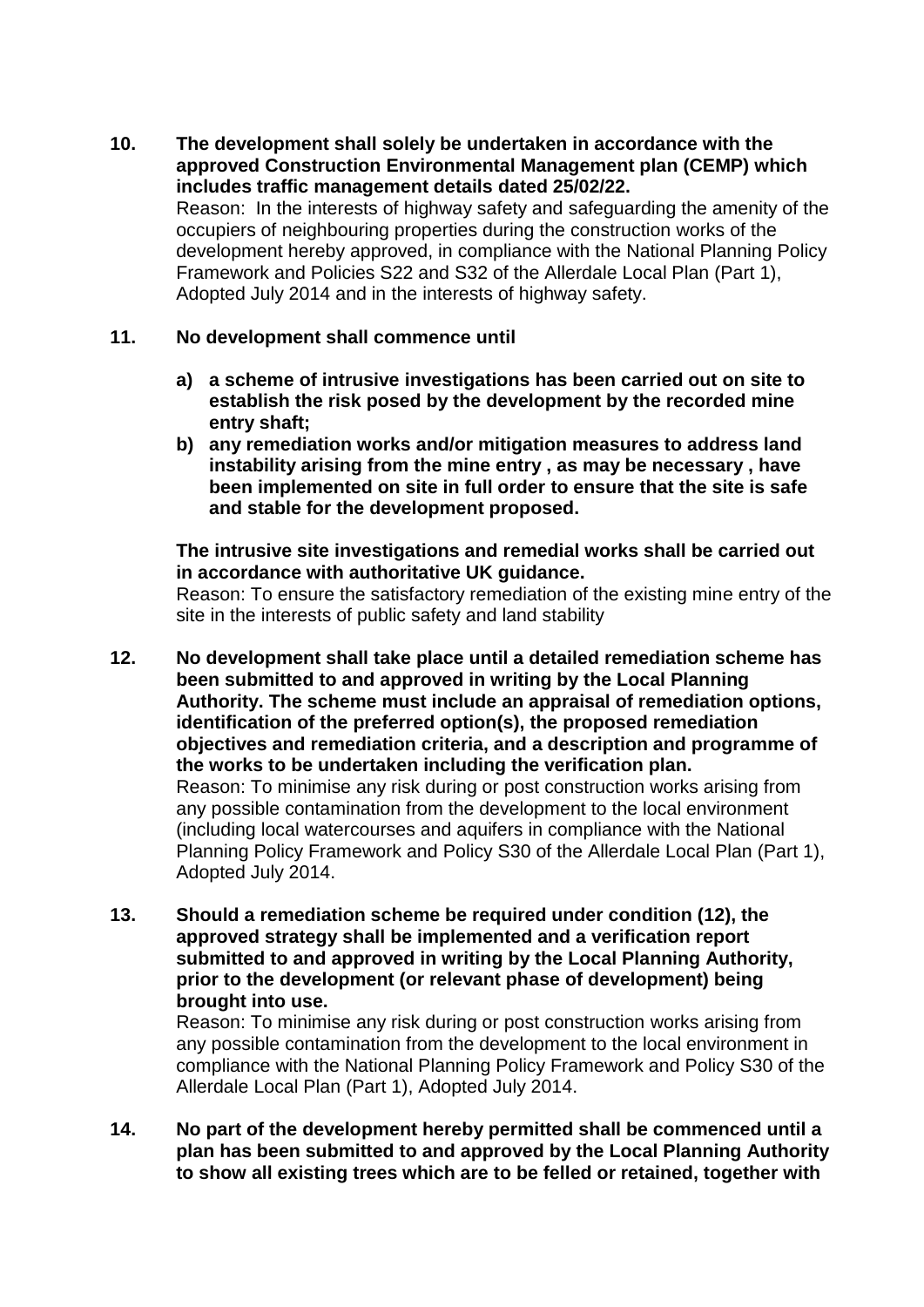**10. The development shall solely be undertaken in accordance with the approved Construction Environmental Management plan (CEMP) which includes traffic management details dated 25/02/22.**

Reason: In the interests of highway safety and safeguarding the amenity of the occupiers of neighbouring properties during the construction works of the development hereby approved, in compliance with the National Planning Policy Framework and Policies S22 and S32 of the Allerdale Local Plan (Part 1), Adopted July 2014 and in the interests of highway safety.

**11. No development shall commence until**

**a) a scheme of intrusive investigations has been carried out on site to establish the risk posed by the development by the recorded mine entry shaft;**

**b) any remediation works and/or mitigation measures to address land instability arising from the mine entry , as may be necessary , have been implemented on site in full order to ensure that the site is safe and stable for the development proposed.**

**The intrusive site investigations and remedial works shall be carried out in accordance with authoritative UK guidance.**

Reason: To ensure the satisfactory remediation of the existing mine entry of the site in the interests of public safety and land stability

**12. No development shall take place until a detailed remediation scheme has been submitted to and approved in writing by the Local Planning Authority. The scheme must include an appraisal of remediation options, identification of the preferred option(s), the proposed remediation objectives and remediation criteria, and a description and programme of the works to be undertaken including the verification plan.**

Reason: To minimise any risk during or post construction works arising from any possible contamination from the development to the local environment (including local watercourses and aquifers in compliance with the National Planning Policy Framework and Policy S30 of the Allerdale Local Plan (Part 1), Adopted July 2014.

**13. Should a remediation scheme be required under condition (12), the approved strategy shall be implemented and a verification report submitted to and approved in writing by the Local Planning Authority, prior to the development (or relevant phase of development) being brought into use.**

Reason: To minimise any risk during or post construction works arising from any possible contamination from the development to the local environment in compliance with the National Planning Policy Framework and Policy S30 of the Allerdale Local Plan (Part 1), Adopted July 2014.

**14. No part of the development hereby permitted shall be commenced until a plan has been submitted to and approved by the Local Planning Authority to show all existing trees which are to be felled or retained, together with**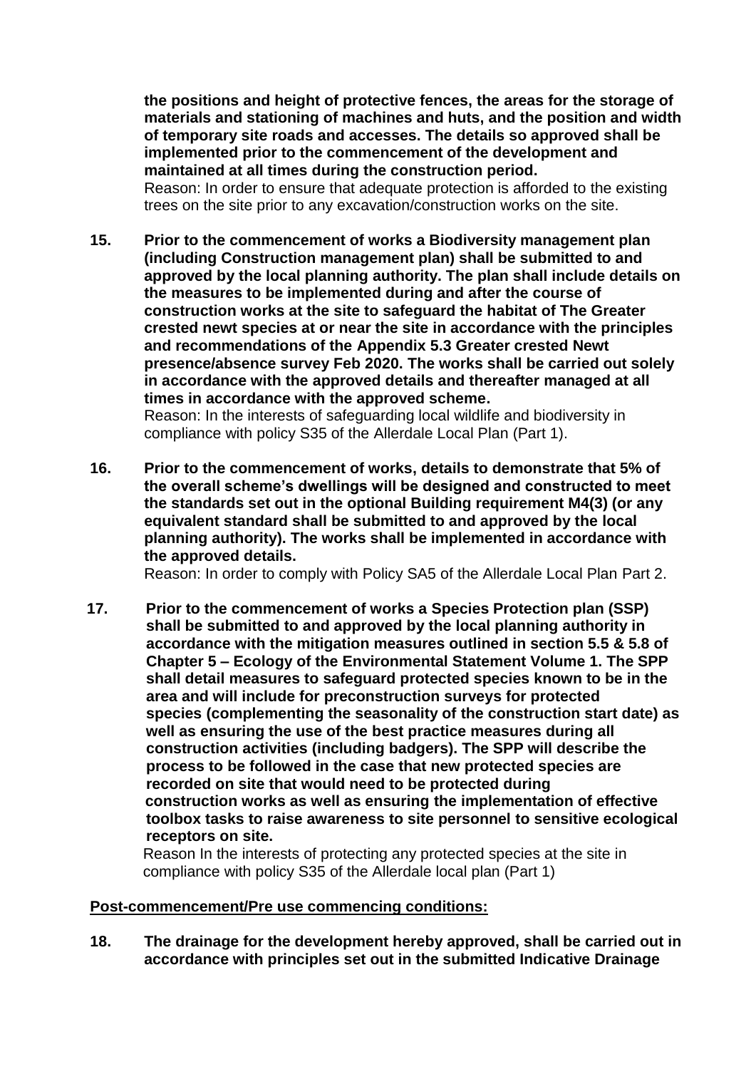**the positions and height of protective fences, the areas for the storage of materials and stationing of machines and huts, and the position and width of temporary site roads and accesses. The details so approved shall be implemented prior to the commencement of the development and maintained at all times during the construction period.**
Reason: In order to ensure that adequate protection is afforded to the existing trees on the site prior to any excavation/construction works on the site.

15. **Prior to the commencement of works a Biodiversity management plan (including Construction management plan) shall be submitted to and approved by the local planning authority. The plan shall include details on the measures to be implemented during and after the course of construction works at the site to safeguard the habitat of The Greater crested newt species at or near the site in accordance with the principles and recommendations of the Appendix 5.3 Greater crested Newt presence/absence survey Feb 2020. The works shall be carried out solely in accordance with the approved details and thereafter managed at all times in accordance with the approved scheme.**
Reason: In the interests of safeguarding local wildlife and biodiversity in compliance with policy S35 of the Allerdale Local Plan (Part 1).

16. **Prior to the commencement of works, details to demonstrate that 5% of the overall scheme's dwellings will be designed and constructed to meet the standards set out in the optional Building requirement M4(3) (or any equivalent standard shall be submitted to and approved by the local planning authority). The works shall be implemented in accordance with the approved details.**
Reason: In order to comply with Policy SA5 of the Allerdale Local Plan Part 2.

17. **Prior to the commencement of works a Species Protection plan (SSP) shall be submitted to and approved by the local planning authority in accordance with the mitigation measures outlined in section 5.5 & 5.8 of Chapter 5 – Ecology of the Environmental Statement Volume 1. The SPP shall detail measures to safeguard protected species known to be in the area and will include for preconstruction surveys for protected species (complementing the seasonality of the construction start date) as well as ensuring the use of the best practice measures during all construction activities (including badgers). The SPP will describe the process to be followed in the case that new protected species are recorded on site that would need to be protected during construction works as well as ensuring the implementation of effective toolbox tasks to raise awareness to site personnel to sensitive ecological receptors on site.**
Reason In the interests of protecting any protected species at the site in compliance with policy S35 of the Allerdale local plan (Part 1)

**Post-commencement/Pre use commencing conditions:**

18. **The drainage for the development hereby approved, shall be carried out in accordance with principles set out in the submitted Indicative Drainage**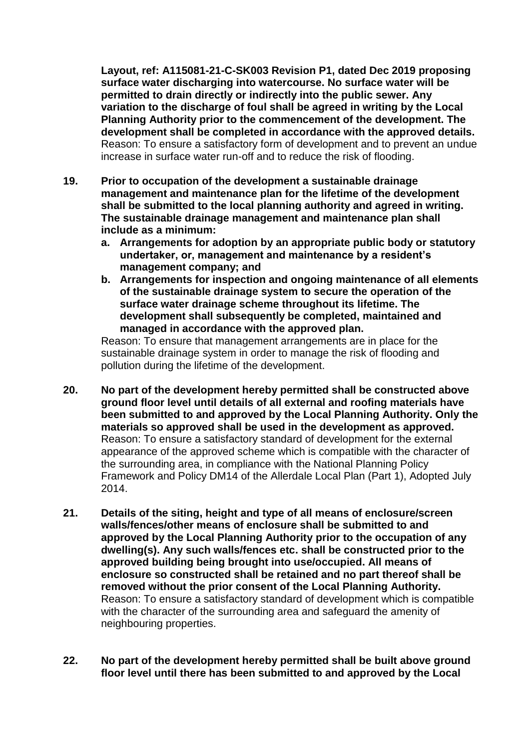**Layout, ref: A115081-21-C-SK003 Revision P1, dated Dec 2019 proposing surface water discharging into watercourse. No surface water will be permitted to drain directly or indirectly into the public sewer. Any variation to the discharge of foul shall be agreed in writing by the Local Planning Authority prior to the commencement of the development. The development shall be completed in accordance with the approved details.**
Reason: To ensure a satisfactory form of development and to prevent an undue increase in surface water run-off and to reduce the risk of flooding.

19. **Prior to occupation of the development a sustainable drainage management and maintenance plan for the lifetime of the development shall be submitted to the local planning authority and agreed in writing. The sustainable drainage management and maintenance plan shall include as a minimum:**
    a. **Arrangements for adoption by an appropriate public body or statutory undertaker, or, management and maintenance by a resident's management company; and**
    b. **Arrangements for inspection and ongoing maintenance of all elements of the sustainable drainage system to secure the operation of the surface water drainage scheme throughout its lifetime. The development shall subsequently be completed, maintained and managed in accordance with the approved plan.**

    Reason: To ensure that management arrangements are in place for the sustainable drainage system in order to manage the risk of flooding and pollution during the lifetime of the development.

20. **No part of the development hereby permitted shall be constructed above ground floor level until details of all external and roofing materials have been submitted to and approved by the Local Planning Authority. Only the materials so approved shall be used in the development as approved.**
    Reason: To ensure a satisfactory standard of development for the external appearance of the approved scheme which is compatible with the character of the surrounding area, in compliance with the National Planning Policy Framework and Policy DM14 of the Allerdale Local Plan (Part 1), Adopted July 2014.

21. **Details of the siting, height and type of all means of enclosure/screen walls/fences/other means of enclosure shall be submitted to and approved by the Local Planning Authority prior to the occupation of any dwelling(s). Any such walls/fences etc. shall be constructed prior to the approved building being brought into use/occupied. All means of enclosure so constructed shall be retained and no part thereof shall be removed without the prior consent of the Local Planning Authority.**
    Reason: To ensure a satisfactory standard of development which is compatible with the character of the surrounding area and safeguard the amenity of neighbouring properties.

22. **No part of the development hereby permitted shall be built above ground floor level until there has been submitted to and approved by the Local**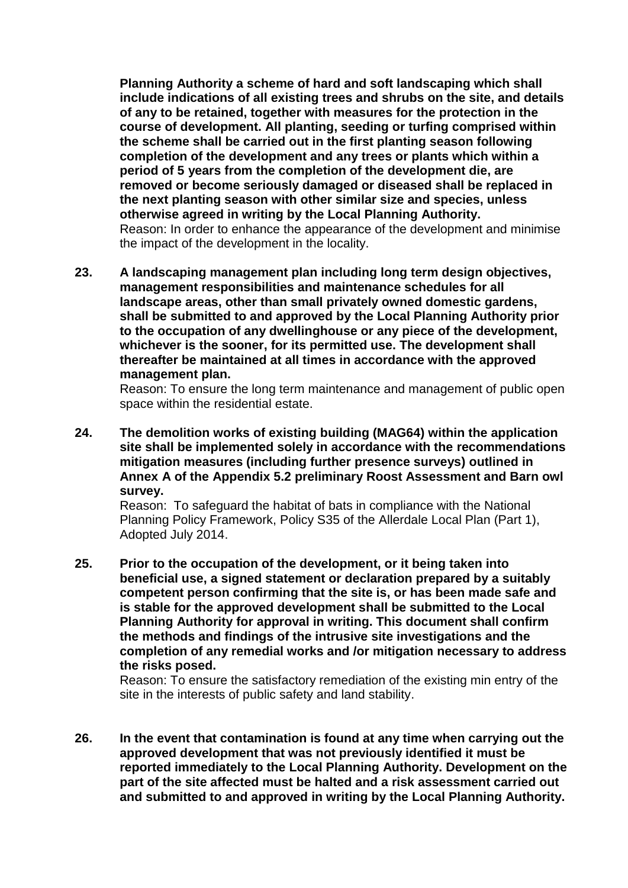**Planning Authority a scheme of hard and soft landscaping which shall include indications of all existing trees and shrubs on the site, and details of any to be retained, together with measures for the protection in the course of development. All planting, seeding or turfing comprised within the scheme shall be carried out in the first planting season following completion of the development and any trees or plants which within a period of 5 years from the completion of the development die, are removed or become seriously damaged or diseased shall be replaced in the next planting season with other similar size and species, unless otherwise agreed in writing by the Local Planning Authority.**

Reason: In order to enhance the appearance of the development and minimise the impact of the development in the locality.

23. **A landscaping management plan including long term design objectives, management responsibilities and maintenance schedules for all landscape areas, other than small privately owned domestic gardens, shall be submitted to and approved by the Local Planning Authority prior to the occupation of any dwellinghouse or any piece of the development, whichever is the sooner, for its permitted use. The development shall thereafter be maintained at all times in accordance with the approved management plan.**

    Reason: To ensure the long term maintenance and management of public open space within the residential estate.

24. **The demolition works of existing building (MAG64) within the application site shall be implemented solely in accordance with the recommendations mitigation measures (including further presence surveys) outlined in Annex A of the Appendix 5.2 preliminary Roost Assessment and Barn owl survey.**

    Reason: To safeguard the habitat of bats in compliance with the National Planning Policy Framework, Policy S35 of the Allerdale Local Plan (Part 1), Adopted July 2014.

25. **Prior to the occupation of the development, or it being taken into beneficial use, a signed statement or declaration prepared by a suitably competent person confirming that the site is, or has been made safe and is stable for the approved development shall be submitted to the Local Planning Authority for approval in writing. This document shall confirm the methods and findings of the intrusive site investigations and the completion of any remedial works and /or mitigation necessary to address the risks posed.**

    Reason: To ensure the satisfactory remediation of the existing min entry of the site in the interests of public safety and land stability.

26. **In the event that contamination is found at any time when carrying out the approved development that was not previously identified it must be reported immediately to the Local Planning Authority. Development on the part of the site affected must be halted and a risk assessment carried out and submitted to and approved in writing by the Local Planning Authority.**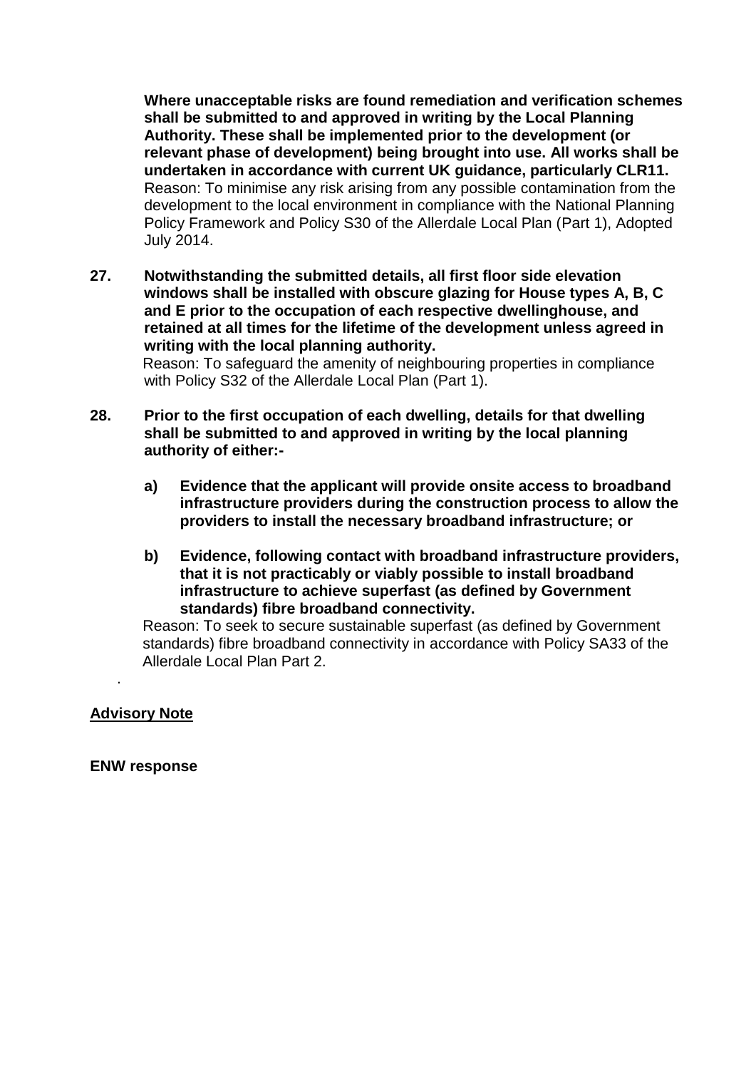**Where unacceptable risks are found remediation and verification schemes shall be submitted to and approved in writing by the Local Planning Authority. These shall be implemented prior to the development (or relevant phase of development) being brought into use. All works shall be undertaken in accordance with current UK guidance, particularly CLR11.**
Reason: To minimise any risk arising from any possible contamination from the development to the local environment in compliance with the National Planning Policy Framework and Policy S30 of the Allerdale Local Plan (Part 1), Adopted July 2014.

**27. Notwithstanding the submitted details, all first floor side elevation windows shall be installed with obscure glazing for House types A, B, C and E prior to the occupation of each respective dwellinghouse, and retained at all times for the lifetime of the development unless agreed in writing with the local planning authority.**
Reason: To safeguard the amenity of neighbouring properties in compliance with Policy S32 of the Allerdale Local Plan (Part 1).

**28. Prior to the first occupation of each dwelling, details for that dwelling shall be submitted to and approved in writing by the local planning authority of either:-**

**a) Evidence that the applicant will provide onsite access to broadband infrastructure providers during the construction process to allow the providers to install the necessary broadband infrastructure; or**

**b) Evidence, following contact with broadband infrastructure providers, that it is not practicably or viably possible to install broadband infrastructure to achieve superfast (as defined by Government standards) fibre broadband connectivity.**

Reason: To seek to secure sustainable superfast (as defined by Government standards) fibre broadband connectivity in accordance with Policy SA33 of the Allerdale Local Plan Part 2.

.

**Advisory Note**

**ENW response**